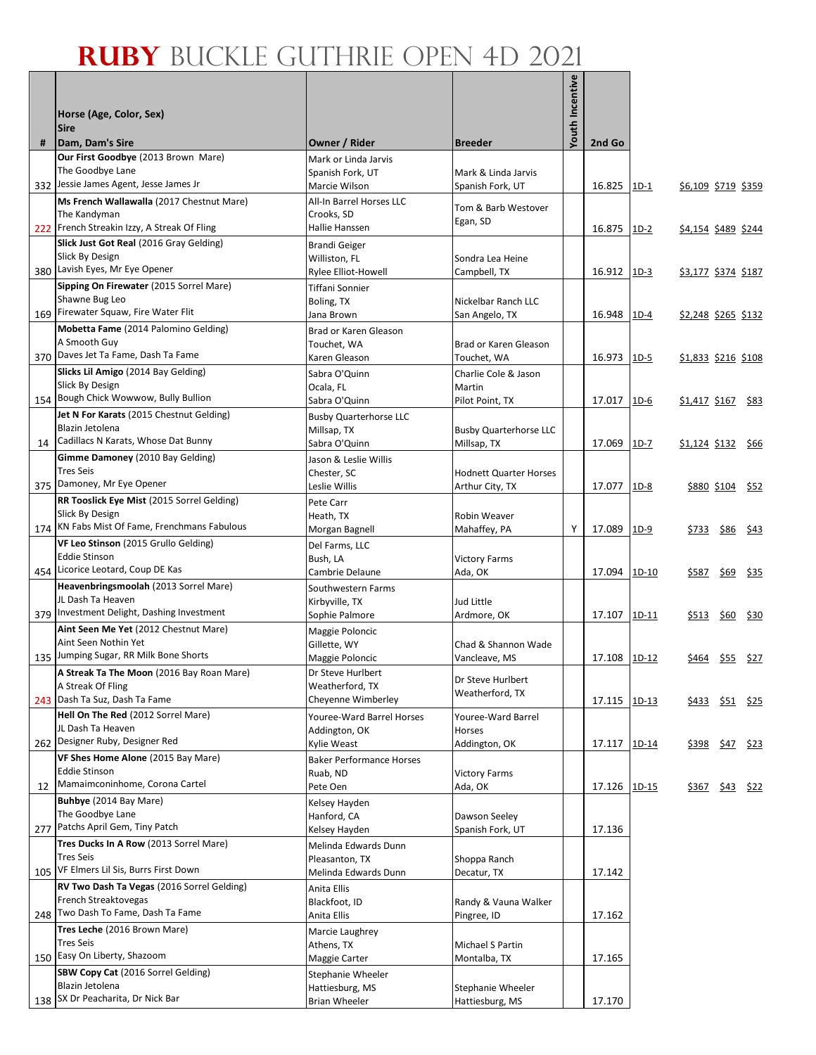# RUBY BUCKLE GUTHRIE OPEN 4D 2021

| # | Horse (Age, Color, Sex)<br>Sire<br>Dam, Dam's Sire | Owner / Rider | Breeder | Youth Incentive | 2nd Go | | | | |
|---|---|---|---|---|---|---|---|---|---|
| 332 | **Our First Goodbye** (2013 Brown Mare)<br>The Goodbye Lane<br>Jessie James Agent, Jesse James Jr | Mark or Linda Jarvis<br>Spanish Fork, UT<br>Marcie Wilson | Mark & Linda Jarvis<br>Spanish Fork, UT | | 16.825 | 1D-1 | $6,109 | $719 | $359 |
| 222 | **Ms French Wallawalla** (2017 Chestnut Mare)<br>The Kandyman<br>French Streakin Izzy, A Streak Of Fling | All-In Barrel Horses LLC<br>Crooks, SD<br>Hallie Hanssen | Tom & Barb Westover<br>Egan, SD | | 16.875 | 1D-2 | $4,154 | $489 | $244 |
| 380 | **Slick Just Got Real** (2016 Gray Gelding)<br>Slick By Design<br>Lavish Eyes, Mr Eye Opener | Brandi Geiger<br>Williston, FL<br>Rylee Elliot-Howell | Sondra Lea Heine<br>Campbell, TX | | 16.912 | 1D-3 | $3,177 | $374 | $187 |
| 169 | **Sipping On Firewater** (2015 Sorrel Mare)<br>Shawne Bug Leo<br>Firewater Squaw, Fire Water Flit | Tiffani Sonnier<br>Boling, TX<br>Jana Brown | Nickelbar Ranch LLC<br>San Angelo, TX | | 16.948 | 1D-4 | $2,248 | $265 | $132 |
| 370 | **Mobetta Fame** (2014 Palomino Gelding)<br>A Smooth Guy<br>Daves Jet Ta Fame, Dash Ta Fame | Brad or Karen Gleason<br>Touchet, WA<br>Karen Gleason | Brad or Karen Gleason<br>Touchet, WA | | 16.973 | 1D-5 | $1,833 | $216 | $108 |
| 154 | **Slicks Lil Amigo** (2014 Bay Gelding)<br>Slick By Design<br>Bough Chick Wowwow, Bully Bullion | Sabra O'Quinn<br>Ocala, FL<br>Sabra O'Quinn | Charlie Cole & Jason Martin<br>Pilot Point, TX | | 17.017 | 1D-6 | $1,417 | $167 | $83 |
| 14 | **Jet N For Karats** (2015 Chestnut Gelding)<br>Blazin Jetolena<br>Cadillacs N Karats, Whose Dat Bunny | Busby Quarterhorse LLC<br>Millsap, TX<br>Sabra O'Quinn | Busby Quarterhorse LLC<br>Millsap, TX | | 17.069 | 1D-7 | $1,124 | $132 | $66 |
| 375 | **Gimme Damoney** (2010 Bay Gelding)<br>Tres Seis<br>Damoney, Mr Eye Opener | Jason & Leslie Willis<br>Chester, SC<br>Leslie Willis | Hodnett Quarter Horses<br>Arthur City, TX | | 17.077 | 1D-8 | $880 | $104 | $52 |
| 174 | **RR Tooslick Eye Mist** (2015 Sorrel Gelding)<br>Slick By Design<br>KN Fabs Mist Of Fame, Frenchmans Fabulous | Pete Carr<br>Heath, TX<br>Morgan Bagnell | Robin Weaver<br>Mahaffey, PA | Y | 17.089 | 1D-9 | $733 | $86 | $43 |
| 454 | **VF Leo Stinson** (2015 Grullo Gelding)<br>Eddie Stinson<br>Licorice Leotard, Coup DE Kas | Del Farms, LLC<br>Bush, LA<br>Cambrie Delaune | Victory Farms<br>Ada, OK | | 17.094 | 1D-10 | $587 | $69 | $35 |
| 379 | **Heavenbringsmoolah** (2013 Sorrel Mare)<br>JL Dash Ta Heaven<br>Investment Delight, Dashing Investment | Southwestern Farms<br>Kirbyville, TX<br>Sophie Palmore | Jud Little<br>Ardmore, OK | | 17.107 | 1D-11 | $513 | $60 | $30 |
| 135 | **Aint Seen Me Yet** (2012 Chestnut Mare)<br>Aint Seen Nothin Yet<br>Jumping Sugar, RR Milk Bone Shorts | Maggie Poloncic<br>Gillette, WY<br>Maggie Poloncic | Chad & Shannon Wade<br>Vancleave, MS | | 17.108 | 1D-12 | $464 | $55 | $27 |
| 243 | **A Streak Ta The Moon** (2016 Bay Roan Mare)<br>A Streak Of Fling<br>Dash Ta Suz, Dash Ta Fame | Dr Steve Hurlbert<br>Weatherford, TX<br>Cheyenne Wimberley | Dr Steve Hurlbert<br>Weatherford, TX | | 17.115 | 1D-13 | $433 | $51 | $25 |
| 262 | **Hell On The Red** (2012 Sorrel Mare)<br>JL Dash Ta Heaven<br>Designer Ruby, Designer Red | Youree-Ward Barrel Horses<br>Addington, OK<br>Kylie Weast | Youree-Ward Barrel Horses<br>Addington, OK | | 17.117 | 1D-14 | $398 | $47 | $23 |
| 12 | **VF Shes Home Alone** (2015 Bay Mare)<br>Eddie Stinson<br>Mamaimconinhome, Corona Cartel | Baker Performance Horses<br>Ruab, ND<br>Pete Oen | Victory Farms<br>Ada, OK | | 17.126 | 1D-15 | $367 | $43 | $22 |
| 277 | **Buhbye** (2014 Bay Mare)<br>The Goodbye Lane<br>Patchs April Gem, Tiny Patch | Kelsey Hayden<br>Hanford, CA<br>Kelsey Hayden | Dawson Seeley<br>Spanish Fork, UT | | 17.136 | | | | |
| 105 | **Tres Ducks In A Row** (2013 Sorrel Mare)<br>Tres Seis<br>VF Elmers Lil Sis, Burrs First Down | Melinda Edwards Dunn<br>Pleasanton, TX<br>Melinda Edwards Dunn | Shoppa Ranch<br>Decatur, TX | | 17.142 | | | | |
| 248 | **RV Two Dash Ta Vegas** (2016 Sorrel Gelding)<br>French Streaktovegas<br>Two Dash To Fame, Dash Ta Fame | Anita Ellis<br>Blackfoot, ID<br>Anita Ellis | Randy & Vauna Walker<br>Pingree, ID | | 17.162 | | | | |
| 150 | **Tres Leche** (2016 Brown Mare)<br>Tres Seis<br>Easy On Liberty, Shazoom | Marcie Laughrey<br>Athens, TX<br>Maggie Carter | Michael S Partin<br>Montalba, TX | | 17.165 | | | | |
| 138 | **SBW Copy Cat** (2016 Sorrel Gelding)<br>Blazin Jetolena<br>SX Dr Peacharita, Dr Nick Bar | Stephanie Wheeler<br>Hattiesburg, MS<br>Brian Wheeler | Stephanie Wheeler<br>Hattiesburg, MS | | 17.170 | | | | |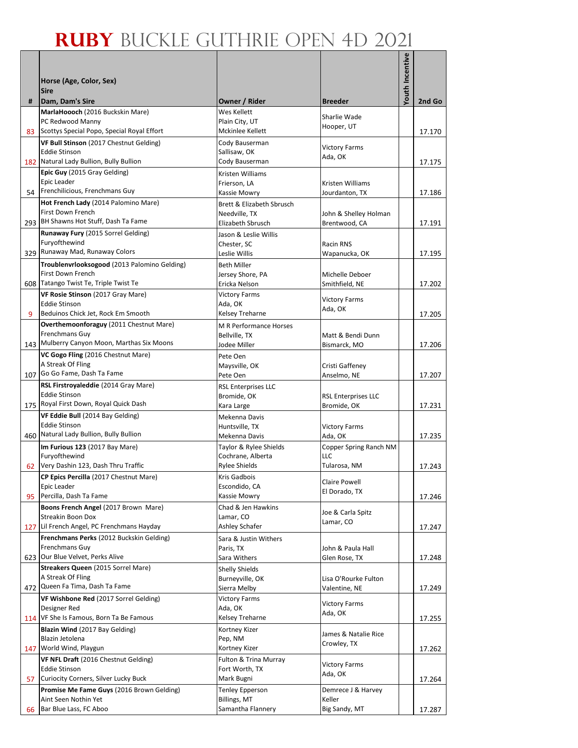# RUBY BUCKLE GUTHRIE OPEN 4D 2021

| # | Horse (Age, Color, Sex)<br>Sire<br>Dam, Dam's Sire | Owner / Rider | Breeder | Youth Incentive | 2nd Go |
|---|---|---|---|---|---|
| 83 | **MarlaHoooch** (2016 Buckskin Mare)<br>PC Redwood Manny<br>Scottys Special Popo, Special Royal Effort | Wes Kellett<br>Plain City, UT<br>Mckinlee Kellett | Sharlie Wade<br>Hooper, UT | | 17.170 |
| 182 | **VF Bull Stinson** (2017 Chestnut Gelding)<br>Eddie Stinson<br>Natural Lady Bullion, Bully Bullion | Cody Bauserman<br>Sallisaw, OK<br>Cody Bauserman | Victory Farms<br>Ada, OK | | 17.175 |
| 54 | **Epic Guy** (2015 Gray Gelding)<br>Epic Leader<br>Frenchilicious, Frenchmans Guy | Kristen Williams<br>Frierson, LA<br>Kassie Mowry | Kristen Williams<br>Jourdanton, TX | | 17.186 |
| 293 | **Hot French Lady** (2014 Palomino Mare)<br>First Down French<br>BH Shawns Hot Stuff, Dash Ta Fame | Brett & Elizabeth Sbrusch<br>Needville, TX<br>Elizabeth Sbrusch | John & Shelley Holman<br>Brentwood, CA | | 17.191 |
| 329 | **Runaway Fury** (2015 Sorrel Gelding)<br>Furyofthewind<br>Runaway Mad, Runaway Colors | Jason & Leslie Willis<br>Chester, SC<br>Leslie Willis | Racin RNS<br>Wapanucka, OK | | 17.195 |
| 608 | **Troublenvrlooksogood** (2013 Palomino Gelding)<br>First Down French<br>Tatango Twist Te, Triple Twist Te | Beth Miller<br>Jersey Shore, PA<br>Ericka Nelson | Michelle Deboer<br>Smithfield, NE | | 17.202 |
| 9 | **VF Rosie Stinson** (2017 Gray Mare)<br>Eddie Stinson<br>Beduinos Chick Jet, Rock Em Smooth | Victory Farms<br>Ada, OK<br>Kelsey Treharne | Victory Farms<br>Ada, OK | | 17.205 |
| 143 | **Overthemoonforaguy** (2011 Chestnut Mare)<br>Frenchmans Guy<br>Mulberry Canyon Moon, Marthas Six Moons | M R Performance Horses<br>Bellville, TX<br>Jodee Miller | Matt & Bendi Dunn<br>Bismarck, MO | | 17.206 |
| 107 | **VC Gogo Fling** (2016 Chestnut Mare)<br>A Streak Of Fling<br>Go Go Fame, Dash Ta Fame | Pete Oen<br>Maysville, OK<br>Pete Oen | Cristi Gaffeney<br>Anselmo, NE | | 17.207 |
| 175 | **RSL Firstroyaleddie** (2014 Gray Mare)<br>Eddie Stinson<br>Royal First Down, Royal Quick Dash | RSL Enterprises LLC<br>Bromide, OK<br>Kara Large | RSL Enterprises LLC<br>Bromide, OK | | 17.231 |
| 460 | **VF Eddie Bull** (2014 Bay Gelding)<br>Eddie Stinson<br>Natural Lady Bullion, Bully Bullion | Mekenna Davis<br>Huntsville, TX<br>Mekenna Davis | Victory Farms<br>Ada, OK | | 17.235 |
| 62 | **Im Furious 123** (2017 Bay Mare)<br>Furyofthewind<br>Very Dashin 123, Dash Thru Traffic | Taylor & Rylee Shields<br>Cochrane, Alberta<br>Rylee Shields | Copper Spring Ranch NM LLC<br>Tularosa, NM | | 17.243 |
| 95 | **CP Epics Percilla** (2017 Chestnut Mare)<br>Epic Leader<br>Percilla, Dash Ta Fame | Kris Gadbois<br>Escondido, CA<br>Kassie Mowry | Claire Powell<br>El Dorado, TX | | 17.246 |
| 127 | **Boons French Angel** (2017 Brown Mare)<br>Streakin Boon Dox<br>Lil French Angel, PC Frenchmans Hayday | Chad & Jen Hawkins<br>Lamar, CO<br>Ashley Schafer | Joe & Carla Spitz<br>Lamar, CO | | 17.247 |
| 623 | **Frenchmans Perks** (2012 Buckskin Gelding)<br>Frenchmans Guy<br>Our Blue Velvet, Perks Alive | Sara & Justin Withers<br>Paris, TX<br>Sara Withers | John & Paula Hall<br>Glen Rose, TX | | 17.248 |
| 472 | **Streakers Queen** (2015 Sorrel Mare)<br>A Streak Of Fling<br>Queen Fa Tima, Dash Ta Fame | Shelly Shields<br>Burneyville, OK<br>Sierra Melby | Lisa O'Rourke Fulton<br>Valentine, NE | | 17.249 |
| 114 | **VF Wishbone Red** (2017 Sorrel Gelding)<br>Designer Red<br>VF She Is Famous, Born Ta Be Famous | Victory Farms<br>Ada, OK<br>Kelsey Treharne | Victory Farms<br>Ada, OK | | 17.255 |
| 147 | **Blazin Wind** (2017 Bay Gelding)<br>Blazin Jetolena<br>World Wind, Playgun | Kortney Kizer<br>Pep, NM<br>Kortney Kizer | James & Natalie Rice<br>Crowley, TX | | 17.262 |
| 57 | **VF NFL Draft** (2016 Chestnut Gelding)<br>Eddie Stinson<br>Curiocity Corners, Silver Lucky Buck | Fulton & Trina Murray<br>Fort Worth, TX<br>Mark Bugni | Victory Farms<br>Ada, OK | | 17.264 |
| 66 | **Promise Me Fame Guys** (2016 Brown Gelding)<br>Aint Seen Nothin Yet<br>Bar Blue Lass, FC Aboo | Tenley Epperson<br>Billings, MT<br>Samantha Flannery | Demrece J & Harvey Keller<br>Big Sandy, MT | | 17.287 |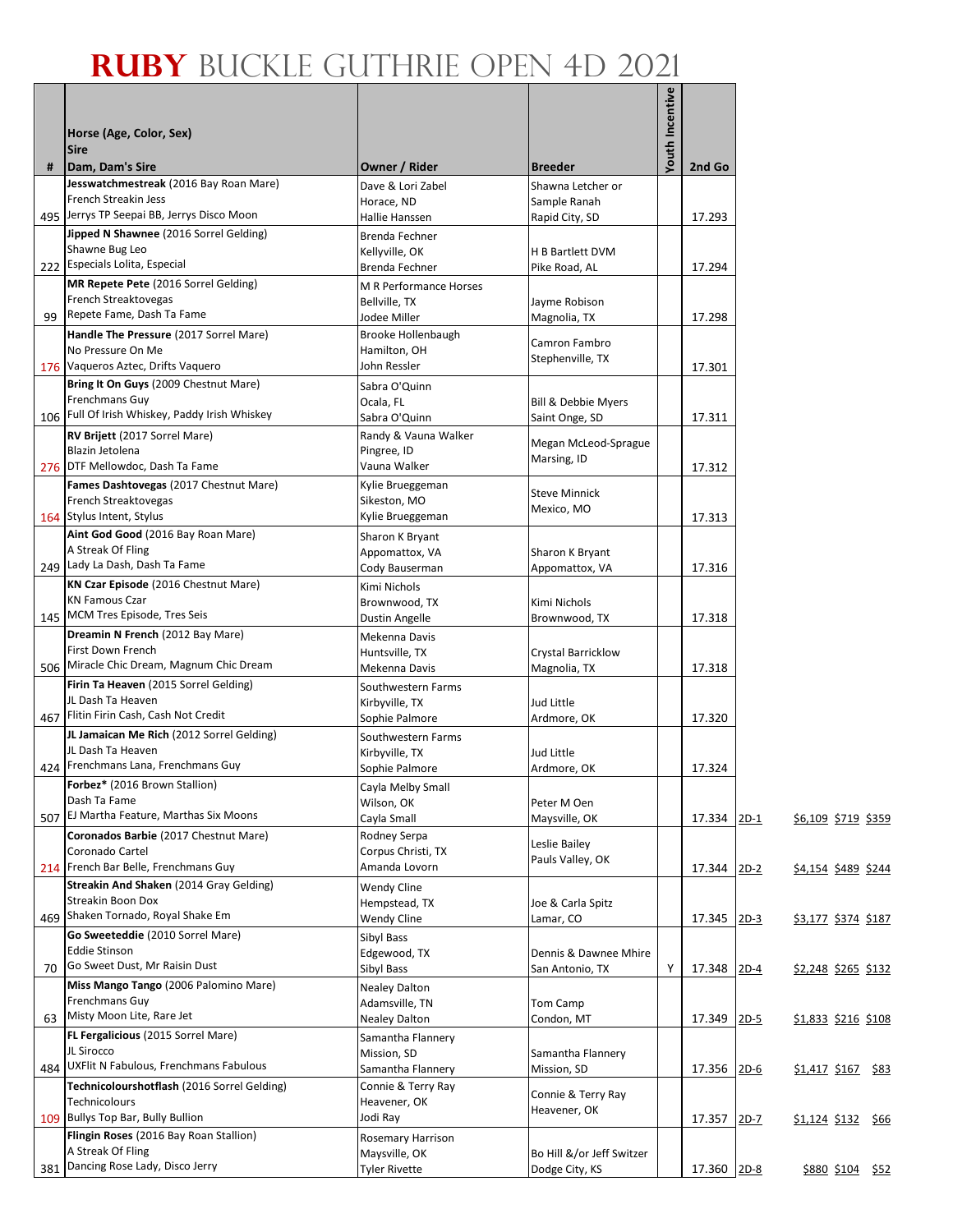# RUBY BUCKLE GUTHRIE OPEN 4D 2021

| # | Horse (Age, Color, Sex)<br>Sire<br>Dam, Dam's Sire | Owner / Rider | Breeder | Youth Incentive | 2nd Go | | | | |
|---|---|---|---|---|---|---|---|---|---|
| 495 | **Jesswatchmestreak** (2016 Bay Roan Mare)<br>French Streakin Jess<br>Jerrys TP Seepai BB, Jerrys Disco Moon | Dave & Lori Zabel<br>Horace, ND<br>Hallie Hanssen | Shawna Letcher or<br>Sample Ranah<br>Rapid City, SD | | 17.293 | | | | |
| 222 | **Jipped N Shawnee** (2016 Sorrel Gelding)<br>Shawne Bug Leo<br>Especials Lolita, Especial | Brenda Fechner<br>Kellyville, OK<br>Brenda Fechner | H B Bartlett DVM<br>Pike Road, AL | | 17.294 | | | | |
| 99 | **MR Repete Pete** (2016 Sorrel Gelding)<br>French Streaktovegas<br>Repete Fame, Dash Ta Fame | M R Performance Horses<br>Bellville, TX<br>Jodee Miller | Jayme Robison<br>Magnolia, TX | | 17.298 | | | | |
| 176 | **Handle The Pressure** (2017 Sorrel Mare)<br>No Pressure On Me<br>Vaqueros Aztec, Drifts Vaquero | Brooke Hollenbaugh<br>Hamilton, OH<br>John Ressler | Camron Fambro<br>Stephenville, TX | | 17.301 | | | | |
| 106 | **Bring It On Guys** (2009 Chestnut Mare)<br>Frenchmans Guy<br>Full Of Irish Whiskey, Paddy Irish Whiskey | Sabra O'Quinn<br>Ocala, FL<br>Sabra O'Quinn | Bill & Debbie Myers<br>Saint Onge, SD | | 17.311 | | | | |
| 276 | **RV Brijett** (2017 Sorrel Mare)<br>Blazin Jetolena<br>DTF Mellowdoc, Dash Ta Fame | Randy & Vauna Walker<br>Pingree, ID<br>Vauna Walker | Megan McLeod-Sprague<br>Marsing, ID | | 17.312 | | | | |
| 164 | **Fames Dashtovegas** (2017 Chestnut Mare)<br>French Streaktovegas<br>Stylus Intent, Stylus | Kylie Brueggeman<br>Sikeston, MO<br>Kylie Brueggeman | Steve Minnick<br>Mexico, MO | | 17.313 | | | | |
| 249 | **Aint God Good** (2016 Bay Roan Mare)<br>A Streak Of Fling<br>Lady La Dash, Dash Ta Fame | Sharon K Bryant<br>Appomattox, VA<br>Cody Bauserman | Sharon K Bryant<br>Appomattox, VA | | 17.316 | | | | |
| 145 | **KN Czar Episode** (2016 Chestnut Mare)<br>KN Famous Czar<br>MCM Tres Episode, Tres Seis | Kimi Nichols<br>Brownwood, TX<br>Dustin Angelle | Kimi Nichols<br>Brownwood, TX | | 17.318 | | | | |
| 506 | **Dreamin N French** (2012 Bay Mare)<br>First Down French<br>Miracle Chic Dream, Magnum Chic Dream | Mekenna Davis<br>Huntsville, TX<br>Mekenna Davis | Crystal Barricklow<br>Magnolia, TX | | 17.318 | | | | |
| 467 | **Firin Ta Heaven** (2015 Sorrel Gelding)<br>JL Dash Ta Heaven<br>Flitin Firin Cash, Cash Not Credit | Southwestern Farms<br>Kirbyville, TX<br>Sophie Palmore | Jud Little<br>Ardmore, OK | | 17.320 | | | | |
| 424 | **JL Jamaican Me Rich** (2012 Sorrel Gelding)<br>JL Dash Ta Heaven<br>Frenchmans Lana, Frenchmans Guy | Southwestern Farms<br>Kirbyville, TX<br>Sophie Palmore | Jud Little<br>Ardmore, OK | | 17.324 | | | | |
| 507 | **Forbez*** (2016 Brown Stallion)<br>Dash Ta Fame<br>EJ Martha Feature, Marthas Six Moons | Cayla Melby Small<br>Wilson, OK<br>Cayla Small | Peter M Oen<br>Maysville, OK | | 17.334 | 2D-1 | $6,109 | $719 | $359 |
| 214 | **Coronados Barbie** (2017 Chestnut Mare)<br>Coronado Cartel<br>French Bar Belle, Frenchmans Guy | Rodney Serpa<br>Corpus Christi, TX<br>Amanda Lovorn | Leslie Bailey<br>Pauls Valley, OK | | 17.344 | 2D-2 | $4,154 | $489 | $244 |
| 469 | **Streakin And Shaken** (2014 Gray Gelding)<br>Streakin Boon Dox<br>Shaken Tornado, Royal Shake Em | Wendy Cline<br>Hempstead, TX<br>Wendy Cline | Joe & Carla Spitz<br>Lamar, CO | | 17.345 | 2D-3 | $3,177 | $374 | $187 |
| 70 | **Go Sweeteddie** (2010 Sorrel Mare)<br>Eddie Stinson<br>Go Sweet Dust, Mr Raisin Dust | Sibyl Bass<br>Edgewood, TX<br>Sibyl Bass | Dennis & Dawnee Mhire<br>San Antonio, TX | Y | 17.348 | 2D-4 | $2,248 | $265 | $132 |
| 63 | **Miss Mango Tango** (2006 Palomino Mare)<br>Frenchmans Guy<br>Misty Moon Lite, Rare Jet | Nealey Dalton<br>Adamsville, TN<br>Nealey Dalton | Tom Camp<br>Condon, MT | | 17.349 | 2D-5 | $1,833 | $216 | $108 |
| 484 | **FL Fergalicious** (2015 Sorrel Mare)<br>JL Sirocco<br>UXFlit N Fabulous, Frenchmans Fabulous | Samantha Flannery<br>Mission, SD<br>Samantha Flannery | Samantha Flannery<br>Mission, SD | | 17.356 | 2D-6 | $1,417 | $167 | $83 |
| 109 | **Technicolourshotflash** (2016 Sorrel Gelding)<br>Technicolours<br>Bullys Top Bar, Bully Bullion | Connie & Terry Ray<br>Heavener, OK<br>Jodi Ray | Connie & Terry Ray<br>Heavener, OK | | 17.357 | 2D-7 | $1,124 | $132 | $66 |
| 381 | **Flingin Roses** (2016 Bay Roan Stallion)<br>A Streak Of Fling<br>Dancing Rose Lady, Disco Jerry | Rosemary Harrison<br>Maysville, OK<br>Tyler Rivette | Bo Hill &/or Jeff Switzer<br>Dodge City, KS | | 17.360 | 2D-8 | $880 | $104 | $52 |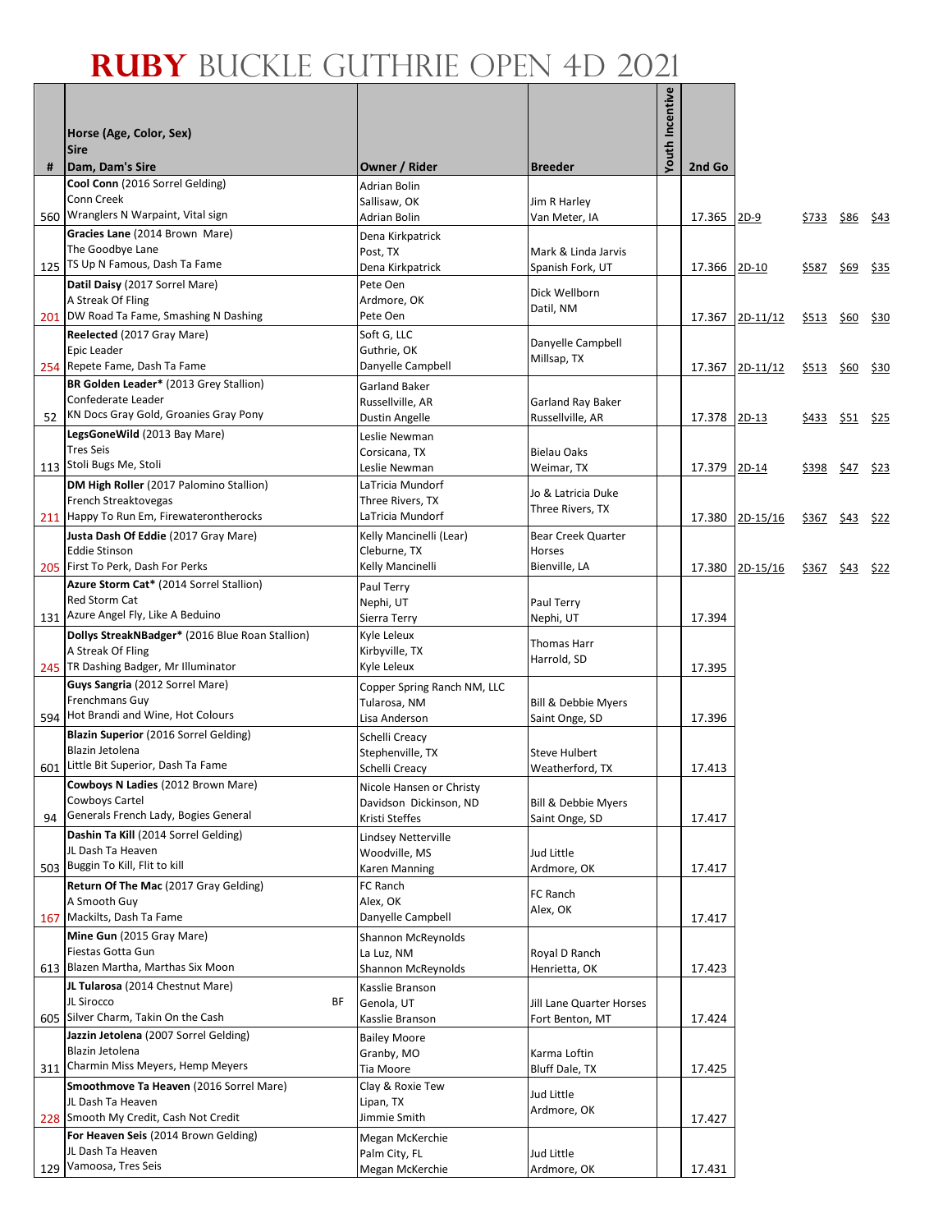# RUBY BUCKLE GUTHRIE OPEN 4D 2021

| # | Horse (Age, Color, Sex)<br>Sire<br>Dam, Dam's Sire | Owner / Rider | Breeder | Youth Incentive | 2nd Go | | | | |
|---|---|---|---|---|---|---|---|---|---|
| 560 | **Cool Conn** (2016 Sorrel Gelding)<br>Conn Creek<br>Wranglers N Warpaint, Vital sign | Adrian Bolin<br>Sallisaw, OK<br>Adrian Bolin | Jim R Harley<br>Van Meter, IA | | 17.365 | 2D-9 | $733 | $86 | $43 |
| 125 | **Gracies Lane** (2014 Brown Mare)<br>The Goodbye Lane<br>TS Up N Famous, Dash Ta Fame | Dena Kirkpatrick<br>Post, TX<br>Dena Kirkpatrick | Mark & Linda Jarvis<br>Spanish Fork, UT | | 17.366 | 2D-10 | $587 | $69 | $35 |
| 201 | **Datil Daisy** (2017 Sorrel Mare)<br>A Streak Of Fling<br>DW Road Ta Fame, Smashing N Dashing | Pete Oen<br>Ardmore, OK<br>Pete Oen | Dick Wellborn<br>Datil, NM | | 17.367 | 2D-11/12 | $513 | $60 | $30 |
| 254 | **Reelected** (2017 Gray Mare)<br>Epic Leader<br>Repete Fame, Dash Ta Fame | Soft G, LLC<br>Guthrie, OK<br>Danyelle Campbell | Danyelle Campbell<br>Millsap, TX | | 17.367 | 2D-11/12 | $513 | $60 | $30 |
| 52 | **BR Golden Leader*** (2013 Grey Stallion)<br>Confederate Leader<br>KN Docs Gray Gold, Groanies Gray Pony | Garland Baker<br>Russellville, AR<br>Dustin Angelle | Garland Ray Baker<br>Russellville, AR | | 17.378 | 2D-13 | $433 | $51 | $25 |
| 113 | **LegsGoneWild** (2013 Bay Mare)<br>Tres Seis<br>Stoli Bugs Me, Stoli | Leslie Newman<br>Corsicana, TX<br>Leslie Newman | Bielau Oaks<br>Weimar, TX | | 17.379 | 2D-14 | $398 | $47 | $23 |
| 211 | **DM High Roller** (2017 Palomino Stallion)<br>French Streaktovegas<br>Happy To Run Em, Firewaterontherocks | LaTricia Mundorf<br>Three Rivers, TX<br>LaTricia Mundorf | Jo & Latricia Duke<br>Three Rivers, TX | | 17.380 | 2D-15/16 | $367 | $43 | $22 |
| 205 | **Justa Dash Of Eddie** (2017 Gray Mare)<br>Eddie Stinson<br>First To Perk, Dash For Perks | Kelly Mancinelli (Lear)<br>Cleburne, TX<br>Kelly Mancinelli | Bear Creek Quarter Horses<br>Bienville, LA | | 17.380 | 2D-15/16 | $367 | $43 | $22 |
| 131 | **Azure Storm Cat*** (2014 Sorrel Stallion)<br>Red Storm Cat<br>Azure Angel Fly, Like A Beduino | Paul Terry<br>Nephi, UT<br>Sierra Terry | Paul Terry<br>Nephi, UT | | 17.394 | | | | |
| 245 | **Dollys StreakNBadger*** (2016 Blue Roan Stallion)<br>A Streak Of Fling<br>TR Dashing Badger, Mr Illuminator | Kyle Leleux<br>Kirbyville, TX<br>Kyle Leleux | Thomas Harr<br>Harrold, SD | | 17.395 | | | | |
| 594 | **Guys Sangria** (2012 Sorrel Mare)<br>Frenchmans Guy<br>Hot Brandi and Wine, Hot Colours | Copper Spring Ranch NM, LLC<br>Tularosa, NM<br>Lisa Anderson | Bill & Debbie Myers<br>Saint Onge, SD | | 17.396 | | | | |
| 601 | **Blazin Superior** (2016 Sorrel Gelding)<br>Blazin Jetolena<br>Little Bit Superior, Dash Ta Fame | Schelli Creacy<br>Stephenville, TX<br>Schelli Creacy | Steve Hulbert<br>Weatherford, TX | | 17.413 | | | | |
| 94 | **Cowboys N Ladies** (2012 Brown Mare)<br>Cowboys Cartel<br>Generals French Lady, Bogies General | Nicole Hansen or Christy<br>Davidson Dickinson, ND<br>Kristi Steffes | Bill & Debbie Myers<br>Saint Onge, SD | | 17.417 | | | | |
| 503 | **Dashin Ta Kill** (2014 Sorrel Gelding)<br>JL Dash Ta Heaven<br>Buggin To Kill, Flit to kill | Lindsey Netterville<br>Woodville, MS<br>Karen Manning | Jud Little<br>Ardmore, OK | | 17.417 | | | | |
| 167 | **Return Of The Mac** (2017 Gray Gelding)<br>A Smooth Guy<br>Mackilts, Dash Ta Fame | FC Ranch<br>Alex, OK<br>Danyelle Campbell | FC Ranch<br>Alex, OK | | 17.417 | | | | |
| 613 | **Mine Gun** (2015 Gray Mare)<br>Fiestas Gotta Gun<br>Blazen Martha, Marthas Six Moon | Shannon McReynolds<br>La Luz, NM<br>Shannon McReynolds | Royal D Ranch<br>Henrietta, OK | | 17.423 | | | | |
| 605 | **JL Tularosa** (2014 Chestnut Mare)<br>JL Sirocco BF<br>Silver Charm, Takin On the Cash | Kasslie Branson<br>Genola, UT<br>Kasslie Branson | Jill Lane Quarter Horses<br>Fort Benton, MT | | 17.424 | | | | |
| 311 | **Jazzin Jetolena** (2007 Sorrel Gelding)<br>Blazin Jetolena<br>Charmin Miss Meyers, Hemp Meyers | Bailey Moore<br>Granby, MO<br>Tia Moore | Karma Loftin<br>Bluff Dale, TX | | 17.425 | | | | |
| 228 | **Smoothmove Ta Heaven** (2016 Sorrel Mare)<br>JL Dash Ta Heaven<br>Smooth My Credit, Cash Not Credit | Clay & Roxie Tew<br>Lipan, TX<br>Jimmie Smith | Jud Little<br>Ardmore, OK | | 17.427 | | | | |
| 129 | **For Heaven Seis** (2014 Brown Gelding)<br>JL Dash Ta Heaven<br>Vamoosa, Tres Seis | Megan McKerchie<br>Palm City, FL<br>Megan McKerchie | Jud Little<br>Ardmore, OK | | 17.431 | | | | |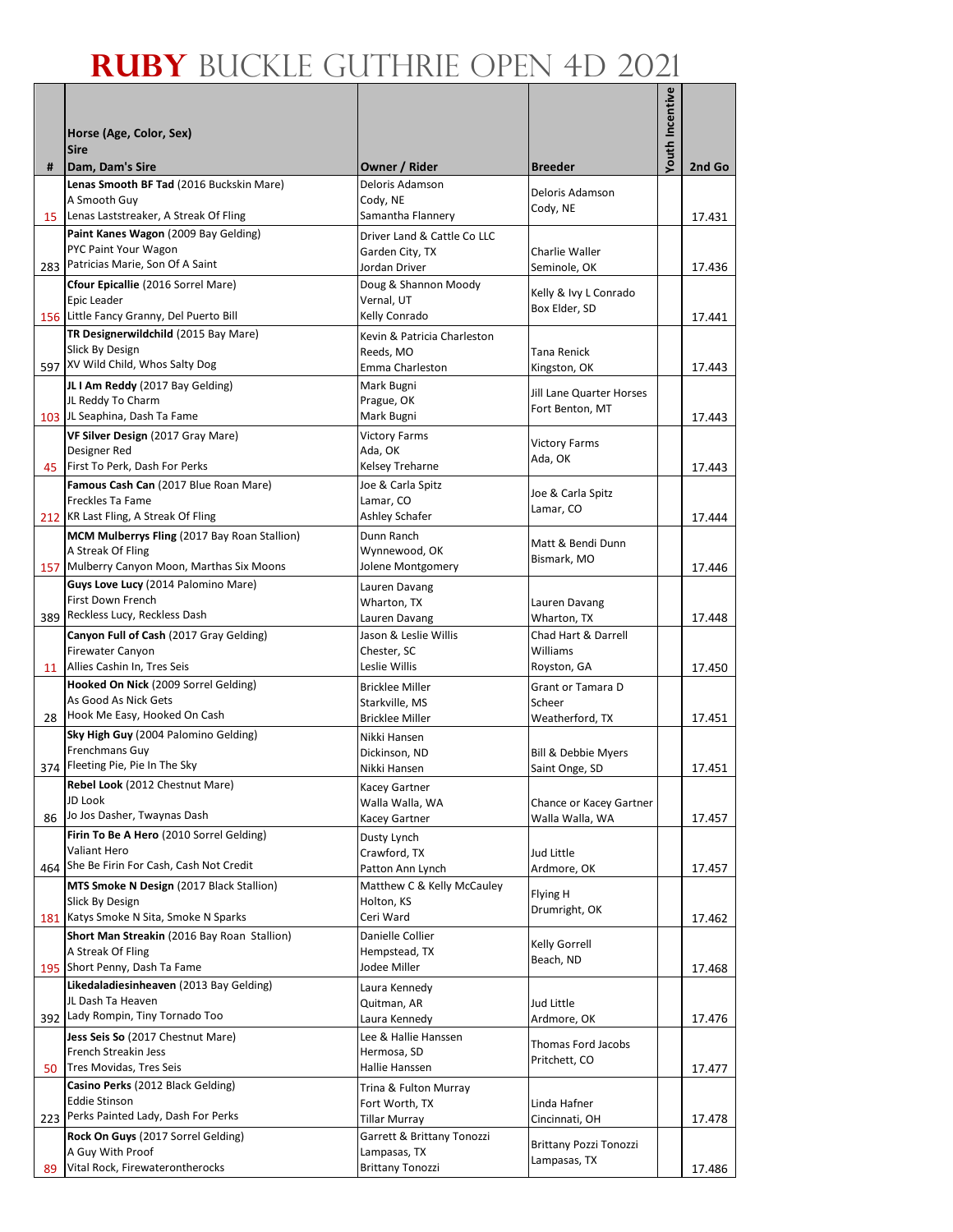# RUBY BUCKLE GUTHRIE OPEN 4D 2021

| # | Horse (Age, Color, Sex)<br>Sire<br>Dam, Dam's Sire | Owner / Rider | Breeder | Youth Incentive | 2nd Go |
|---|---|---|---|---|---|
| 15 | **Lenas Smooth BF Tad** (2016 Buckskin Mare)<br>A Smooth Guy<br>Lenas Laststreaker, A Streak Of Fling | Deloris Adamson<br>Cody, NE<br>Samantha Flannery | Deloris Adamson<br>Cody, NE | | 17.431 |
| 283 | **Paint Kanes Wagon** (2009 Bay Gelding)<br>PYC Paint Your Wagon<br>Patricias Marie, Son Of A Saint | Driver Land & Cattle Co LLC<br>Garden City, TX<br>Jordan Driver | Charlie Waller<br>Seminole, OK | | 17.436 |
| 156 | **Cfour Epicallie** (2016 Sorrel Mare)<br>Epic Leader<br>Little Fancy Granny, Del Puerto Bill | Doug & Shannon Moody<br>Vernal, UT<br>Kelly Conrado | Kelly & Ivy L Conrado<br>Box Elder, SD | | 17.441 |
| 597 | **TR Designerwildchild** (2015 Bay Mare)<br>Slick By Design<br>XV Wild Child, Whos Salty Dog | Kevin & Patricia Charleston<br>Reeds, MO<br>Emma Charleston | Tana Renick<br>Kingston, OK | | 17.443 |
| 103 | **JL I Am Reddy** (2017 Bay Gelding)<br>JL Reddy To Charm<br>JL Seaphina, Dash Ta Fame | Mark Bugni<br>Prague, OK<br>Mark Bugni | Jill Lane Quarter Horses<br>Fort Benton, MT | | 17.443 |
| 45 | **VF Silver Design** (2017 Gray Mare)<br>Designer Red<br>First To Perk, Dash For Perks | Victory Farms<br>Ada, OK<br>Kelsey Treharne | Victory Farms<br>Ada, OK | | 17.443 |
| 212 | **Famous Cash Can** (2017 Blue Roan Mare)<br>Freckles Ta Fame<br>KR Last Fling, A Streak Of Fling | Joe & Carla Spitz<br>Lamar, CO<br>Ashley Schafer | Joe & Carla Spitz<br>Lamar, CO | | 17.444 |
| 157 | **MCM Mulberrys Fling** (2017 Bay Roan Stallion)<br>A Streak Of Fling<br>Mulberry Canyon Moon, Marthas Six Moons | Dunn Ranch<br>Wynnewood, OK<br>Jolene Montgomery | Matt & Bendi Dunn<br>Bismark, MO | | 17.446 |
| 389 | **Guys Love Lucy** (2014 Palomino Mare)<br>First Down French<br>Reckless Lucy, Reckless Dash | Lauren Davang<br>Wharton, TX<br>Lauren Davang | Lauren Davang<br>Wharton, TX | | 17.448 |
| 11 | **Canyon Full of Cash** (2017 Gray Gelding)<br>Firewater Canyon<br>Allies Cashin In, Tres Seis | Jason & Leslie Willis<br>Chester, SC<br>Leslie Willis | Chad Hart & Darrell Williams<br>Royston, GA | | 17.450 |
| 28 | **Hooked On Nick** (2009 Sorrel Gelding)<br>As Good As Nick Gets<br>Hook Me Easy, Hooked On Cash | Bricklee Miller<br>Starkville, MS<br>Bricklee Miller | Grant or Tamara D Scheer<br>Weatherford, TX | | 17.451 |
| 374 | **Sky High Guy** (2004 Palomino Gelding)<br>Frenchmans Guy<br>Fleeting Pie, Pie In The Sky | Nikki Hansen<br>Dickinson, ND<br>Nikki Hansen | Bill & Debbie Myers<br>Saint Onge, SD | | 17.451 |
| 86 | **Rebel Look** (2012 Chestnut Mare)<br>JD Look<br>Jo Jos Dasher, Twaynas Dash | Kacey Gartner<br>Walla Walla, WA<br>Kacey Gartner | Chance or Kacey Gartner<br>Walla Walla, WA | | 17.457 |
| 464 | **Firin To Be A Hero** (2010 Sorrel Gelding)<br>Valiant Hero<br>She Be Firin For Cash, Cash Not Credit | Dusty Lynch<br>Crawford, TX<br>Patton Ann Lynch | Jud Little<br>Ardmore, OK | | 17.457 |
| 181 | **MTS Smoke N Design** (2017 Black Stallion)<br>Slick By Design<br>Katys Smoke N Sita, Smoke N Sparks | Matthew C & Kelly McCauley<br>Holton, KS<br>Ceri Ward | Flying H<br>Drumright, OK | | 17.462 |
| 195 | **Short Man Streakin** (2016 Bay Roan Stallion)<br>A Streak Of Fling<br>Short Penny, Dash Ta Fame | Danielle Collier<br>Hempstead, TX<br>Jodee Miller | Kelly Gorrell<br>Beach, ND | | 17.468 |
| 392 | **Likedaladiesinheaven** (2013 Bay Gelding)<br>JL Dash Ta Heaven<br>Lady Rompin, Tiny Tornado Too | Laura Kennedy<br>Quitman, AR<br>Laura Kennedy | Jud Little<br>Ardmore, OK | | 17.476 |
| 50 | **Jess Seis So** (2017 Chestnut Mare)<br>French Streakin Jess<br>Tres Movidas, Tres Seis | Lee & Hallie Hanssen<br>Hermosa, SD<br>Hallie Hanssen | Thomas Ford Jacobs<br>Pritchett, CO | | 17.477 |
| 223 | **Casino Perks** (2012 Black Gelding)<br>Eddie Stinson<br>Perks Painted Lady, Dash For Perks | Trina & Fulton Murray<br>Fort Worth, TX<br>Tillar Murray | Linda Hafner<br>Cincinnati, OH | | 17.478 |
| 89 | **Rock On Guys** (2017 Sorrel Gelding)<br>A Guy With Proof<br>Vital Rock, Firewaterontherocks | Garrett & Brittany Tonozzi<br>Lampasas, TX<br>Brittany Tonozzi | Brittany Pozzi Tonozzi<br>Lampasas, TX | | 17.486 |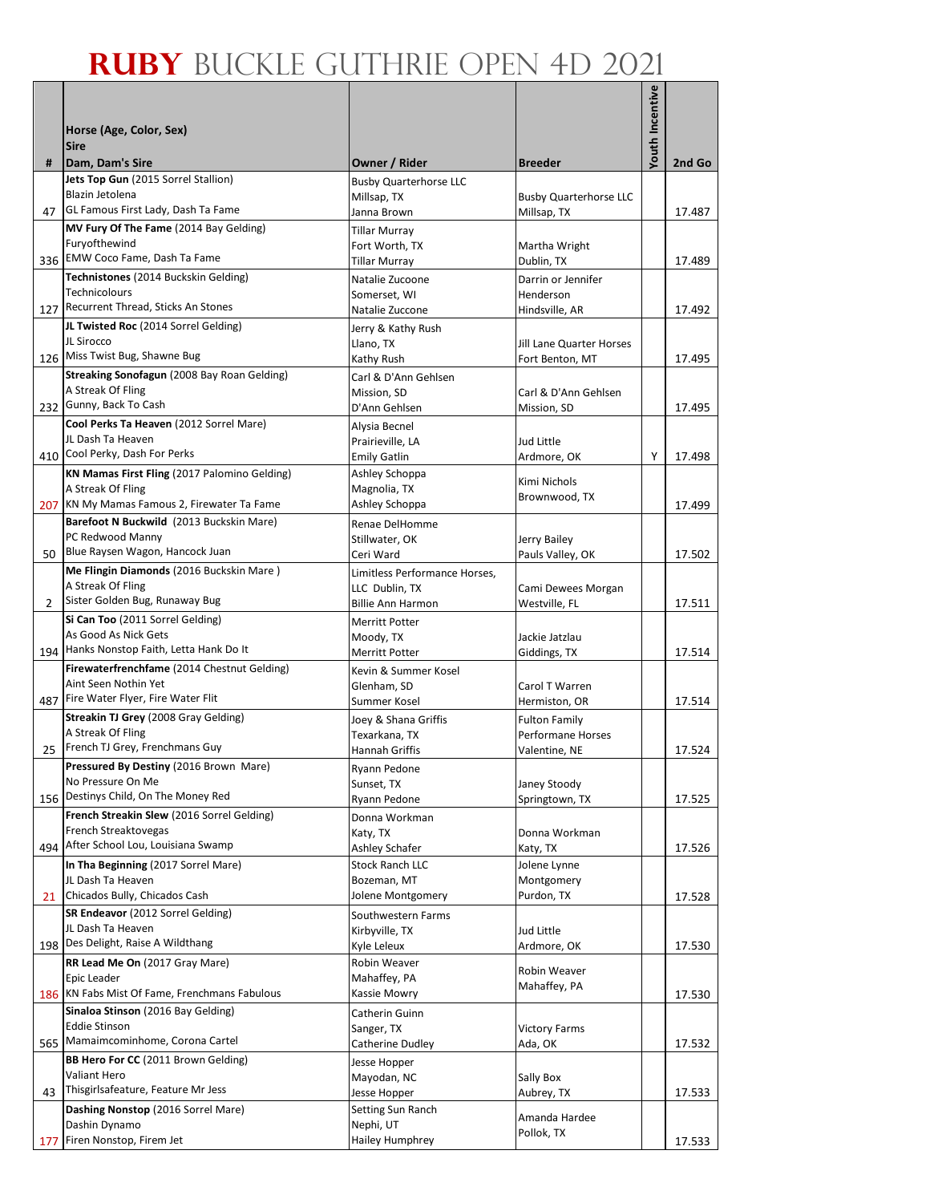# RUBY BUCKLE GUTHRIE OPEN 4D 2021

| # | Horse (Age, Color, Sex)<br>Sire<br>Dam, Dam's Sire | Owner / Rider | Breeder | Youth Incentive | 2nd Go |
|---|---|---|---|---|---|
| 47 | **Jets Top Gun** (2015 Sorrel Stallion)<br>Blazin Jetolena<br>GL Famous First Lady, Dash Ta Fame | Busby Quarterhorse LLC<br>Millsap, TX<br>Janna Brown | Busby Quarterhorse LLC<br>Millsap, TX | | 17.487 |
| 336 | **MV Fury Of The Fame** (2014 Bay Gelding)<br>Furyofthewind<br>EMW Coco Fame, Dash Ta Fame | Tillar Murray<br>Fort Worth, TX<br>Tillar Murray | Martha Wright<br>Dublin, TX | | 17.489 |
| 127 | **Technistones** (2014 Buckskin Gelding)<br>Technicolours<br>Recurrent Thread, Sticks An Stones | Natalie Zucoone<br>Somerset, WI<br>Natalie Zuccone | Darrin or Jennifer Henderson<br>Hindsville, AR | | 17.492 |
| 126 | **JL Twisted Roc** (2014 Sorrel Gelding)<br>JL Sirocco<br>Miss Twist Bug, Shawne Bug | Jerry & Kathy Rush<br>Llano, TX<br>Kathy Rush | Jill Lane Quarter Horses<br>Fort Benton, MT | | 17.495 |
| 232 | **Streaking Sonofagun** (2008 Bay Roan Gelding)<br>A Streak Of Fling<br>Gunny, Back To Cash | Carl & D'Ann Gehlsen<br>Mission, SD<br>D'Ann Gehlsen | Carl & D'Ann Gehlsen<br>Mission, SD | | 17.495 |
| 410 | **Cool Perks Ta Heaven** (2012 Sorrel Mare)<br>JL Dash Ta Heaven<br>Cool Perky, Dash For Perks | Alysia Becnel<br>Prairieville, LA<br>Emily Gatlin | Jud Little<br>Ardmore, OK | Y | 17.498 |
| 207 | **KN Mamas First Fling** (2017 Palomino Gelding)<br>A Streak Of Fling<br>KN My Mamas Famous 2, Firewater Ta Fame | Ashley Schoppa<br>Magnolia, TX<br>Ashley Schoppa | Kimi Nichols<br>Brownwood, TX | | 17.499 |
| 50 | **Barefoot N Buckwild** (2013 Buckskin Mare)<br>PC Redwood Manny<br>Blue Raysen Wagon, Hancock Juan | Renae DelHomme<br>Stillwater, OK<br>Ceri Ward | Jerry Bailey<br>Pauls Valley, OK | | 17.502 |
| 2 | **Me Flingin Diamonds** (2016 Buckskin Mare )<br>A Streak Of Fling<br>Sister Golden Bug, Runaway Bug | Limitless Performance Horses, LLC Dublin, TX<br>Billie Ann Harmon | Cami Dewees Morgan<br>Westville, FL | | 17.511 |
| 194 | **Si Can Too** (2011 Sorrel Gelding)<br>As Good As Nick Gets<br>Hanks Nonstop Faith, Letta Hank Do It | Merritt Potter<br>Moody, TX<br>Merritt Potter | Jackie Jatzlau<br>Giddings, TX | | 17.514 |
| 487 | **Firewaterfrenchfame** (2014 Chestnut Gelding)<br>Aint Seen Nothin Yet<br>Fire Water Flyer, Fire Water Flit | Kevin & Summer Kosel<br>Glenham, SD<br>Summer Kosel | Carol T Warren<br>Hermiston, OR | | 17.514 |
| 25 | **Streakin TJ Grey** (2008 Gray Gelding)<br>A Streak Of Fling<br>French TJ Grey, Frenchmans Guy | Joey & Shana Griffis<br>Texarkana, TX<br>Hannah Griffis | Fulton Family Performane Horses<br>Valentine, NE | | 17.524 |
| 156 | **Pressured By Destiny** (2016 Brown Mare)<br>No Pressure On Me<br>Destinys Child, On The Money Red | Ryann Pedone<br>Sunset, TX<br>Ryann Pedone | Janey Stoody<br>Springtown, TX | | 17.525 |
| 494 | **French Streakin Slew** (2016 Sorrel Gelding)<br>French Streaktovegas<br>After School Lou, Louisiana Swamp | Donna Workman<br>Katy, TX<br>Ashley Schafer | Donna Workman<br>Katy, TX | | 17.526 |
| 21 | **In Tha Beginning** (2017 Sorrel Mare)<br>JL Dash Ta Heaven<br>Chicados Bully, Chicados Cash | Stock Ranch LLC<br>Bozeman, MT<br>Jolene Montgomery | Jolene Lynne Montgomery<br>Purdon, TX | | 17.528 |
| 198 | **SR Endeavor** (2012 Sorrel Gelding)<br>JL Dash Ta Heaven<br>Des Delight, Raise A Wildthang | Southwestern Farms<br>Kirbyville, TX<br>Kyle Leleux | Jud Little<br>Ardmore, OK | | 17.530 |
| 186 | **RR Lead Me On** (2017 Gray Mare)<br>Epic Leader<br>KN Fabs Mist Of Fame, Frenchmans Fabulous | Robin Weaver<br>Mahaffey, PA<br>Kassie Mowry | Robin Weaver<br>Mahaffey, PA | | 17.530 |
| 565 | **Sinaloa Stinson** (2016 Bay Gelding)<br>Eddie Stinson<br>Mamaimcominhome, Corona Cartel | Catherin Guinn<br>Sanger, TX<br>Catherine Dudley | Victory Farms<br>Ada, OK | | 17.532 |
| 43 | **BB Hero For CC** (2011 Brown Gelding)<br>Valiant Hero<br>Thisgirlsafeature, Feature Mr Jess | Jesse Hopper<br>Mayodan, NC<br>Jesse Hopper | Sally Box<br>Aubrey, TX | | 17.533 |
| 177 | **Dashing Nonstop** (2016 Sorrel Mare)<br>Dashin Dynamo<br>Firen Nonstop, Firem Jet | Setting Sun Ranch<br>Nephi, UT<br>Hailey Humphrey | Amanda Hardee<br>Pollok, TX | | 17.533 |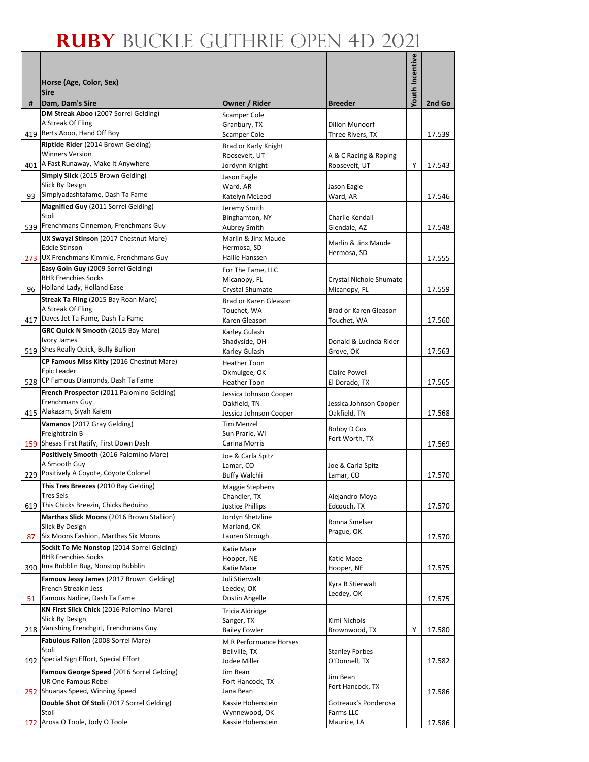# RUBY BUCKLE GUTHRIE OPEN 4D 2021

| # | Horse (Age, Color, Sex)<br>Sire<br>Dam, Dam's Sire | Owner / Rider | Breeder | Youth Incentive | 2nd Go |
|---|---|---|---|---|---|
| 419 | **DM Streak Aboo** (2007 Sorrel Gelding)<br>A Streak Of Fling<br>Berts Aboo, Hand Off Boy | Scamper Cole<br>Granbury, TX<br>Scamper Cole | Dillon Munoorf<br>Three Rivers, TX | | 17.539 |
| 401 | **Riptide Rider** (2014 Brown Gelding)<br>Winners Version<br>A Fast Runaway, Make It Anywhere | Brad or Karly Knight<br>Roosevelt, UT<br>Jordynn Knight | A & C Racing & Roping<br>Roosevelt, UT | Y | 17.543 |
| 93 | **Simply Slick** (2015 Brown Gelding)<br>Slick By Design<br>Simplyadashtafame, Dash Ta Fame | Jason Eagle<br>Ward, AR<br>Katelyn McLeod | Jason Eagle<br>Ward, AR | | 17.546 |
| 539 | **Magnified Guy** (2011 Sorrel Gelding)<br>Stoli<br>Frenchmans Cinnemon, Frenchmans Guy | Jeremy Smith<br>Binghamton, NY<br>Aubrey Smith | Charlie Kendall<br>Glendale, AZ | | 17.548 |
| 273 | **UX Swayzi Stinson** (2017 Chestnut Mare)<br>Eddie Stinson<br>UX Frenchmans Kimmie, Frenchmans Guy | Marlin & Jinx Maude<br>Hermosa, SD<br>Hallie Hanssen | Marlin & Jinx Maude<br>Hermosa, SD | | 17.555 |
| 96 | **Easy Goin Guy** (2009 Sorrel Gelding)<br>BHR Frenchies Socks<br>Holland Lady, Holland Ease | For The Fame, LLC<br>Micanopy, FL<br>Crystal Shumate | Crystal Nichole Shumate<br>Micanopy, FL | | 17.559 |
| 417 | **Streak Ta Fling** (2015 Bay Roan Mare)<br>A Streak Of Fling<br>Daves Jet Ta Fame, Dash Ta Fame | Brad or Karen Gleason<br>Touchet, WA<br>Karen Gleason | Brad or Karen Gleason<br>Touchet, WA | | 17.560 |
| 519 | **GRC Quick N Smooth** (2015 Bay Mare)<br>Ivory James<br>Shes Really Quick, Bully Bullion | Karley Gulash<br>Shadyside, OH<br>Karley Gulash | Donald & Lucinda Rider<br>Grove, OK | | 17.563 |
| 528 | **CP Famous Miss Kitty** (2016 Chestnut Mare)<br>Epic Leader<br>CP Famous Diamonds, Dash Ta Fame | Heather Toon<br>Okmulgee, OK<br>Heather Toon | Claire Powell<br>El Dorado, TX | | 17.565 |
| 415 | **French Prospector** (2011 Palomino Gelding)<br>Frenchmans Guy<br>Alakazam, Siyah Kalem | Jessica Johnson Cooper<br>Oakfield, TN<br>Jessica Johnson Cooper | Jessica Johnson Cooper<br>Oakfield, TN | | 17.568 |
| 159 | **Vamanos** (2017 Gray Gelding)<br>Freighttrain B<br>Shesas First Ratify, First Down Dash | Tim Menzel<br>Sun Prarie, WI<br>Carina Morris | Bobby D Cox<br>Fort Worth, TX | | 17.569 |
| 229 | **Positively Smooth** (2016 Palomino Mare)<br>A Smooth Guy<br>Positively A Coyote, Coyote Colonel | Joe & Carla Spitz<br>Lamar, CO<br>Buffy Walchli | Joe & Carla Spitz<br>Lamar, CO | | 17.570 |
| 619 | **This Tres Breezes** (2010 Bay Gelding)<br>Tres Seis<br>This Chicks Breezin, Chicks Beduino | Maggie Stephens<br>Chandler, TX<br>Justice Phillips | Alejandro Moya<br>Edcouch, TX | | 17.570 |
| 87 | **Marthas Slick Moons** (2016 Brown Stallion)<br>Slick By Design<br>Six Moons Fashion, Marthas Six Moons | Jordyn Shetzline<br>Marland, OK<br>Lauren Strough | Ronna Smelser<br>Prague, OK | | 17.570 |
| 390 | **Sockit To Me Nonstop** (2014 Sorrel Gelding)<br>BHR Frenchies Socks<br>Ima Bubblin Bug, Nonstop Bubblin | Katie Mace<br>Hooper, NE<br>Katie Mace | Katie Mace<br>Hooper, NE | | 17.575 |
| 51 | **Famous Jessy James** (2017 Brown Gelding)<br>French Streakin Jess<br>Famous Nadine, Dash Ta Fame | Juli Stierwalt<br>Leedey, OK<br>Dustin Angelle | Kyra R Stierwalt<br>Leedey, OK | | 17.575 |
| 218 | **KN First Slick Chick** (2016 Palomino Mare)<br>Slick By Design<br>Vanishing Frenchgirl, Frenchmans Guy | Tricia Aldridge<br>Sanger, TX<br>Bailey Fowler | Kimi Nichols<br>Brownwood, TX | Y | 17.580 |
| 192 | **Fabulous Fallon** (2008 Sorrel Mare)<br>Stoli<br>Special Sign Effort, Special Effort | M R Performance Horses<br>Bellville, TX<br>Jodee Miller | Stanley Forbes<br>O'Donnell, TX | | 17.582 |
| 252 | **Famous George Speed** (2016 Sorrel Gelding)<br>UR One Famous Rebel<br>Shuanas Speed, Winning Speed | Jim Bean<br>Fort Hancock, TX<br>Jana Bean | Jim Bean<br>Fort Hancock, TX | | 17.586 |
| 172 | **Double Shot Of Stoli** (2017 Sorrel Gelding)<br>Stoli<br>Arosa O Toole, Jody O Toole | Kassie Hohenstein<br>Wynnewood, OK<br>Kassie Hohenstein | Gotreaux's Ponderosa Farms LLC<br>Maurice, LA | | 17.586 |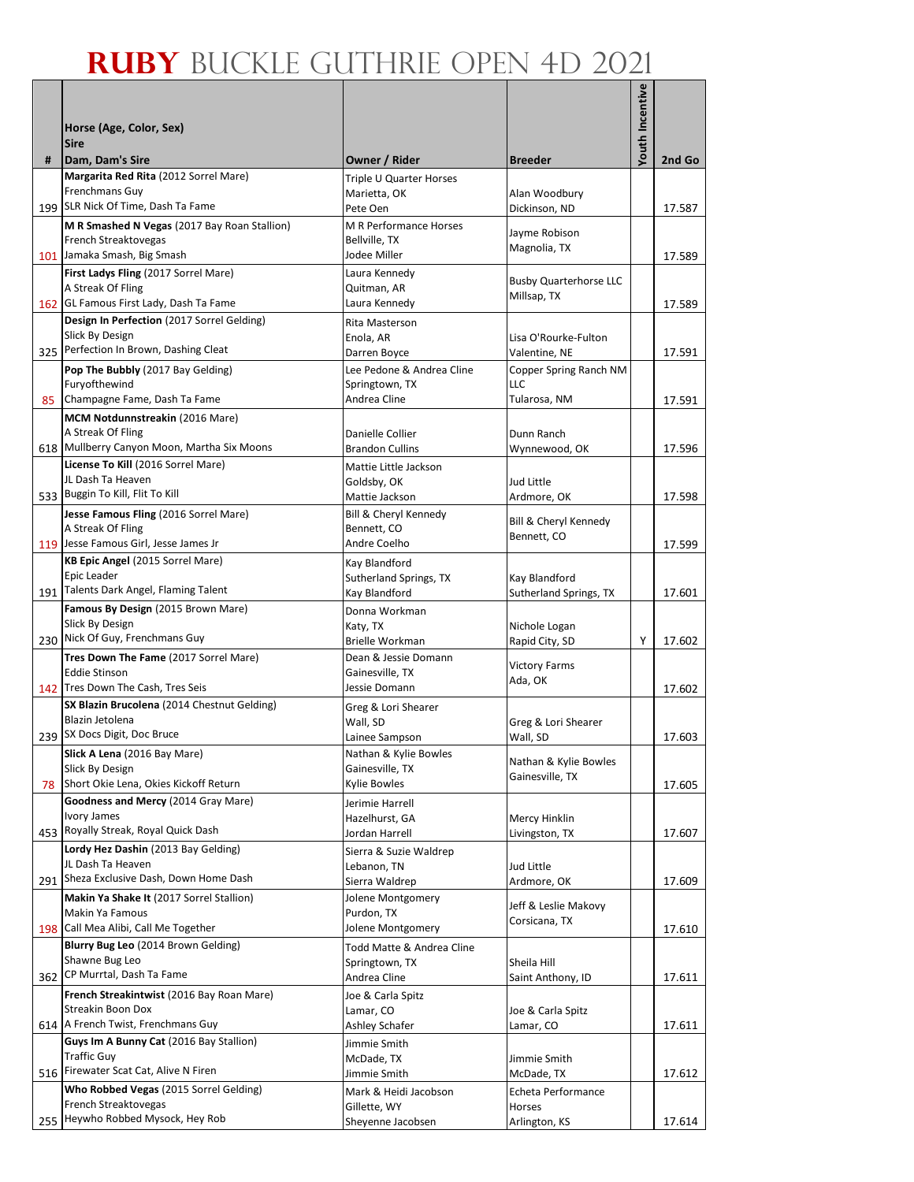# RUBY BUCKLE GUTHRIE OPEN 4D 2021

| # | Horse (Age, Color, Sex)<br>Sire<br>Dam, Dam's Sire | Owner / Rider | Breeder | Youth Incentive | 2nd Go |
|---|---|---|---|---|---|
| 199 | **Margarita Red Rita** (2012 Sorrel Mare)<br>Frenchmans Guy<br>SLR Nick Of Time, Dash Ta Fame | Triple U Quarter Horses<br>Marietta, OK<br>Pete Oen | Alan Woodbury<br>Dickinson, ND | | 17.587 |
| 101 | **M R Smashed N Vegas** (2017 Bay Roan Stallion)<br>French Streaktovegas<br>Jamaka Smash, Big Smash | M R Performance Horses<br>Bellville, TX<br>Jodee Miller | Jayme Robison<br>Magnolia, TX | | 17.589 |
| 162 | **First Ladys Fling** (2017 Sorrel Mare)<br>A Streak Of Fling<br>GL Famous First Lady, Dash Ta Fame | Laura Kennedy<br>Quitman, AR<br>Laura Kennedy | Busby Quarterhorse LLC<br>Millsap, TX | | 17.589 |
| 325 | **Design In Perfection** (2017 Sorrel Gelding)<br>Slick By Design<br>Perfection In Brown, Dashing Cleat | Rita Masterson<br>Enola, AR<br>Darren Boyce | Lisa O'Rourke-Fulton<br>Valentine, NE | | 17.591 |
| 85 | **Pop The Bubbly** (2017 Bay Gelding)<br>Furyofthewind<br>Champagne Fame, Dash Ta Fame | Lee Pedone & Andrea Cline<br>Springtown, TX<br>Andrea Cline | Copper Spring Ranch NM LLC<br>Tularosa, NM | | 17.591 |
| 618 | **MCM Notdunnstreakin** (2016 Mare)<br>A Streak Of Fling<br>Mullberry Canyon Moon, Martha Six Moons | Danielle Collier<br>Brandon Cullins | Dunn Ranch<br>Wynnewood, OK | | 17.596 |
| 533 | **License To Kill** (2016 Sorrel Mare)<br>JL Dash Ta Heaven<br>Buggin To Kill, Flit To Kill | Mattie Little Jackson<br>Goldsby, OK<br>Mattie Jackson | Jud Little<br>Ardmore, OK | | 17.598 |
| 119 | **Jesse Famous Fling** (2016 Sorrel Mare)<br>A Streak Of Fling<br>Jesse Famous Girl, Jesse James Jr | Bill & Cheryl Kennedy<br>Bennett, CO<br>Andre Coelho | Bill & Cheryl Kennedy<br>Bennett, CO | | 17.599 |
| 191 | **KB Epic Angel** (2015 Sorrel Mare)<br>Epic Leader<br>Talents Dark Angel, Flaming Talent | Kay Blandford<br>Sutherland Springs, TX<br>Kay Blandford | Kay Blandford<br>Sutherland Springs, TX | | 17.601 |
| 230 | **Famous By Design** (2015 Brown Mare)<br>Slick By Design<br>Nick Of Guy, Frenchmans Guy | Donna Workman<br>Katy, TX<br>Brielle Workman | Nichole Logan<br>Rapid City, SD | Y | 17.602 |
| 142 | **Tres Down The Fame** (2017 Sorrel Mare)<br>Eddie Stinson<br>Tres Down The Cash, Tres Seis | Dean & Jessie Domann<br>Gainesville, TX<br>Jessie Domann | Victory Farms<br>Ada, OK | | 17.602 |
| 239 | **SX Blazin Brucelona** (2014 Chestnut Gelding)<br>Blazin Jetolena<br>SX Docs Digit, Doc Bruce | Greg & Lori Shearer<br>Wall, SD<br>Lainee Sampson | Greg & Lori Shearer<br>Wall, SD | | 17.603 |
| 78 | **Slick A Lena** (2016 Bay Mare)<br>Slick By Design<br>Short Okie Lena, Okies Kickoff Return | Nathan & Kylie Bowles<br>Gainesville, TX<br>Kylie Bowles | Nathan & Kylie Bowles<br>Gainesville, TX | | 17.605 |
| 453 | **Goodness and Mercy** (2014 Gray Mare)<br>Ivory James<br>Royally Streak, Royal Quick Dash | Jerimie Harrell<br>Hazelhurst, GA<br>Jordan Harrell | Mercy Hinklin<br>Livingston, TX | | 17.607 |
| 291 | **Lordy Hez Dashin** (2013 Bay Gelding)<br>JL Dash Ta Heaven<br>Sheza Exclusive Dash, Down Home Dash | Sierra & Suzie Waldrep<br>Lebanon, TN<br>Sierra Waldrep | Jud Little<br>Ardmore, OK | | 17.609 |
| 198 | **Makin Ya Shake It** (2017 Sorrel Stallion)<br>Makin Ya Famous<br>Call Mea Alibi, Call Me Together | Jolene Montgomery<br>Purdon, TX<br>Jolene Montgomery | Jeff & Leslie Makovy<br>Corsicana, TX | | 17.610 |
| 362 | **Blurry Bug Leo** (2014 Brown Gelding)<br>Shawne Bug Leo<br>CP Murrtal, Dash Ta Fame | Todd Matte & Andrea Cline<br>Springtown, TX<br>Andrea Cline | Sheila Hill<br>Saint Anthony, ID | | 17.611 |
| 614 | **French Streakintwist** (2016 Bay Roan Mare)<br>Streakin Boon Dox<br>A French Twist, Frenchmans Guy | Joe & Carla Spitz<br>Lamar, CO<br>Ashley Schafer | Joe & Carla Spitz<br>Lamar, CO | | 17.611 |
| 516 | **Guys Im A Bunny Cat** (2016 Bay Stallion)<br>Traffic Guy<br>Firewater Scat Cat, Alive N Firen | Jimmie Smith<br>McDade, TX<br>Jimmie Smith | Jimmie Smith<br>McDade, TX | | 17.612 |
| 255 | **Who Robbed Vegas** (2015 Sorrel Gelding)<br>French Streaktovegas<br>Heywho Robbed Mysock, Hey Rob | Mark & Heidi Jacobson<br>Gillette, WY<br>Sheyenne Jacobsen | Echeta Performance Horses<br>Arlington, KS | | 17.614 |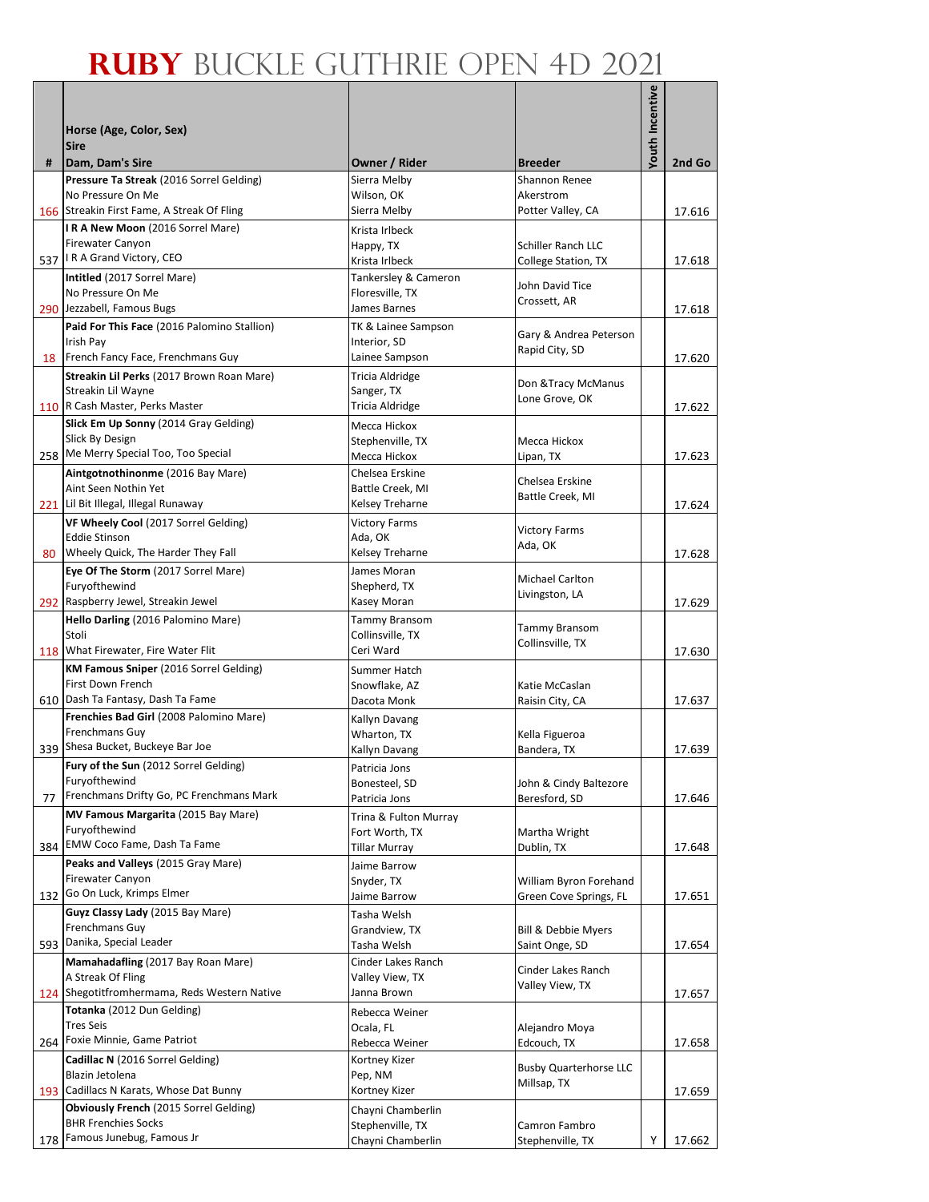# RUBY BUCKLE GUTHRIE OPEN 4D 2021

| # | Horse (Age, Color, Sex)<br>Sire<br>Dam, Dam's Sire | Owner / Rider | Breeder | Youth Incentive | 2nd Go |
|---|---|---|---|---|---|
| 166 | **Pressure Ta Streak** (2016 Sorrel Gelding)<br>No Pressure On Me<br>Streakin First Fame, A Streak Of Fling | Sierra Melby<br>Wilson, OK<br>Sierra Melby | Shannon Renee Akerstrom<br>Potter Valley, CA | | 17.616 |
| 537 | **I R A New Moon** (2016 Sorrel Mare)<br>Firewater Canyon<br>I R A Grand Victory, CEO | Krista Irlbeck<br>Happy, TX<br>Krista Irlbeck | Schiller Ranch LLC<br>College Station, TX | | 17.618 |
| 290 | **Intitled** (2017 Sorrel Mare)<br>No Pressure On Me<br>Jezzabell, Famous Bugs | Tankersley & Cameron<br>Floresville, TX<br>James Barnes | John David Tice<br>Crossett, AR | | 17.618 |
| 18 | **Paid For This Face** (2016 Palomino Stallion)<br>Irish Pay<br>French Fancy Face, Frenchmans Guy | TK & Lainee Sampson<br>Interior, SD<br>Lainee Sampson | Gary & Andrea Peterson<br>Rapid City, SD | | 17.620 |
| 110 | **Streakin Lil Perks** (2017 Brown Roan Mare)<br>Streakin Lil Wayne<br>R Cash Master, Perks Master | Tricia Aldridge<br>Sanger, TX<br>Tricia Aldridge | Don &Tracy McManus<br>Lone Grove, OK | | 17.622 |
| 258 | **Slick Em Up Sonny** (2014 Gray Gelding)<br>Slick By Design<br>Me Merry Special Too, Too Special | Mecca Hickox<br>Stephenville, TX<br>Mecca Hickox | Mecca Hickox<br>Lipan, TX | | 17.623 |
| 221 | **Aintgotnothinonme** (2016 Bay Mare)<br>Aint Seen Nothin Yet<br>Lil Bit Illegal, Illegal Runaway | Chelsea Erskine<br>Battle Creek, MI<br>Kelsey Treharne | Chelsea Erskine<br>Battle Creek, MI | | 17.624 |
| 80 | **VF Wheely Cool** (2017 Sorrel Gelding)<br>Eddie Stinson<br>Wheely Quick, The Harder They Fall | Victory Farms<br>Ada, OK<br>Kelsey Treharne | Victory Farms<br>Ada, OK | | 17.628 |
| 292 | **Eye Of The Storm** (2017 Sorrel Mare)<br>Furyofthewind<br>Raspberry Jewel, Streakin Jewel | James Moran<br>Shepherd, TX<br>Kasey Moran | Michael Carlton<br>Livingston, LA | | 17.629 |
| 118 | **Hello Darling** (2016 Palomino Mare)<br>Stoli<br>What Firewater, Fire Water Flit | Tammy Bransom<br>Collinsville, TX<br>Ceri Ward | Tammy Bransom<br>Collinsville, TX | | 17.630 |
| 610 | **KM Famous Sniper** (2016 Sorrel Gelding)<br>First Down French<br>Dash Ta Fantasy, Dash Ta Fame | Summer Hatch<br>Snowflake, AZ<br>Dacota Monk | Katie McCaslan<br>Raisin City, CA | | 17.637 |
| 339 | **Frenchies Bad Girl** (2008 Palomino Mare)<br>Frenchmans Guy<br>Shesa Bucket, Buckeye Bar Joe | Kallyn Davang<br>Wharton, TX<br>Kallyn Davang | Kella Figueroa<br>Bandera, TX | | 17.639 |
| 77 | **Fury of the Sun** (2012 Sorrel Gelding)<br>Furyofthewind<br>Frenchmans Drifty Go, PC Frenchmans Mark | Patricia Jons<br>Bonesteel, SD<br>Patricia Jons | John & Cindy Baltezore<br>Beresford, SD | | 17.646 |
| 384 | **MV Famous Margarita** (2015 Bay Mare)<br>Furyofthewind<br>EMW Coco Fame, Dash Ta Fame | Trina & Fulton Murray<br>Fort Worth, TX<br>Tillar Murray | Martha Wright<br>Dublin, TX | | 17.648 |
| 132 | **Peaks and Valleys** (2015 Gray Mare)<br>Firewater Canyon<br>Go On Luck, Krimps Elmer | Jaime Barrow<br>Snyder, TX<br>Jaime Barrow | William Byron Forehand<br>Green Cove Springs, FL | | 17.651 |
| 593 | **Guyz Classy Lady** (2015 Bay Mare)<br>Frenchmans Guy<br>Danika, Special Leader | Tasha Welsh<br>Grandview, TX<br>Tasha Welsh | Bill & Debbie Myers<br>Saint Onge, SD | | 17.654 |
| 124 | **Mamahadafling** (2017 Bay Roan Mare)<br>A Streak Of Fling<br>Shegotitfromhermama, Reds Western Native | Cinder Lakes Ranch<br>Valley View, TX<br>Janna Brown | Cinder Lakes Ranch<br>Valley View, TX | | 17.657 |
| 264 | **Totanka** (2012 Dun Gelding)<br>Tres Seis<br>Foxie Minnie, Game Patriot | Rebecca Weiner<br>Ocala, FL<br>Rebecca Weiner | Alejandro Moya<br>Edcouch, TX | | 17.658 |
| 193 | **Cadillac N** (2016 Sorrel Gelding)<br>Blazin Jetolena<br>Cadillacs N Karats, Whose Dat Bunny | Kortney Kizer<br>Pep, NM<br>Kortney Kizer | Busby Quarterhorse LLC<br>Millsap, TX | | 17.659 |
| 178 | **Obviously French** (2015 Sorrel Gelding)<br>BHR Frenchies Socks<br>Famous Junebug, Famous Jr | Chayni Chamberlin<br>Stephenville, TX<br>Chayni Chamberlin | Camron Fambro<br>Stephenville, TX | Y | 17.662 |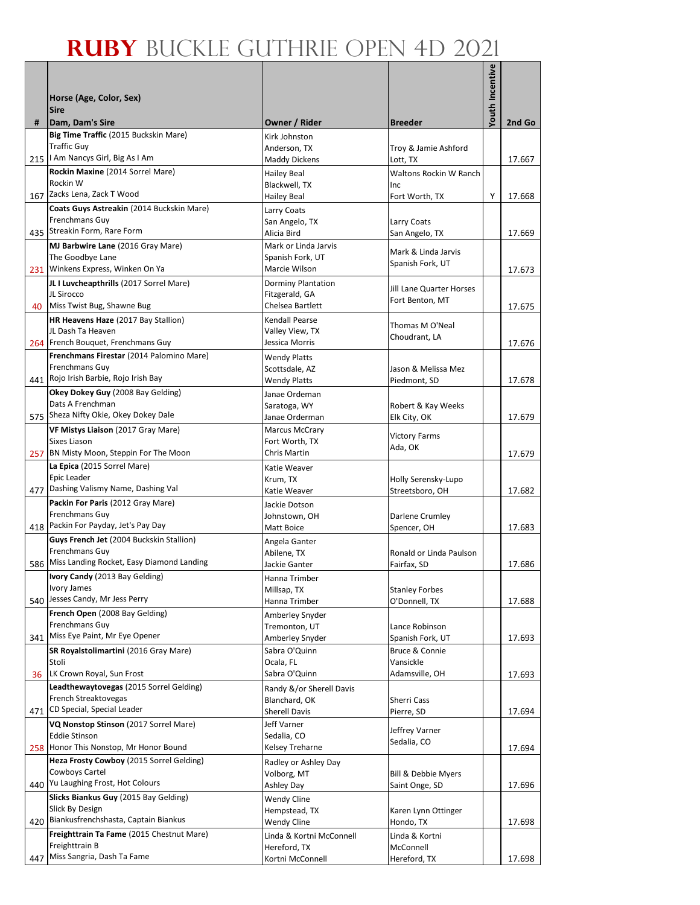# RUBY BUCKLE GUTHRIE OPEN 4D 2021

| # | Horse (Age, Color, Sex)<br>Sire<br>Dam, Dam's Sire | Owner / Rider | Breeder | Youth Incentive | 2nd Go |
|---|---|---|---|---|---|
| 215 | **Big Time Traffic** (2015 Buckskin Mare)<br>Traffic Guy<br>I Am Nancys Girl, Big As I Am | Kirk Johnston<br>Anderson, TX<br>Maddy Dickens | Troy & Jamie Ashford<br>Lott, TX | | 17.667 |
| 167 | **Rockin Maxine** (2014 Sorrel Mare)<br>Rockin W<br>Zacks Lena, Zack T Wood | Hailey Beal<br>Blackwell, TX<br>Hailey Beal | Waltons Rockin W Ranch Inc<br>Fort Worth, TX | Y | 17.668 |
| 435 | **Coats Guys Astreakin** (2014 Buckskin Mare)<br>Frenchmans Guy<br>Streakin Form, Rare Form | Larry Coats<br>San Angelo, TX<br>Alicia Bird | Larry Coats<br>San Angelo, TX | | 17.669 |
| 231 | **MJ Barbwire Lane** (2016 Gray Mare)<br>The Goodbye Lane<br>Winkens Express, Winken On Ya | Mark or Linda Jarvis<br>Spanish Fork, UT<br>Marcie Wilson | Mark & Linda Jarvis<br>Spanish Fork, UT | | 17.673 |
| 40 | **JL I Luvcheapthrills** (2017 Sorrel Mare)<br>JL Sirocco<br>Miss Twist Bug, Shawne Bug | Dorminy Plantation<br>Fitzgerald, GA<br>Chelsea Bartlett | Jill Lane Quarter Horses<br>Fort Benton, MT | | 17.675 |
| 264 | **HR Heavens Haze** (2017 Bay Stallion)<br>JL Dash Ta Heaven<br>French Bouquet, Frenchmans Guy | Kendall Pearse<br>Valley View, TX<br>Jessica Morris | Thomas M O'Neal<br>Choudrant, LA | | 17.676 |
| 441 | **Frenchmans Firestar** (2014 Palomino Mare)<br>Frenchmans Guy<br>Rojo Irish Barbie, Rojo Irish Bay | Wendy Platts<br>Scottsdale, AZ<br>Wendy Platts | Jason & Melissa Mez<br>Piedmont, SD | | 17.678 |
| 575 | **Okey Dokey Guy** (2008 Bay Gelding)<br>Dats A Frenchman<br>Sheza Nifty Okie, Okey Dokey Dale | Janae Ordeman<br>Saratoga, WY<br>Janae Orderman | Robert & Kay Weeks<br>Elk City, OK | | 17.679 |
| 257 | **VF Mistys Liaison** (2017 Gray Mare)<br>Sixes Liason<br>BN Misty Moon, Steppin For The Moon | Marcus McCrary<br>Fort Worth, TX<br>Chris Martin | Victory Farms<br>Ada, OK | | 17.679 |
| 477 | **La Epica** (2015 Sorrel Mare)<br>Epic Leader<br>Dashing Valismy Name, Dashing Val | Katie Weaver<br>Krum, TX<br>Katie Weaver | Holly Serensky-Lupo<br>Streetsboro, OH | | 17.682 |
| 418 | **Packin For Paris** (2012 Gray Mare)<br>Frenchmans Guy<br>Packin For Payday, Jet's Pay Day | Jackie Dotson<br>Johnstown, OH<br>Matt Boice | Darlene Crumley<br>Spencer, OH | | 17.683 |
| 586 | **Guys French Jet** (2004 Buckskin Stallion)<br>Frenchmans Guy<br>Miss Landing Rocket, Easy Diamond Landing | Angela Ganter<br>Abilene, TX<br>Jackie Ganter | Ronald or Linda Paulson<br>Fairfax, SD | | 17.686 |
| 540 | **Ivory Candy** (2013 Bay Gelding)<br>Ivory James<br>Jesses Candy, Mr Jess Perry | Hanna Trimber<br>Millsap, TX<br>Hanna Trimber | Stanley Forbes<br>O'Donnell, TX | | 17.688 |
| 341 | **French Open** (2008 Bay Gelding)<br>Frenchmans Guy<br>Miss Eye Paint, Mr Eye Opener | Amberley Snyder<br>Tremonton, UT<br>Amberley Snyder | Lance Robinson<br>Spanish Fork, UT | | 17.693 |
| 36 | **SR Royalstolimartini** (2016 Gray Mare)<br>Stoli<br>LK Crown Royal, Sun Frost | Sabra O'Quinn<br>Ocala, FL<br>Sabra O'Quinn | Bruce & Connie Vansickle<br>Adamsville, OH | | 17.693 |
| 471 | **Leadthewaytovegas** (2015 Sorrel Gelding)<br>French Streaktovegas<br>CD Special, Special Leader | Randy &/or Sherell Davis<br>Blanchard, OK<br>Sherell Davis | Sherri Cass<br>Pierre, SD | | 17.694 |
| 258 | **VQ Nonstop Stinson** (2017 Sorrel Mare)<br>Eddie Stinson<br>Honor This Nonstop, Mr Honor Bound | Jeff Varner<br>Sedalia, CO<br>Kelsey Treharne | Jeffrey Varner<br>Sedalia, CO | | 17.694 |
| 440 | **Heza Frosty Cowboy** (2015 Sorrel Gelding)<br>Cowboys Cartel<br>Yu Laughing Frost, Hot Colours | Radley or Ashley Day<br>Volborg, MT<br>Ashley Day | Bill & Debbie Myers<br>Saint Onge, SD | | 17.696 |
| 420 | **Slicks Biankus Guy** (2015 Bay Gelding)<br>Slick By Design<br>Biankusfrenchshasta, Captain Biankus | Wendy Cline<br>Hempstead, TX<br>Wendy Cline | Karen Lynn Ottinger<br>Hondo, TX | | 17.698 |
| 447 | **Freighttrain Ta Fame** (2015 Chestnut Mare)<br>Freighttrain B<br>Miss Sangria, Dash Ta Fame | Linda & Kortni McConnell<br>Hereford, TX<br>Kortni McConnell | Linda & Kortni McConnell<br>Hereford, TX | | 17.698 |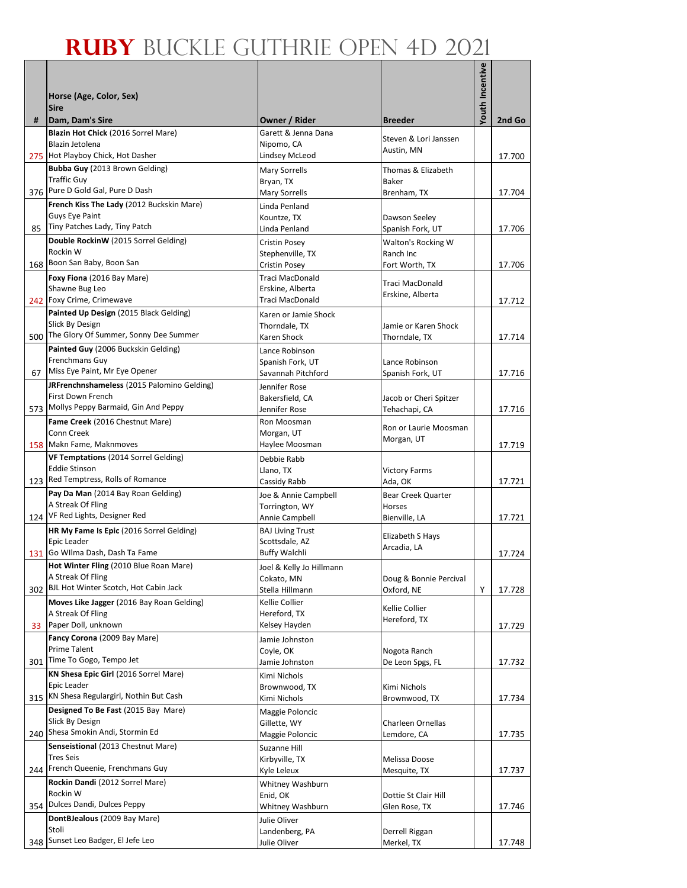# RUBY BUCKLE GUTHRIE OPEN 4D 2021

| # | Horse (Age, Color, Sex)<br>Sire<br>Dam, Dam's Sire | Owner / Rider | Breeder | Youth Incentive | 2nd Go |
|---|---|---|---|---|---|
| 275 | **Blazin Hot Chick** (2016 Sorrel Mare)<br>Blazin Jetolena<br>Hot Playboy Chick, Hot Dasher | Garett & Jenna Dana<br>Nipomo, CA<br>Lindsey McLeod | Steven & Lori Janssen<br>Austin, MN | | 17.700 |
| 376 | **Bubba Guy** (2013 Brown Gelding)<br>Traffic Guy<br>Pure D Gold Gal, Pure D Dash | Mary Sorrells<br>Bryan, TX<br>Mary Sorrells | Thomas & Elizabeth Baker<br>Brenham, TX | | 17.704 |
| 85 | **French Kiss The Lady** (2012 Buckskin Mare)<br>Guys Eye Paint<br>Tiny Patches Lady, Tiny Patch | Linda Penland<br>Kountze, TX<br>Linda Penland | Dawson Seeley<br>Spanish Fork, UT | | 17.706 |
| 168 | **Double RockinW** (2015 Sorrel Gelding)<br>Rockin W<br>Boon San Baby, Boon San | Cristin Posey<br>Stephenville, TX<br>Cristin Posey | Walton's Rocking W Ranch Inc<br>Fort Worth, TX | | 17.706 |
| 242 | **Foxy Fiona** (2016 Bay Mare)<br>Shawne Bug Leo<br>Foxy Crime, Crimewave | Traci MacDonald<br>Erskine, Alberta<br>Traci MacDonald | Traci MacDonald<br>Erskine, Alberta | | 17.712 |
| 500 | **Painted Up Design** (2015 Black Gelding)<br>Slick By Design<br>The Glory Of Summer, Sonny Dee Summer | Karen or Jamie Shock<br>Thorndale, TX<br>Karen Shock | Jamie or Karen Shock<br>Thorndale, TX | | 17.714 |
| 67 | **Painted Guy** (2006 Buckskin Gelding)<br>Frenchmans Guy<br>Miss Eye Paint, Mr Eye Opener | Lance Robinson<br>Spanish Fork, UT<br>Savannah Pitchford | Lance Robinson<br>Spanish Fork, UT | | 17.716 |
| 573 | **JRFrenchnshameless** (2015 Palomino Gelding)<br>First Down French<br>Mollys Peppy Barmaid, Gin And Peppy | Jennifer Rose<br>Bakersfield, CA<br>Jennifer Rose | Jacob or Cheri Spitzer<br>Tehachapi, CA | | 17.716 |
| 158 | **Fame Creek** (2016 Chestnut Mare)<br>Conn Creek<br>Makn Fame, Maknmoves | Ron Moosman<br>Morgan, UT<br>Haylee Moosman | Ron or Laurie Moosman<br>Morgan, UT | | 17.719 |
| 123 | **VF Temptations** (2014 Sorrel Gelding)<br>Eddie Stinson<br>Red Temptress, Rolls of Romance | Debbie Rabb<br>Llano, TX<br>Cassidy Rabb | Victory Farms<br>Ada, OK | | 17.721 |
| 124 | **Pay Da Man** (2014 Bay Roan Gelding)<br>A Streak Of Fling<br>VF Red Lights, Designer Red | Joe & Annie Campbell<br>Torrington, WY<br>Annie Campbell | Bear Creek Quarter Horses<br>Bienville, LA | | 17.721 |
| 131 | **HR My Fame Is Epic** (2016 Sorrel Gelding)<br>Epic Leader<br>Go WIlma Dash, Dash Ta Fame | BAJ Living Trust<br>Scottsdale, AZ<br>Buffy Walchli | Elizabeth S Hays<br>Arcadia, LA | | 17.724 |
| 302 | **Hot Winter Fling** (2010 Blue Roan Mare)<br>A Streak Of Fling<br>BJL Hot Winter Scotch, Hot Cabin Jack | Joel & Kelly Jo Hillmann<br>Cokato, MN<br>Stella Hillmann | Doug & Bonnie Percival<br>Oxford, NE | Y | 17.728 |
| 33 | **Moves Like Jagger** (2016 Bay Roan Gelding)<br>A Streak Of Fling<br>Paper Doll, unknown | Kellie Collier<br>Hereford, TX<br>Kelsey Hayden | Kellie Collier<br>Hereford, TX | | 17.729 |
| 301 | **Fancy Corona** (2009 Bay Mare)<br>Prime Talent<br>Time To Gogo, Tempo Jet | Jamie Johnston<br>Coyle, OK<br>Jamie Johnston | Nogota Ranch<br>De Leon Spgs, FL | | 17.732 |
| 315 | **KN Shesa Epic Girl** (2016 Sorrel Mare)<br>Epic Leader<br>KN Shesa Regulargirl, Nothin But Cash | Kimi Nichols<br>Brownwood, TX<br>Kimi Nichols | Kimi Nichols<br>Brownwood, TX | | 17.734 |
| 240 | **Designed To Be Fast** (2015 Bay Mare)<br>Slick By Design<br>Shesa Smokin Andi, Stormin Ed | Maggie Poloncic<br>Gillette, WY<br>Maggie Poloncic | Charleen Ornellas<br>Lemdore, CA | | 17.735 |
| 244 | **Senseistional** (2013 Chestnut Mare)<br>Tres Seis<br>French Queenie, Frenchmans Guy | Suzanne Hill<br>Kirbyville, TX<br>Kyle Leleux | Melissa Doose<br>Mesquite, TX | | 17.737 |
| 354 | **Rockin Dandi** (2012 Sorrel Mare)<br>Rockin W<br>Dulces Dandi, Dulces Peppy | Whitney Washburn<br>Enid, OK<br>Whitney Washburn | Dottie St Clair Hill<br>Glen Rose, TX | | 17.746 |
| 348 | **DontBJealous** (2009 Bay Mare)<br>Stoli<br>Sunset Leo Badger, El Jefe Leo | Julie Oliver<br>Landenberg, PA<br>Julie Oliver | Derrell Riggan<br>Merkel, TX | | 17.748 |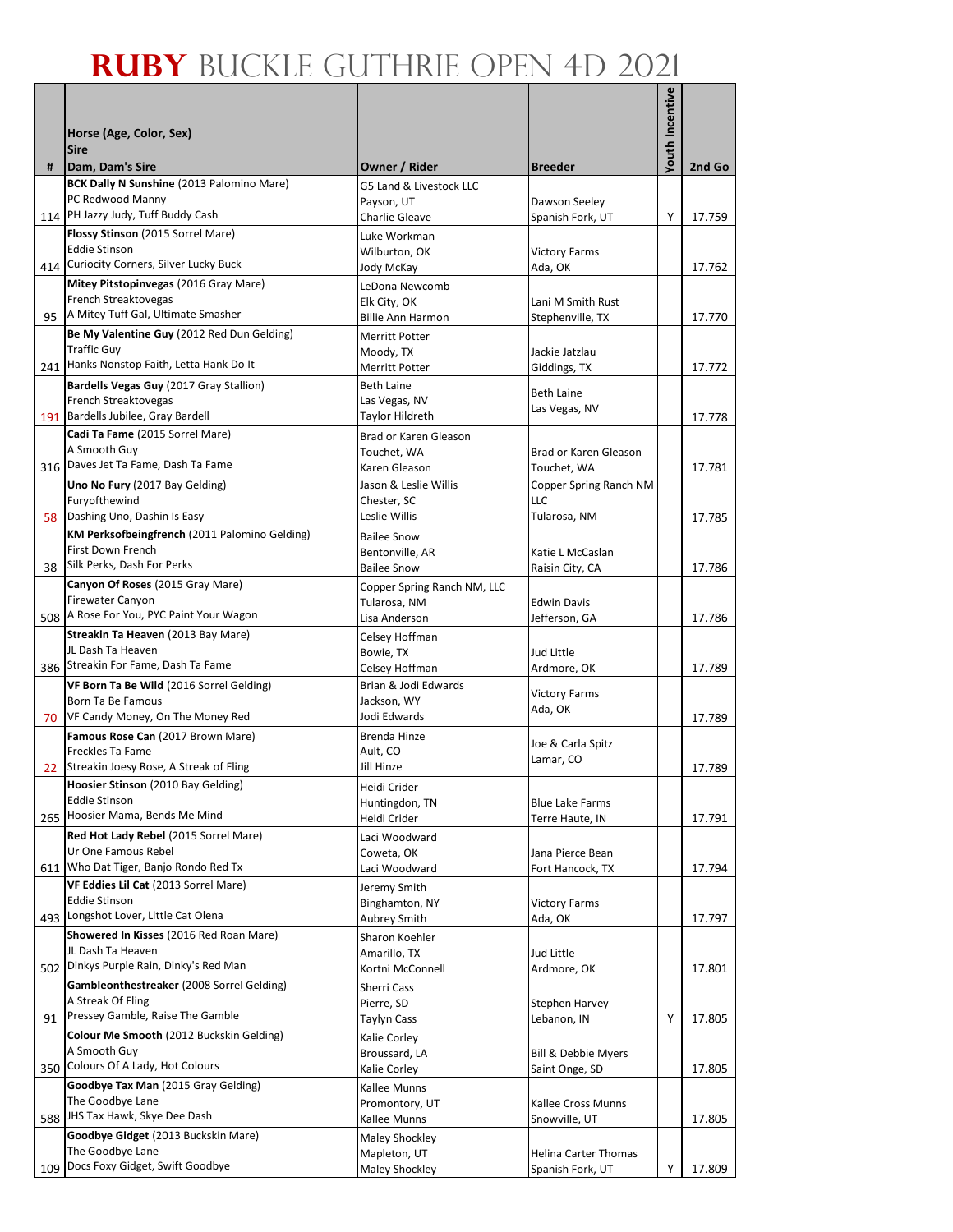# RUBY BUCKLE GUTHRIE OPEN 4D 2021

| # | Horse (Age, Color, Sex)<br>Sire<br>Dam, Dam's Sire | Owner / Rider | Breeder | Youth Incentive | 2nd Go |
|---|---|---|---|---|---|
| 114 | **BCK Dally N Sunshine** (2013 Palomino Mare)<br>PC Redwood Manny<br>PH Jazzy Judy, Tuff Buddy Cash | G5 Land & Livestock LLC<br>Payson, UT<br>Charlie Gleave | Dawson Seeley<br>Spanish Fork, UT | Y | 17.759 |
| 414 | **Flossy Stinson** (2015 Sorrel Mare)<br>Eddie Stinson<br>Curiocity Corners, Silver Lucky Buck | Luke Workman<br>Wilburton, OK<br>Jody McKay | Victory Farms<br>Ada, OK | | 17.762 |
| 95 | **Mitey Pitstopinvegas** (2016 Gray Mare)<br>French Streaktovegas<br>A Mitey Tuff Gal, Ultimate Smasher | LeDona Newcomb<br>Elk City, OK<br>Billie Ann Harmon | Lani M Smith Rust<br>Stephenville, TX | | 17.770 |
| 241 | **Be My Valentine Guy** (2012 Red Dun Gelding)<br>Traffic Guy<br>Hanks Nonstop Faith, Letta Hank Do It | Merritt Potter<br>Moody, TX<br>Merritt Potter | Jackie Jatzlau<br>Giddings, TX | | 17.772 |
| 191 | **Bardells Vegas Guy** (2017 Gray Stallion)<br>French Streaktovegas<br>Bardells Jubilee, Gray Bardell | Beth Laine<br>Las Vegas, NV<br>Taylor Hildreth | Beth Laine<br>Las Vegas, NV | | 17.778 |
| 316 | **Cadi Ta Fame** (2015 Sorrel Mare)<br>A Smooth Guy<br>Daves Jet Ta Fame, Dash Ta Fame | Brad or Karen Gleason<br>Touchet, WA<br>Karen Gleason | Brad or Karen Gleason<br>Touchet, WA | | 17.781 |
| 58 | **Uno No Fury** (2017 Bay Gelding)<br>Furyofthewind<br>Dashing Uno, Dashin Is Easy | Jason & Leslie Willis<br>Chester, SC<br>Leslie Willis | Copper Spring Ranch NM LLC<br>Tularosa, NM | | 17.785 |
| 38 | **KM Perksofbeingfrench** (2011 Palomino Gelding)<br>First Down French<br>Silk Perks, Dash For Perks | Bailee Snow<br>Bentonville, AR<br>Bailee Snow | Katie L McCaslan<br>Raisin City, CA | | 17.786 |
| 508 | **Canyon Of Roses** (2015 Gray Mare)<br>Firewater Canyon<br>A Rose For You, PYC Paint Your Wagon | Copper Spring Ranch NM, LLC<br>Tularosa, NM<br>Lisa Anderson | Edwin Davis<br>Jefferson, GA | | 17.786 |
| 386 | **Streakin Ta Heaven** (2013 Bay Mare)<br>JL Dash Ta Heaven<br>Streakin For Fame, Dash Ta Fame | Celsey Hoffman<br>Bowie, TX<br>Celsey Hoffman | Jud Little<br>Ardmore, OK | | 17.789 |
| 70 | **VF Born Ta Be Wild** (2016 Sorrel Gelding)<br>Born Ta Be Famous<br>VF Candy Money, On The Money Red | Brian & Jodi Edwards<br>Jackson, WY<br>Jodi Edwards | Victory Farms<br>Ada, OK | | 17.789 |
| 22 | **Famous Rose Can** (2017 Brown Mare)<br>Freckles Ta Fame<br>Streakin Joesy Rose, A Streak of Fling | Brenda Hinze<br>Ault, CO<br>Jill Hinze | Joe & Carla Spitz<br>Lamar, CO | | 17.789 |
| 265 | **Hoosier Stinson** (2010 Bay Gelding)<br>Eddie Stinson<br>Hoosier Mama, Bends Me Mind | Heidi Crider<br>Huntingdon, TN<br>Heidi Crider | Blue Lake Farms<br>Terre Haute, IN | | 17.791 |
| 611 | **Red Hot Lady Rebel** (2015 Sorrel Mare)<br>Ur One Famous Rebel<br>Who Dat Tiger, Banjo Rondo Red Tx | Laci Woodward<br>Coweta, OK<br>Laci Woodward | Jana Pierce Bean<br>Fort Hancock, TX | | 17.794 |
| 493 | **VF Eddies Lil Cat** (2013 Sorrel Mare)<br>Eddie Stinson<br>Longshot Lover, Little Cat Olena | Jeremy Smith<br>Binghamton, NY<br>Aubrey Smith | Victory Farms<br>Ada, OK | | 17.797 |
| 502 | **Showered In Kisses** (2016 Red Roan Mare)<br>JL Dash Ta Heaven<br>Dinkys Purple Rain, Dinky's Red Man | Sharon Koehler<br>Amarillo, TX<br>Kortni McConnell | Jud Little<br>Ardmore, OK | | 17.801 |
| 91 | **Gambleonthestreaker** (2008 Sorrel Gelding)<br>A Streak Of Fling<br>Pressey Gamble, Raise The Gamble | Sherri Cass<br>Pierre, SD<br>Taylyn Cass | Stephen Harvey<br>Lebanon, IN | Y | 17.805 |
| 350 | **Colour Me Smooth** (2012 Buckskin Gelding)<br>A Smooth Guy<br>Colours Of A Lady, Hot Colours | Kalie Corley<br>Broussard, LA<br>Kalie Corley | Bill & Debbie Myers<br>Saint Onge, SD | | 17.805 |
| 588 | **Goodbye Tax Man** (2015 Gray Gelding)<br>The Goodbye Lane<br>JHS Tax Hawk, Skye Dee Dash | Kallee Munns<br>Promontory, UT<br>Kallee Munns | Kallee Cross Munns<br>Snowville, UT | | 17.805 |
| 109 | **Goodbye Gidget** (2013 Buckskin Mare)<br>The Goodbye Lane<br>Docs Foxy Gidget, Swift Goodbye | Maley Shockley<br>Mapleton, UT<br>Maley Shockley | Helina Carter Thomas<br>Spanish Fork, UT | Y | 17.809 |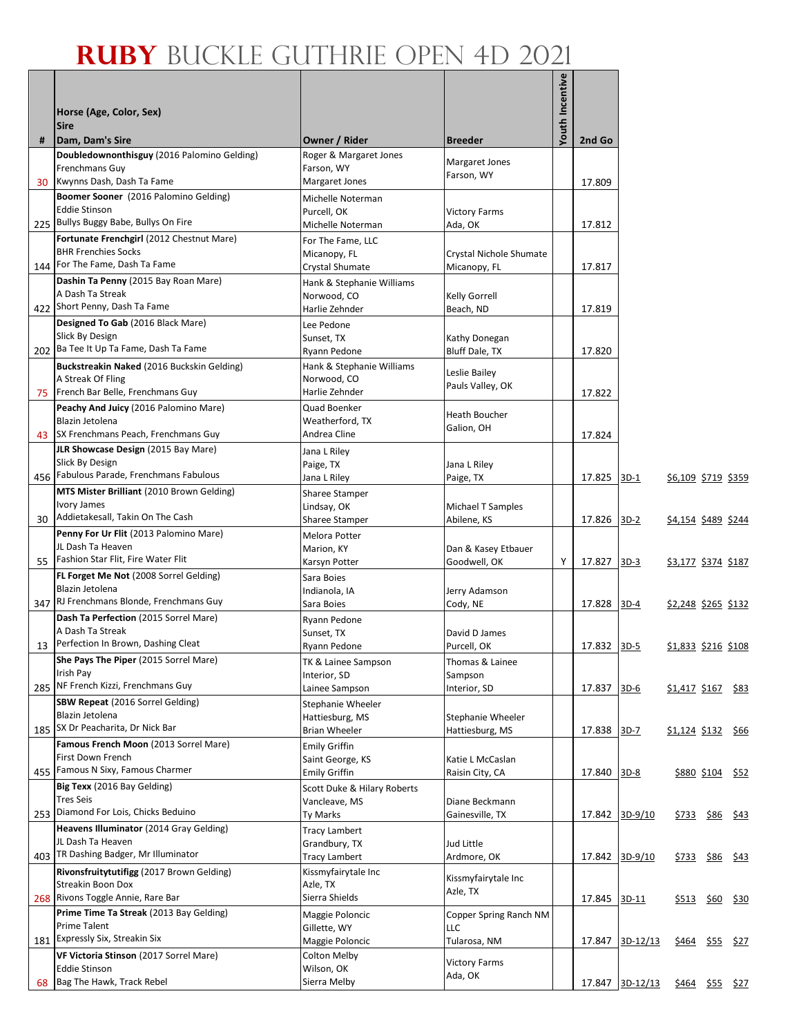# RUBY BUCKLE GUTHRIE OPEN 4D 2021

| # | Horse (Age, Color, Sex) Sire Dam, Dam's Sire | Owner / Rider | Breeder | Youth Incentive | 2nd Go | | | | |
|---|---|---|---|---|---|---|---|---|---|
| 30 | **Doubledownonthisguy** (2016 Palomino Gelding) Frenchmans Guy Kwynns Dash, Dash Ta Fame | Roger & Margaret Jones Farson, WY Margaret Jones | Margaret Jones Farson, WY | | 17.809 | | | | |
| 225 | **Boomer Sooner** (2016 Palomino Gelding) Eddie Stinson Bullys Buggy Babe, Bullys On Fire | Michelle Noterman Purcell, OK Michelle Noterman | Victory Farms Ada, OK | | 17.812 | | | | |
| 144 | **Fortunate Frenchgirl** (2012 Chestnut Mare) BHR Frenchies Socks For The Fame, Dash Ta Fame | For The Fame, LLC Micanopy, FL Crystal Shumate | Crystal Nichole Shumate Micanopy, FL | | 17.817 | | | | |
| 422 | **Dashin Ta Penny** (2015 Bay Roan Mare) A Dash Ta Streak Short Penny, Dash Ta Fame | Hank & Stephanie Williams Norwood, CO Harlie Zehnder | Kelly Gorrell Beach, ND | | 17.819 | | | | |
| 202 | **Designed To Gab** (2016 Black Mare) Slick By Design Ba Tee It Up Ta Fame, Dash Ta Fame | Lee Pedone Sunset, TX Ryann Pedone | Kathy Donegan Bluff Dale, TX | | 17.820 | | | | |
| 75 | **Buckstreakin Naked** (2016 Buckskin Gelding) A Streak Of Fling French Bar Belle, Frenchmans Guy | Hank & Stephanie Williams Norwood, CO Harlie Zehnder | Leslie Bailey Pauls Valley, OK | | 17.822 | | | | |
| 43 | **Peachy And Juicy** (2016 Palomino Mare) Blazin Jetolena SX Frenchmans Peach, Frenchmans Guy | Quad Boenker Weatherford, TX Andrea Cline | Heath Boucher Galion, OH | | 17.824 | | | | |
| 456 | **JLR Showcase Design** (2015 Bay Mare) Slick By Design Fabulous Parade, Frenchmans Fabulous | Jana L Riley Paige, TX Jana L Riley | Jana L Riley Paige, TX | | 17.825 | 3D-1 | $6,109 | $719 | $359 |
| 30 | **MTS Mister Brilliant** (2010 Brown Gelding) Ivory James Addietakesall, Takin On The Cash | Sharee Stamper Lindsay, OK Sharee Stamper | Michael T Samples Abilene, KS | | 17.826 | 3D-2 | $4,154 | $489 | $244 |
| 55 | **Penny For Ur Flit** (2013 Palomino Mare) JL Dash Ta Heaven Fashion Star Flit, Fire Water Flit | Melora Potter Marion, KY Karsyn Potter | Dan & Kasey Etbauer Goodwell, OK | Y | 17.827 | 3D-3 | $3,177 | $374 | $187 |
| 347 | **FL Forget Me Not** (2008 Sorrel Gelding) Blazin Jetolena RJ Frenchmans Blonde, Frenchmans Guy | Sara Boies Indianola, IA Sara Boies | Jerry Adamson Cody, NE | | 17.828 | 3D-4 | $2,248 | $265 | $132 |
| 13 | **Dash Ta Perfection** (2015 Sorrel Mare) A Dash Ta Streak Perfection In Brown, Dashing Cleat | Ryann Pedone Sunset, TX Ryann Pedone | David D James Purcell, OK | | 17.832 | 3D-5 | $1,833 | $216 | $108 |
| 285 | **She Pays The Piper** (2015 Sorrel Mare) Irish Pay NF French Kizzi, Frenchmans Guy | TK & Lainee Sampson Interior, SD Lainee Sampson | Thomas & Lainee Sampson Interior, SD | | 17.837 | 3D-6 | $1,417 | $167 | $83 |
| 185 | **SBW Repeat** (2016 Sorrel Gelding) Blazin Jetolena SX Dr Peacharita, Dr Nick Bar | Stephanie Wheeler Hattiesburg, MS Brian Wheeler | Stephanie Wheeler Hattiesburg, MS | | 17.838 | 3D-7 | $1,124 | $132 | $66 |
| 455 | **Famous French Moon** (2013 Sorrel Mare) First Down French Famous N Sixy, Famous Charmer | Emily Griffin Saint George, KS Emily Griffin | Katie L McCaslan Raisin City, CA | | 17.840 | 3D-8 | $880 | $104 | $52 |
| 253 | **Big Texx** (2016 Bay Gelding) Tres Seis Diamond For Lois, Chicks Beduino | Scott Duke & Hilary Roberts Vancleave, MS Ty Marks | Diane Beckmann Gainesville, TX | | 17.842 | 3D-9/10 | $733 | $86 | $43 |
| 403 | **Heavens Illuminator** (2014 Gray Gelding) JL Dash Ta Heaven TR Dashing Badger, Mr Illuminator | Tracy Lambert Grandbury, TX Tracy Lambert | Jud Little Ardmore, OK | | 17.842 | 3D-9/10 | $733 | $86 | $43 |
| 268 | **Rivonsfruitytutifigg** (2017 Brown Gelding) Streakin Boon Dox Rivons Toggle Annie, Rare Bar | Kissmyfairytale Inc Azle, TX Sierra Shields | Kissmyfairytale Inc Azle, TX | | 17.845 | 3D-11 | $513 | $60 | $30 |
| 181 | **Prime Time Ta Streak** (2013 Bay Gelding) Prime Talent Expressly Six, Streakin Six | Maggie Poloncic Gillette, WY Maggie Poloncic | Copper Spring Ranch NM LLC Tularosa, NM | | 17.847 | 3D-12/13 | $464 | $55 | $27 |
| 68 | **VF Victoria Stinson** (2017 Sorrel Mare) Eddie Stinson Bag The Hawk, Track Rebel | Colton Melby Wilson, OK Sierra Melby | Victory Farms Ada, OK | | 17.847 | 3D-12/13 | $464 | $55 | $27 |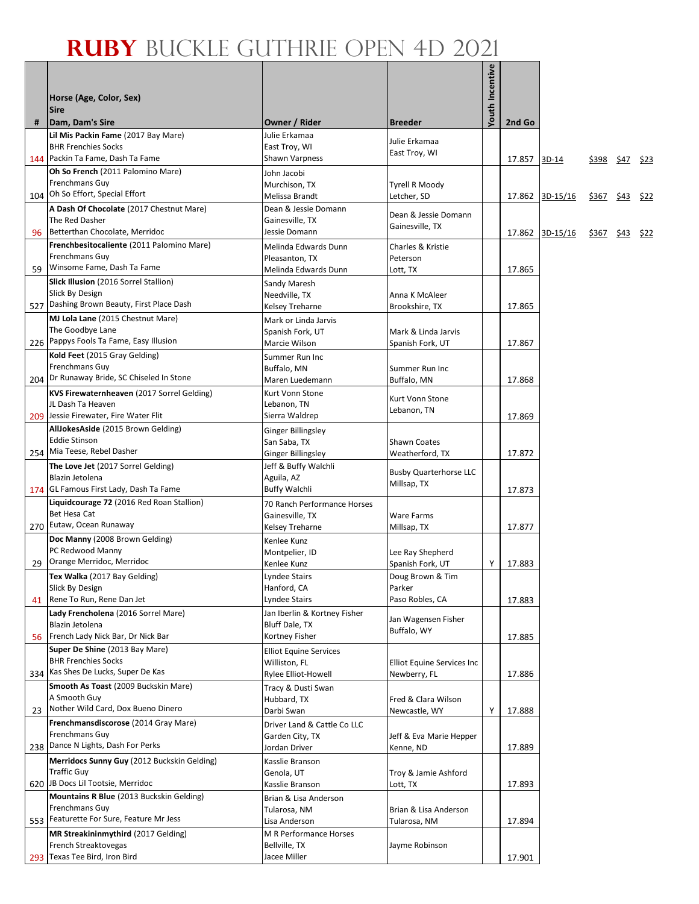# RUBY BUCKLE GUTHRIE OPEN 4D 2021

| # | Horse (Age, Color, Sex)<br>Sire<br>Dam, Dam's Sire | Owner / Rider | Breeder | Youth Incentive | 2nd Go | | | | |
|---|---|---|---|---|---|---|---|---|---|
| 144 | **Lil Mis Packin Fame** (2017 Bay Mare)<br>BHR Frenchies Socks<br>Packin Ta Fame, Dash Ta Fame | Julie Erkamaa<br>East Troy, WI<br>Shawn Varpness | Julie Erkamaa<br>East Troy, WI | | 17.857 | 3D-14 | $398 | $47 | $23 |
| 104 | **Oh So French** (2011 Palomino Mare)<br>Frenchmans Guy<br>Oh So Effort, Special Effort | John Jacobi<br>Murchison, TX<br>Melissa Brandt | Tyrell R Moody<br>Letcher, SD | | 17.862 | 3D-15/16 | $367 | $43 | $22 |
| 96 | **A Dash Of Chocolate** (2017 Chestnut Mare)<br>The Red Dasher<br>Betterthan Chocolate, Merridoc | Dean & Jessie Domann<br>Gainesville, TX<br>Jessie Domann | Dean & Jessie Domann<br>Gainesville, TX | | 17.862 | 3D-15/16 | $367 | $43 | $22 |
| 59 | **Frenchbesitocaliente** (2011 Palomino Mare)<br>Frenchmans Guy<br>Winsome Fame, Dash Ta Fame | Melinda Edwards Dunn<br>Pleasanton, TX<br>Melinda Edwards Dunn | Charles & Kristie Peterson<br>Lott, TX | | 17.865 | | | | |
| 527 | **Slick Illusion** (2016 Sorrel Stallion)<br>Slick By Design<br>Dashing Brown Beauty, First Place Dash | Sandy Maresh<br>Needville, TX<br>Kelsey Treharne | Anna K McAleer<br>Brookshire, TX | | 17.865 | | | | |
| 226 | **MJ Lola Lane** (2015 Chestnut Mare)<br>The Goodbye Lane<br>Pappys Fools Ta Fame, Easy Illusion | Mark or Linda Jarvis<br>Spanish Fork, UT<br>Marcie Wilson | Mark & Linda Jarvis<br>Spanish Fork, UT | | 17.867 | | | | |
| 204 | **Kold Feet** (2015 Gray Gelding)<br>Frenchmans Guy<br>Dr Runaway Bride, SC Chiseled In Stone | Summer Run Inc<br>Buffalo, MN<br>Maren Luedemann | Summer Run Inc<br>Buffalo, MN | | 17.868 | | | | |
| 209 | **KVS Firewaternheaven** (2017 Sorrel Gelding)<br>JL Dash Ta Heaven<br>Jessie Firewater, Fire Water Flit | Kurt Vonn Stone<br>Lebanon, TN<br>Sierra Waldrep | Kurt Vonn Stone<br>Lebanon, TN | | 17.869 | | | | |
| 254 | **AllJokesAside** (2015 Brown Gelding)<br>Eddie Stinson<br>Mia Teese, Rebel Dasher | Ginger Billingsley<br>San Saba, TX<br>Ginger Billingsley | Shawn Coates<br>Weatherford, TX | | 17.872 | | | | |
| 174 | **The Love Jet** (2017 Sorrel Gelding)<br>Blazin Jetolena<br>GL Famous First Lady, Dash Ta Fame | Jeff & Buffy Walchli<br>Aguila, AZ<br>Buffy Walchli | Busby Quarterhorse LLC<br>Millsap, TX | | 17.873 | | | | |
| 270 | **Liquidcourage 72** (2016 Red Roan Stallion)<br>Bet Hesa Cat<br>Eutaw, Ocean Runaway | 70 Ranch Performance Horses<br>Gainesville, TX<br>Kelsey Treharne | Ware Farms<br>Millsap, TX | | 17.877 | | | | |
| 29 | **Doc Manny** (2008 Brown Gelding)<br>PC Redwood Manny<br>Orange Merridoc, Merridoc | Kenlee Kunz<br>Montpelier, ID<br>Kenlee Kunz | Lee Ray Shepherd<br>Spanish Fork, UT | Y | 17.883 | | | | |
| 41 | **Tex Walka** (2017 Bay Gelding)<br>Slick By Design<br>Rene To Run, Rene Dan Jet | Lyndee Stairs<br>Hanford, CA<br>Lyndee Stairs | Doug Brown & Tim Parker<br>Paso Robles, CA | | 17.883 | | | | |
| 56 | **Lady Frencholena** (2016 Sorrel Mare)<br>Blazin Jetolena<br>French Lady Nick Bar, Dr Nick Bar | Jan Iberlin & Kortney Fisher<br>Bluff Dale, TX<br>Kortney Fisher | Jan Wagensen Fisher<br>Buffalo, WY | | 17.885 | | | | |
| 334 | **Super De Shine** (2013 Bay Mare)<br>BHR Frenchies Socks<br>Kas Shes De Lucks, Super De Kas | Elliot Equine Services<br>Williston, FL<br>Rylee Elliot-Howell | Elliot Equine Services Inc<br>Newberry, FL | | 17.886 | | | | |
| 23 | **Smooth As Toast** (2009 Buckskin Mare)<br>A Smooth Guy<br>Nother Wild Card, Dox Bueno Dinero | Tracy & Dusti Swan<br>Hubbard, TX<br>Darbi Swan | Fred & Clara Wilson<br>Newcastle, WY | Y | 17.888 | | | | |
| 238 | **Frenchmansdiscorose** (2014 Gray Mare)<br>Frenchmans Guy<br>Dance N Lights, Dash For Perks | Driver Land & Cattle Co LLC<br>Garden City, TX<br>Jordan Driver | Jeff & Eva Marie Hepper<br>Kenne, ND | | 17.889 | | | | |
| 620 | **Merridocs Sunny Guy** (2012 Buckskin Gelding)<br>Traffic Guy<br>JB Docs Lil Tootsie, Merridoc | Kasslie Branson<br>Genola, UT<br>Kasslie Branson | Troy & Jamie Ashford<br>Lott, TX | | 17.893 | | | | |
| 553 | **Mountains R Blue** (2013 Buckskin Gelding)<br>Frenchmans Guy<br>Featurette For Sure, Feature Mr Jess | Brian & Lisa Anderson<br>Tularosa, NM<br>Lisa Anderson | Brian & Lisa Anderson<br>Tularosa, NM | | 17.894 | | | | |
| 293 | **MR Streakininmythird** (2017 Gelding)<br>French Streaktovegas<br>Texas Tee Bird, Iron Bird | M R Performance Horses<br>Bellville, TX<br>Jacee Miller | Jayme Robinson | | 17.901 | | | | |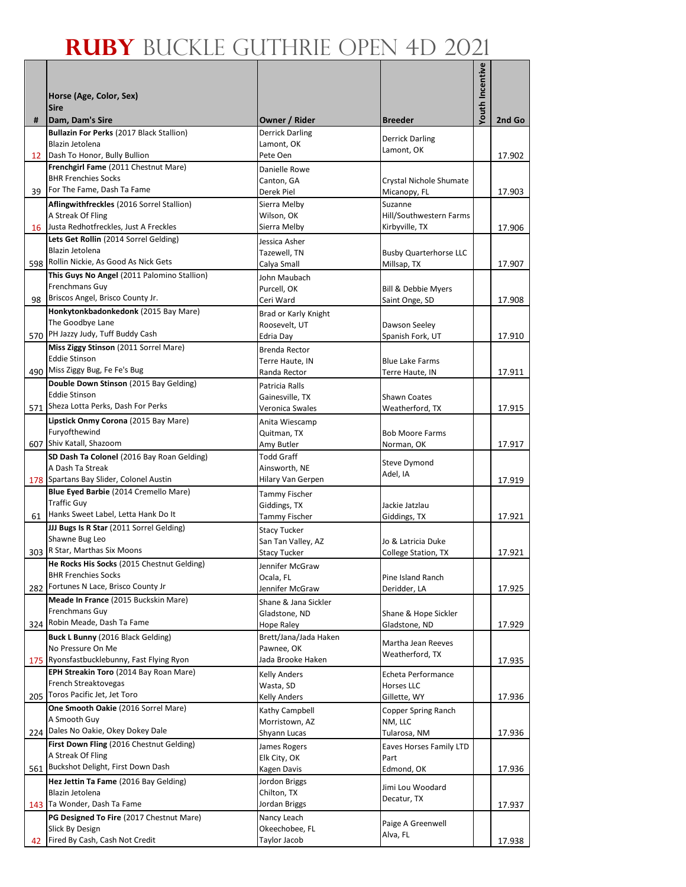# RUBY BUCKLE GUTHRIE OPEN 4D 2021

| # | Horse (Age, Color, Sex)<br>Sire<br>Dam, Dam's Sire | Owner / Rider | Breeder | Youth Incentive | 2nd Go |
|---|---|---|---|---|---|
| 12 | **Bullazin For Perks** (2017 Black Stallion)<br>Blazin Jetolena<br>Dash To Honor, Bully Bullion | Derrick Darling<br>Lamont, OK<br>Pete Oen | Derrick Darling<br>Lamont, OK | | 17.902 |
| 39 | **Frenchgirl Fame** (2011 Chestnut Mare)<br>BHR Frenchies Socks<br>For The Fame, Dash Ta Fame | Danielle Rowe<br>Canton, GA<br>Derek Piel | Crystal Nichole Shumate<br>Micanopy, FL | | 17.903 |
| 16 | **Aflingwithfreckles** (2016 Sorrel Stallion)<br>A Streak Of Fling<br>Justa Redhotfreckles, Just A Freckles | Sierra Melby<br>Wilson, OK<br>Sierra Melby | Suzanne Hill/Southwestern Farms<br>Kirbyville, TX | | 17.906 |
| 598 | **Lets Get Rollin** (2014 Sorrel Gelding)<br>Blazin Jetolena<br>Rollin Nickie, As Good As Nick Gets | Jessica Asher<br>Tazewell, TN<br>Calya Small | Busby Quarterhorse LLC<br>Millsap, TX | | 17.907 |
| 98 | **This Guys No Angel** (2011 Palomino Stallion)<br>Frenchmans Guy<br>Briscos Angel, Brisco County Jr. | John Maubach<br>Purcell, OK<br>Ceri Ward | Bill & Debbie Myers<br>Saint Onge, SD | | 17.908 |
| 570 | **Honkytonkbadonkedonk** (2015 Bay Mare)<br>The Goodbye Lane<br>PH Jazzy Judy, Tuff Buddy Cash | Brad or Karly Knight<br>Roosevelt, UT<br>Edria Day | Dawson Seeley<br>Spanish Fork, UT | | 17.910 |
| 490 | **Miss Ziggy Stinson** (2011 Sorrel Mare)<br>Eddie Stinson<br>Miss Ziggy Bug, Fe Fe's Bug | Brenda Rector<br>Terre Haute, IN<br>Randa Rector | Blue Lake Farms<br>Terre Haute, IN | | 17.911 |
| 571 | **Double Down Stinson** (2015 Bay Gelding)<br>Eddie Stinson<br>Sheza Lotta Perks, Dash For Perks | Patricia Ralls<br>Gainesville, TX<br>Veronica Swales | Shawn Coates<br>Weatherford, TX | | 17.915 |
| 607 | **Lipstick Onmy Corona** (2015 Bay Mare)<br>Furyofthewind<br>Shiv Katall, Shazoom | Anita Wiescamp<br>Quitman, TX<br>Amy Butler | Bob Moore Farms<br>Norman, OK | | 17.917 |
| 178 | **SD Dash Ta Colonel** (2016 Bay Roan Gelding)<br>A Dash Ta Streak<br>Spartans Bay Slider, Colonel Austin | Todd Graff<br>Ainsworth, NE<br>Hilary Van Gerpen | Steve Dymond<br>Adel, IA | | 17.919 |
| 61 | **Blue Eyed Barbie** (2014 Cremello Mare)<br>Traffic Guy<br>Hanks Sweet Label, Letta Hank Do It | Tammy Fischer<br>Giddings, TX<br>Tammy Fischer | Jackie Jatzlau<br>Giddings, TX | | 17.921 |
| 303 | **JJJ Bugs Is R Star** (2011 Sorrel Gelding)<br>Shawne Bug Leo<br>R Star, Marthas Six Moons | Stacy Tucker<br>San Tan Valley, AZ<br>Stacy Tucker | Jo & Latricia Duke<br>College Station, TX | | 17.921 |
| 282 | **He Rocks His Socks** (2015 Chestnut Gelding)<br>BHR Frenchies Socks<br>Fortunes N Lace, Brisco County Jr | Jennifer McGraw<br>Ocala, FL<br>Jennifer McGraw | Pine Island Ranch<br>Deridder, LA | | 17.925 |
| 324 | **Meade In France** (2015 Buckskin Mare)<br>Frenchmans Guy<br>Robin Meade, Dash Ta Fame | Shane & Jana Sickler<br>Gladstone, ND<br>Hope Raley | Shane & Hope Sickler<br>Gladstone, ND | | 17.929 |
| 175 | **Buck L Bunny** (2016 Black Gelding)<br>No Pressure On Me<br>Ryonsfastbucklebunny, Fast Flying Ryon | Brett/Jana/Jada Haken<br>Pawnee, OK<br>Jada Brooke Haken | Martha Jean Reeves<br>Weatherford, TX | | 17.935 |
| 205 | **EPH Streakin Toro** (2014 Bay Roan Mare)<br>French Streaktovegas<br>Toros Pacific Jet, Jet Toro | Kelly Anders<br>Wasta, SD<br>Kelly Anders | Echeta Performance Horses LLC<br>Gillette, WY | | 17.936 |
| 224 | **One Smooth Oakie** (2016 Sorrel Mare)<br>A Smooth Guy<br>Dales No Oakie, Okey Dokey Dale | Kathy Campbell<br>Morristown, AZ<br>Shyann Lucas | Copper Spring Ranch NM, LLC<br>Tularosa, NM | | 17.936 |
| 561 | **First Down Fling** (2016 Chestnut Gelding)<br>A Streak Of Fling<br>Buckshot Delight, First Down Dash | James Rogers<br>Elk City, OK<br>Kagen Davis | Eaves Horses Family LTD Part<br>Edmond, OK | | 17.936 |
| 143 | **Hez Jettin Ta Fame** (2016 Bay Gelding)<br>Blazin Jetolena<br>Ta Wonder, Dash Ta Fame | Jordon Briggs<br>Chilton, TX<br>Jordan Briggs | Jimi Lou Woodard<br>Decatur, TX | | 17.937 |
| 42 | **PG Designed To Fire** (2017 Chestnut Mare)<br>Slick By Design<br>Fired By Cash, Cash Not Credit | Nancy Leach<br>Okeechobee, FL<br>Taylor Jacob | Paige A Greenwell<br>Alva, FL | | 17.938 |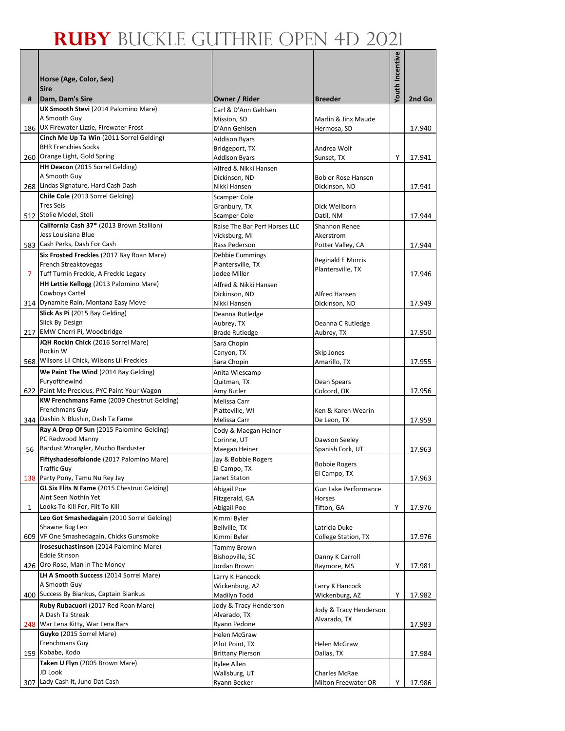# RUBY BUCKLE GUTHRIE OPEN 4D 2021

| # | Horse (Age, Color, Sex)<br>Sire<br>Dam, Dam's Sire | Owner / Rider | Breeder | Youth Incentive | 2nd Go |
|---|---|---|---|---|---|
| 186 | **UX Smooth Stevi** (2014 Palomino Mare)<br>A Smooth Guy<br>UX Firewater Lizzie, Firewater Frost | Carl & D'Ann Gehlsen<br>Mission, SD<br>D'Ann Gehlsen | Marlin & Jinx Maude<br>Hermosa, SD | | 17.940 |
| 260 | **Cinch Me Up Ta Win** (2011 Sorrel Gelding)<br>BHR Frenchies Socks<br>Orange Light, Gold Spring | Addison Byars<br>Bridgeport, TX<br>Addison Byars | Andrea Wolf<br>Sunset, TX | Y | 17.941 |
| 268 | **HH Deacon** (2015 Sorrel Gelding)<br>A Smooth Guy<br>Lindas Signature, Hard Cash Dash | Alfred & Nikki Hansen<br>Dickinson, ND<br>Nikki Hansen | Bob or Rose Hansen<br>Dickinson, ND | | 17.941 |
| 512 | **Chile Cole** (2013 Sorrel Gelding)<br>Tres Seis<br>Stolie Model, Stoli | Scamper Cole<br>Granbury, TX<br>Scamper Cole | Dick Wellborn<br>Datil, NM | | 17.944 |
| 583 | **California Cash 37*** (2013 Brown Stallion)<br>Jess Louisiana Blue<br>Cash Perks, Dash For Cash | Raise The Bar Perf Horses LLC<br>Vicksburg, MI<br>Rass Pederson | Shannon Renee Akerstrom<br>Potter Valley, CA | | 17.944 |
| 7 | **Six Frosted Freckles** (2017 Bay Roan Mare)<br>French Streaktovegas<br>Tuff Turnin Freckle, A Freckle Legacy | Debbie Cummings<br>Plantersville, TX<br>Jodee Miller | Reginald E Morris<br>Plantersville, TX | | 17.946 |
| 314 | **HH Lettie Kellogg** (2013 Palomino Mare)<br>Cowboys Cartel<br>Dynamite Rain, Montana Easy Move | Alfred & Nikki Hansen<br>Dickinson, ND<br>Nikki Hansen | Alfred Hansen<br>Dickinson, ND | | 17.949 |
| 217 | **Slick As Pi** (2015 Bay Gelding)<br>Slick By Design<br>EMW Cherri Pi, Woodbridge | Deanna Rutledge<br>Aubrey, TX<br>Brade Rutledge | Deanna C Rutledge<br>Aubrey, TX | | 17.950 |
| 568 | **JQH Rockin Chick** (2016 Sorrel Mare)<br>Rockin W<br>Wilsons Lil Chick, Wilsons Lil Freckles | Sara Chopin<br>Canyon, TX<br>Sara Chopin | Skip Jones<br>Amarillo, TX | | 17.955 |
| 622 | **We Paint The Wind** (2014 Bay Gelding)<br>Furyofthewind<br>Paint Me Precious, PYC Paint Your Wagon | Anita Wiescamp<br>Quitman, TX<br>Amy Butler | Dean Spears<br>Colcord, OK | | 17.956 |
| 344 | **KW Frenchmans Fame** (2009 Chestnut Gelding)<br>Frenchmans Guy<br>Dashin N Blushin, Dash Ta Fame | Melissa Carr<br>Platteville, WI<br>Melissa Carr | Ken & Karen Wearin<br>De Leon, TX | | 17.959 |
| 56 | **Ray A Drop Of Sun** (2015 Palomino Gelding)<br>PC Redwood Manny<br>Bardust Wrangler, Mucho Barduster | Cody & Maegan Heiner<br>Corinne, UT<br>Maegan Heiner | Dawson Seeley<br>Spanish Fork, UT | | 17.963 |
| 138 | **Fiftyshadesofblonde** (2017 Palomino Mare)<br>Traffic Guy<br>Party Pony, Tamu Nu Rey Jay | Jay & Bobbie Rogers<br>El Campo, TX<br>Janet Staton | Bobbie Rogers<br>El Campo, TX | | 17.963 |
| 1 | **GL Six Flits N Fame** (2015 Chestnut Gelding)<br>Aint Seen Nothin Yet<br>Looks To Kill For, Flit To Kill | Abigail Poe<br>Fitzgerald, GA<br>Abigail Poe | Gun Lake Performance Horses<br>Tifton, GA | Y | 17.976 |
| 609 | **Leo Got Smashedagain** (2010 Sorrel Gelding)<br>Shawne Bug Leo<br>VF One Smashedagain, Chicks Gunsmoke | Kimmi Byler<br>Bellville, TX<br>Kimmi Byler | Latricia Duke<br>College Station, TX | | 17.976 |
| 426 | **Irosesuchastinson** (2014 Palomino Mare)<br>Eddie Stinson<br>Oro Rose, Man in The Money | Tammy Brown<br>Bishopville, SC<br>Jordan Brown | Danny K Carroll<br>Raymore, MS | Y | 17.981 |
| 400 | **LH A Smooth Success** (2014 Sorrel Mare)<br>A Smooth Guy<br>Success By Biankus, Captain Biankus | Larry K Hancock<br>Wickenburg, AZ<br>Madilyn Todd | Larry K Hancock<br>Wickenburg, AZ | Y | 17.982 |
| 248 | **Ruby Rubacuori** (2017 Red Roan Mare)<br>A Dash Ta Streak<br>War Lena Kitty, War Lena Bars | Jody & Tracy Henderson<br>Alvarado, TX<br>Ryann Pedone | Jody & Tracy Henderson<br>Alvarado, TX | | 17.983 |
| 159 | **Guyko** (2015 Sorrel Mare)<br>Frenchmans Guy<br>Kobabe, Kodo | Helen McGraw<br>Pilot Point, TX<br>Brittany Pierson | Helen McGraw<br>Dallas, TX | | 17.984 |
| 307 | **Taken U Flyn** (2005 Brown Mare)<br>JD Look<br>Lady Cash It, Juno Dat Cash | Rylee Allen<br>Wallsburg, UT<br>Ryann Becker | Charles McRae<br>Milton Freewater OR | Y | 17.986 |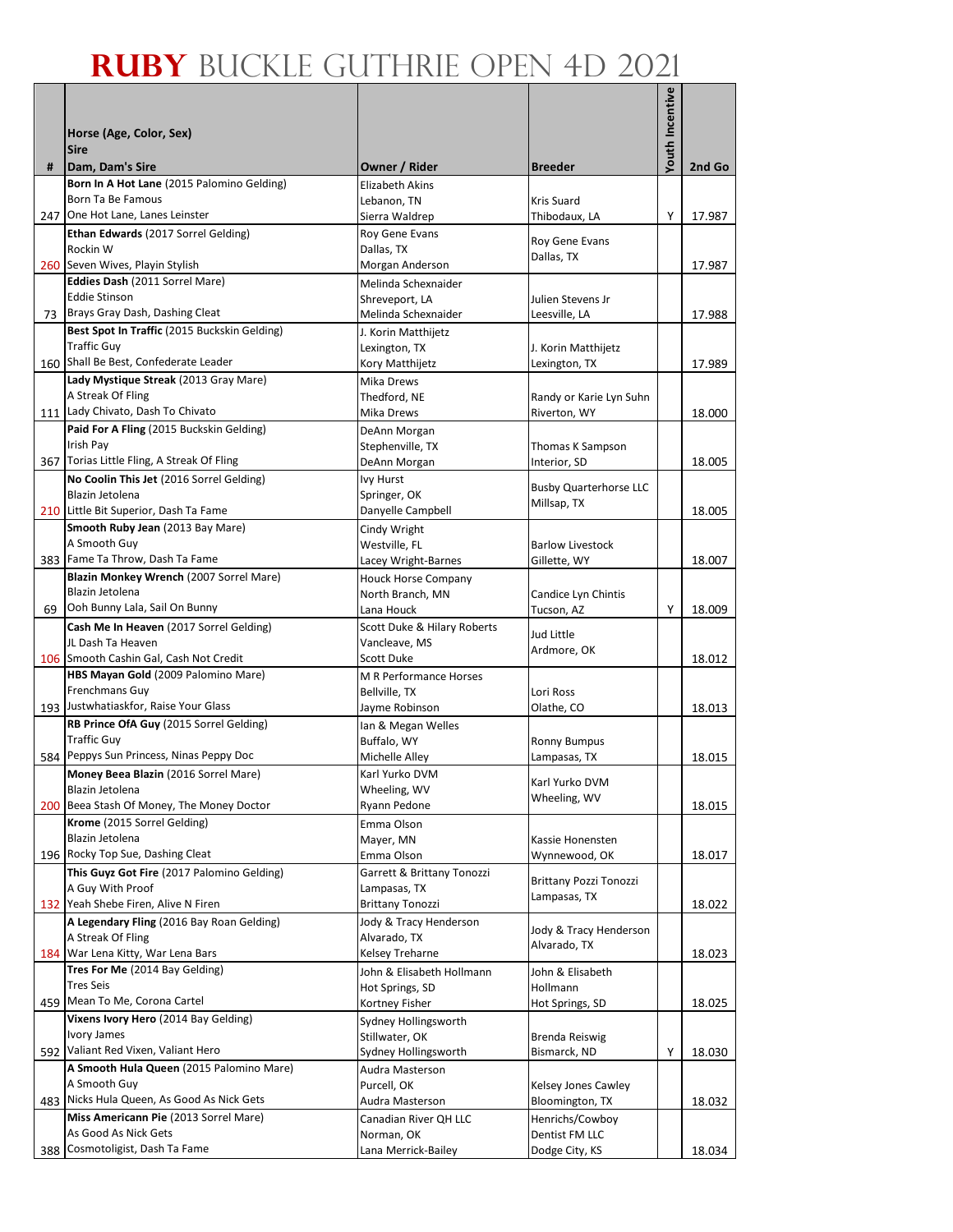# RUBY BUCKLE GUTHRIE OPEN 4D 2021

| # | Horse (Age, Color, Sex) Sire Dam, Dam's Sire | Owner / Rider | Breeder | Youth Incentive | 2nd Go |
|---|---|---|---|---|---|
| 247 | **Born In A Hot Lane** (2015 Palomino Gelding) Born Ta Be Famous One Hot Lane, Lanes Leinster | Elizabeth Akins Lebanon, TN Sierra Waldrep | Kris Suard Thibodaux, LA | Y | 17.987 |
| 260 | **Ethan Edwards** (2017 Sorrel Gelding) Rockin W Seven Wives, Playin Stylish | Roy Gene Evans Dallas, TX Morgan Anderson | Roy Gene Evans Dallas, TX | | 17.987 |
| 73 | **Eddies Dash** (2011 Sorrel Mare) Eddie Stinson Brays Gray Dash, Dashing Cleat | Melinda Schexnaider Shreveport, LA Melinda Schexnaider | Julien Stevens Jr Leesville, LA | | 17.988 |
| 160 | **Best Spot In Traffic** (2015 Buckskin Gelding) Traffic Guy Shall Be Best, Confederate Leader | J. Korin Matthijetz Lexington, TX Kory Matthijetz | J. Korin Matthijetz Lexington, TX | | 17.989 |
| 111 | **Lady Mystique Streak** (2013 Gray Mare) A Streak Of Fling Lady Chivato, Dash To Chivato | Mika Drews Thedford, NE Mika Drews | Randy or Karie Lyn Suhn Riverton, WY | | 18.000 |
| 367 | **Paid For A Fling** (2015 Buckskin Gelding) Irish Pay Torias Little Fling, A Streak Of Fling | DeAnn Morgan Stephenville, TX DeAnn Morgan | Thomas K Sampson Interior, SD | | 18.005 |
| 210 | **No Coolin This Jet** (2016 Sorrel Gelding) Blazin Jetolena Little Bit Superior, Dash Ta Fame | Ivy Hurst Springer, OK Danyelle Campbell | Busby Quarterhorse LLC Millsap, TX | | 18.005 |
| 383 | **Smooth Ruby Jean** (2013 Bay Mare) A Smooth Guy Fame Ta Throw, Dash Ta Fame | Cindy Wright Westville, FL Lacey Wright-Barnes | Barlow Livestock Gillette, WY | | 18.007 |
| 69 | **Blazin Monkey Wrench** (2007 Sorrel Mare) Blazin Jetolena Ooh Bunny Lala, Sail On Bunny | Houck Horse Company North Branch, MN Lana Houck | Candice Lyn Chintis Tucson, AZ | Y | 18.009 |
| 106 | **Cash Me In Heaven** (2017 Sorrel Gelding) JL Dash Ta Heaven Smooth Cashin Gal, Cash Not Credit | Scott Duke & Hilary Roberts Vancleave, MS Scott Duke | Jud Little Ardmore, OK | | 18.012 |
| 193 | **HBS Mayan Gold** (2009 Palomino Mare) Frenchmans Guy Justwhatiaskfor, Raise Your Glass | M R Performance Horses Bellville, TX Jayme Robinson | Lori Ross Olathe, CO | | 18.013 |
| 584 | **RB Prince OfA Guy** (2015 Sorrel Gelding) Traffic Guy Peppys Sun Princess, Ninas Peppy Doc | Ian & Megan Welles Buffalo, WY Michelle Alley | Ronny Bumpus Lampasas, TX | | 18.015 |
| 200 | **Money Beea Blazin** (2016 Sorrel Mare) Blazin Jetolena Beea Stash Of Money, The Money Doctor | Karl Yurko DVM Wheeling, WV Ryann Pedone | Karl Yurko DVM Wheeling, WV | | 18.015 |
| 196 | **Krome** (2015 Sorrel Gelding) Blazin Jetolena Rocky Top Sue, Dashing Cleat | Emma Olson Mayer, MN Emma Olson | Kassie Honensten Wynnewood, OK | | 18.017 |
| 132 | **This Guyz Got Fire** (2017 Palomino Gelding) A Guy With Proof Yeah Shebe Firen, Alive N Firen | Garrett & Brittany Tonozzi Lampasas, TX Brittany Tonozzi | Brittany Pozzi Tonozzi Lampasas, TX | | 18.022 |
| 184 | **A Legendary Fling** (2016 Bay Roan Gelding) A Streak Of Fling War Lena Kitty, War Lena Bars | Jody & Tracy Henderson Alvarado, TX Kelsey Treharne | Jody & Tracy Henderson Alvarado, TX | | 18.023 |
| 459 | **Tres For Me** (2014 Bay Gelding) Tres Seis Mean To Me, Corona Cartel | John & Elisabeth Hollmann Hot Springs, SD Kortney Fisher | John & Elisabeth Hollmann Hot Springs, SD | | 18.025 |
| 592 | **Vixens Ivory Hero** (2014 Bay Gelding) Ivory James Valiant Red Vixen, Valiant Hero | Sydney Hollingsworth Stillwater, OK Sydney Hollingsworth | Brenda Reiswig Bismarck, ND | Y | 18.030 |
| 483 | **A Smooth Hula Queen** (2015 Palomino Mare) A Smooth Guy Nicks Hula Queen, As Good As Nick Gets | Audra Masterson Purcell, OK Audra Masterson | Kelsey Jones Cawley Bloomington, TX | | 18.032 |
| 388 | **Miss Americann Pie** (2013 Sorrel Mare) As Good As Nick Gets Cosmotologist, Dash Ta Fame | Canadian River QH LLC Norman, OK Lana Merrick-Bailey | Henrichs/Cowboy Dentist FM LLC Dodge City, KS | | 18.034 |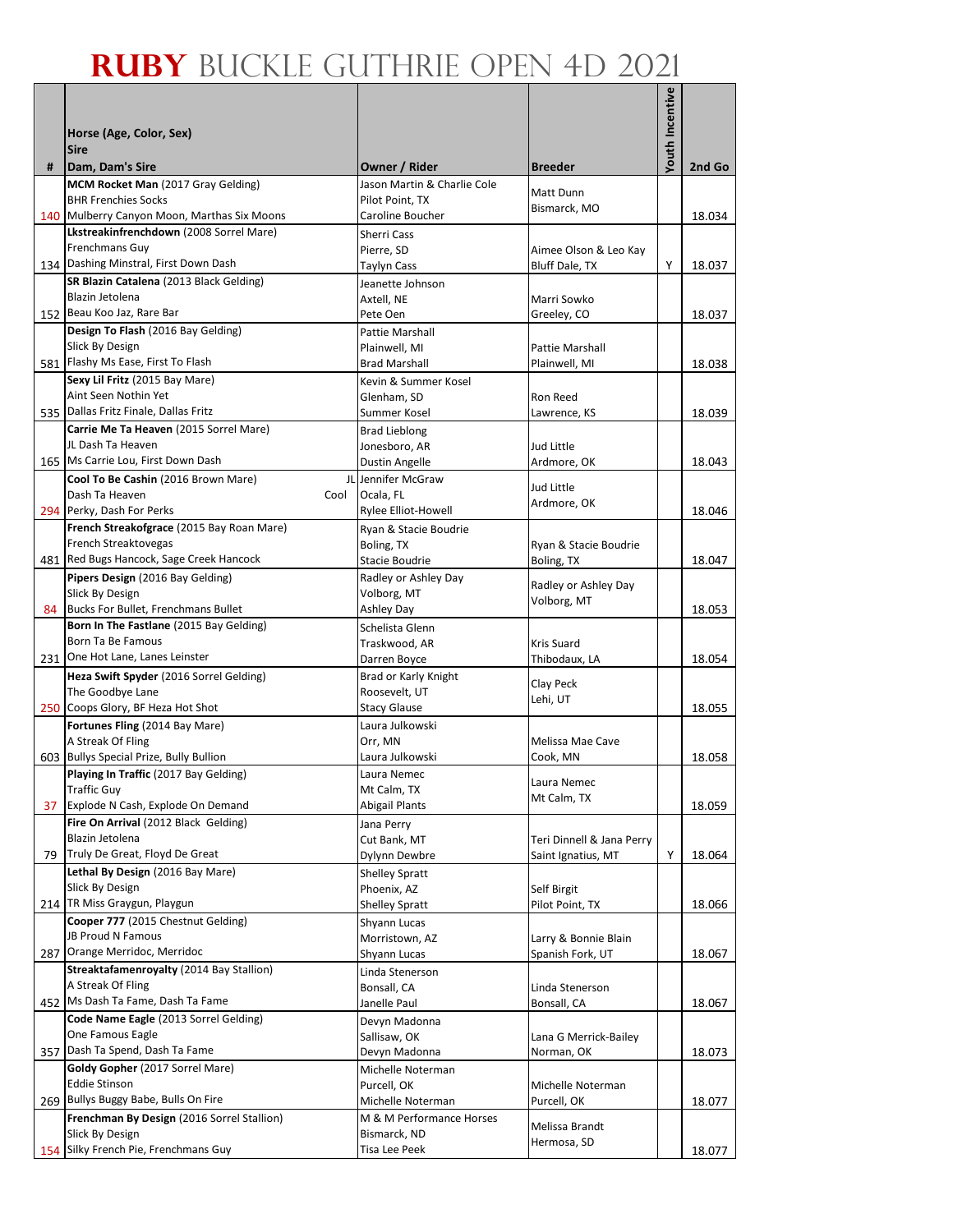# RUBY BUCKLE GUTHRIE OPEN 4D 2021

| # | Horse (Age, Color, Sex)<br>Sire<br>Dam, Dam's Sire | Owner / Rider | Breeder | Youth Incentive | 2nd Go |
|---|---|---|---|---|---|
| 140 | **MCM Rocket Man** (2017 Gray Gelding)<br>BHR Frenchies Socks<br>Mulberry Canyon Moon, Marthas Six Moons | Jason Martin & Charlie Cole<br>Pilot Point, TX<br>Caroline Boucher | Matt Dunn<br>Bismarck, MO | | 18.034 |
| 134 | **Lkstreakinfrenchdown** (2008 Sorrel Mare)<br>Frenchmans Guy<br>Dashing Minstral, First Down Dash | Sherri Cass<br>Pierre, SD<br>Taylyn Cass | Aimee Olson & Leo Kay<br>Bluff Dale, TX | Y | 18.037 |
| 152 | **SR Blazin Catalena** (2013 Black Gelding)<br>Blazin Jetolena<br>Beau Koo Jaz, Rare Bar | Jeanette Johnson<br>Axtell, NE<br>Pete Oen | Marri Sowko<br>Greeley, CO | | 18.037 |
| 581 | **Design To Flash** (2016 Bay Gelding)<br>Slick By Design<br>Flashy Ms Ease, First To Flash | Pattie Marshall<br>Plainwell, MI<br>Brad Marshall | Pattie Marshall<br>Plainwell, MI | | 18.038 |
| 535 | **Sexy Lil Fritz** (2015 Bay Mare)<br>Aint Seen Nothin Yet<br>Dallas Fritz Finale, Dallas Fritz | Kevin & Summer Kosel<br>Glenham, SD<br>Summer Kosel | Ron Reed<br>Lawrence, KS | | 18.039 |
| 165 | **Carrie Me Ta Heaven** (2015 Sorrel Mare)<br>JL Dash Ta Heaven<br>Ms Carrie Lou, First Down Dash | Brad Lieblong<br>Jonesboro, AR<br>Dustin Angelle | Jud Little<br>Ardmore, OK | | 18.043 |
| 294 | **Cool To Be Cashin** (2016 Brown Mare) JL<br>Dash Ta Heaven Cool<br>Perky, Dash For Perks | Jennifer McGraw<br>Ocala, FL<br>Rylee Elliot-Howell | Jud Little<br>Ardmore, OK | | 18.046 |
| 481 | **French Streakofgrace** (2015 Bay Roan Mare)<br>French Streaktovegas<br>Red Bugs Hancock, Sage Creek Hancock | Ryan & Stacie Boudrie<br>Boling, TX<br>Stacie Boudrie | Ryan & Stacie Boudrie<br>Boling, TX | | 18.047 |
| 84 | **Pipers Design** (2016 Bay Gelding)<br>Slick By Design<br>Bucks For Bullet, Frenchmans Bullet | Radley or Ashley Day<br>Volborg, MT<br>Ashley Day | Radley or Ashley Day<br>Volborg, MT | | 18.053 |
| 231 | **Born In The Fastlane** (2015 Bay Gelding)<br>Born Ta Be Famous<br>One Hot Lane, Lanes Leinster | Schelista Glenn<br>Traskwood, AR<br>Darren Boyce | Kris Suard<br>Thibodaux, LA | | 18.054 |
| 250 | **Heza Swift Spyder** (2016 Sorrel Gelding)<br>The Goodbye Lane<br>Coops Glory, BF Heza Hot Shot | Brad or Karly Knight<br>Roosevelt, UT<br>Stacy Glause | Clay Peck<br>Lehi, UT | | 18.055 |
| 603 | **Fortunes Fling** (2014 Bay Mare)<br>A Streak Of Fling<br>Bullys Special Prize, Bully Bullion | Laura Julkowski<br>Orr, MN<br>Laura Julkowski | Melissa Mae Cave<br>Cook, MN | | 18.058 |
| 37 | **Playing In Traffic** (2017 Bay Gelding)<br>Traffic Guy<br>Explode N Cash, Explode On Demand | Laura Nemec<br>Mt Calm, TX<br>Abigail Plants | Laura Nemec<br>Mt Calm, TX | | 18.059 |
| 79 | **Fire On Arrival** (2012 Black Gelding)<br>Blazin Jetolena<br>Truly De Great, Floyd De Great | Jana Perry<br>Cut Bank, MT<br>Dylynn Dewbre | Teri Dinnell & Jana Perry<br>Saint Ignatius, MT | Y | 18.064 |
| 214 | **Lethal By Design** (2016 Bay Mare)<br>Slick By Design<br>TR Miss Graygun, Playgun | Shelley Spratt<br>Phoenix, AZ<br>Shelley Spratt | Self Birgit<br>Pilot Point, TX | | 18.066 |
| 287 | **Cooper 777** (2015 Chestnut Gelding)<br>JB Proud N Famous<br>Orange Merridoc, Merridoc | Shyann Lucas<br>Morristown, AZ<br>Shyann Lucas | Larry & Bonnie Blain<br>Spanish Fork, UT | | 18.067 |
| 452 | **Streaktafamenroyalty** (2014 Bay Stallion)<br>A Streak Of Fling<br>Ms Dash Ta Fame, Dash Ta Fame | Linda Stenerson<br>Bonsall, CA<br>Janelle Paul | Linda Stenerson<br>Bonsall, CA | | 18.067 |
| 357 | **Code Name Eagle** (2013 Sorrel Gelding)<br>One Famous Eagle<br>Dash Ta Spend, Dash Ta Fame | Devyn Madonna<br>Sallisaw, OK<br>Devyn Madonna | Lana G Merrick-Bailey<br>Norman, OK | | 18.073 |
| 269 | **Goldy Gopher** (2017 Sorrel Mare)<br>Eddie Stinson<br>Bullys Buggy Babe, Bulls On Fire | Michelle Noterman<br>Purcell, OK<br>Michelle Noterman | Michelle Noterman<br>Purcell, OK | | 18.077 |
| 154 | **Frenchman By Design** (2016 Sorrel Stallion)<br>Slick By Design<br>Silky French Pie, Frenchmans Guy | M & M Performance Horses<br>Bismarck, ND<br>Tisa Lee Peek | Melissa Brandt<br>Hermosa, SD | | 18.077 |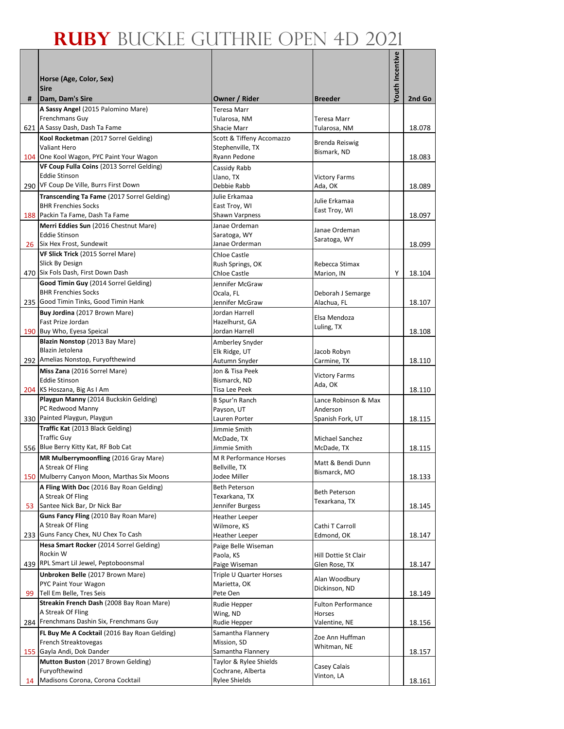# RUBY BUCKLE GUTHRIE OPEN 4D 2021

| # | Horse (Age, Color, Sex)<br>Sire<br>Dam, Dam's Sire | Owner / Rider | Breeder | Youth Incentive | 2nd Go |
|---|---|---|---|---|---|
| 621 | **A Sassy Angel** (2015 Palomino Mare)<br>Frenchmans Guy<br>A Sassy Dash, Dash Ta Fame | Teresa Marr<br>Tularosa, NM<br>Shacie Marr | Teresa Marr<br>Tularosa, NM | | 18.078 |
| 104 | **Kool Rocketman** (2017 Sorrel Gelding)<br>Valiant Hero<br>One Kool Wagon, PYC Paint Your Wagon | Scott & Tiffeny Accomazzo<br>Stephenville, TX<br>Ryann Pedone | Brenda Reiswig<br>Bismark, ND | | 18.083 |
| 290 | **VF Coup Fulla Coins** (2013 Sorrel Gelding)<br>Eddie Stinson<br>VF Coup De Ville, Burrs First Down | Cassidy Rabb<br>Llano, TX<br>Debbie Rabb | Victory Farms<br>Ada, OK | | 18.089 |
| 188 | **Transcending Ta Fame** (2017 Sorrel Gelding)<br>BHR Frenchies Socks<br>Packin Ta Fame, Dash Ta Fame | Julie Erkamaa<br>East Troy, WI<br>Shawn Varpness | Julie Erkamaa<br>East Troy, WI | | 18.097 |
| 26 | **Merri Eddies Sun** (2016 Chestnut Mare)<br>Eddie Stinson<br>Six Hex Frost, Sundewit | Janae Ordeman<br>Saratoga, WY<br>Janae Orderman | Janae Ordeman<br>Saratoga, WY | | 18.099 |
| 470 | **VF Slick Trick** (2015 Sorrel Mare)<br>Slick By Design<br>Six Fols Dash, First Down Dash | Chloe Castle<br>Rush Springs, OK<br>Chloe Castle | Rebecca Stimax<br>Marion, IN | Y | 18.104 |
| 235 | **Good Timin Guy** (2014 Sorrel Gelding)<br>BHR Frenchies Socks<br>Good Timin Tinks, Good Timin Hank | Jennifer McGraw<br>Ocala, FL<br>Jennifer McGraw | Deborah J Semarge<br>Alachua, FL | | 18.107 |
| 190 | **Buy Jordina** (2017 Brown Mare)<br>Fast Prize Jordan<br>Buy Who, Eyesa Speical | Jordan Harrell<br>Hazelhurst, GA<br>Jordan Harrell | Elsa Mendoza<br>Luling, TX | | 18.108 |
| 292 | **Blazin Nonstop** (2013 Bay Mare)<br>Blazin Jetolena<br>Amelias Nonstop, Furyofthewind | Amberley Snyder<br>Elk Ridge, UT<br>Autumn Snyder | Jacob Robyn<br>Carmine, TX | | 18.110 |
| 204 | **Miss Zana** (2016 Sorrel Mare)<br>Eddie Stinson<br>KS Hoszana, Big As I Am | Jon & Tisa Peek<br>Bismarck, ND<br>Tisa Lee Peek | Victory Farms<br>Ada, OK | | 18.110 |
| 330 | **Playgun Manny** (2014 Buckskin Gelding)<br>PC Redwood Manny<br>Painted Playgun, Playgun | B Spur'n Ranch<br>Payson, UT<br>Lauren Porter | Lance Robinson & Max Anderson<br>Spanish Fork, UT | | 18.115 |
| 556 | **Traffic Kat** (2013 Black Gelding)<br>Traffic Guy<br>Blue Berry Kitty Kat, RF Bob Cat | Jimmie Smith<br>McDade, TX<br>Jimmie Smith | Michael Sanchez<br>McDade, TX | | 18.115 |
| 150 | **MR Mulberrymoonfling** (2016 Gray Mare)<br>A Streak Of Fling<br>Mulberry Canyon Moon, Marthas Six Moons | M R Performance Horses<br>Bellville, TX<br>Jodee Miller | Matt & Bendi Dunn<br>Bismarck, MO | | 18.133 |
| 53 | **A Fling With Doc** (2016 Bay Roan Gelding)<br>A Streak Of Fling<br>Santee Nick Bar, Dr Nick Bar | Beth Peterson<br>Texarkana, TX<br>Jennifer Burgess | Beth Peterson<br>Texarkana, TX | | 18.145 |
| 233 | **Guns Fancy Fling** (2010 Bay Roan Mare)<br>A Streak Of Fling<br>Guns Fancy Chex, NU Chex To Cash | Heather Leeper<br>Wilmore, KS<br>Heather Leeper | Cathi T Carroll<br>Edmond, OK | | 18.147 |
| 439 | **Hesa Smart Rocker** (2014 Sorrel Gelding)<br>Rockin W<br>RPL Smart Lil Jewel, Peptoboonsmal | Paige Belle Wiseman<br>Paola, KS<br>Paige Wiseman | Hill Dottie St Clair<br>Glen Rose, TX | | 18.147 |
| 99 | **Unbroken Belle** (2017 Brown Mare)<br>PYC Paint Your Wagon<br>Tell Em Belle, Tres Seis | Triple U Quarter Horses<br>Marietta, OK<br>Pete Oen | Alan Woodbury<br>Dickinson, ND | | 18.149 |
| 284 | **Streakin French Dash** (2008 Bay Roan Mare)<br>A Streak Of Fling<br>Frenchmans Dashin Six, Frenchmans Guy | Rudie Hepper<br>Wing, ND<br>Rudie Hepper | Fulton Performance Horses<br>Valentine, NE | | 18.156 |
| 155 | **FL Buy Me A Cocktail** (2016 Bay Roan Gelding)<br>French Streaktovegas<br>Gayla Andi, Dok Dander | Samantha Flannery<br>Mission, SD<br>Samantha Flannery | Zoe Ann Huffman<br>Whitman, NE | | 18.157 |
| 14 | **Mutton Buston** (2017 Brown Gelding)<br>Furyofthewind<br>Madisons Corona, Corona Cocktail | Taylor & Rylee Shields<br>Cochrane, Alberta<br>Rylee Shields | Casey Calais<br>Vinton, LA | | 18.161 |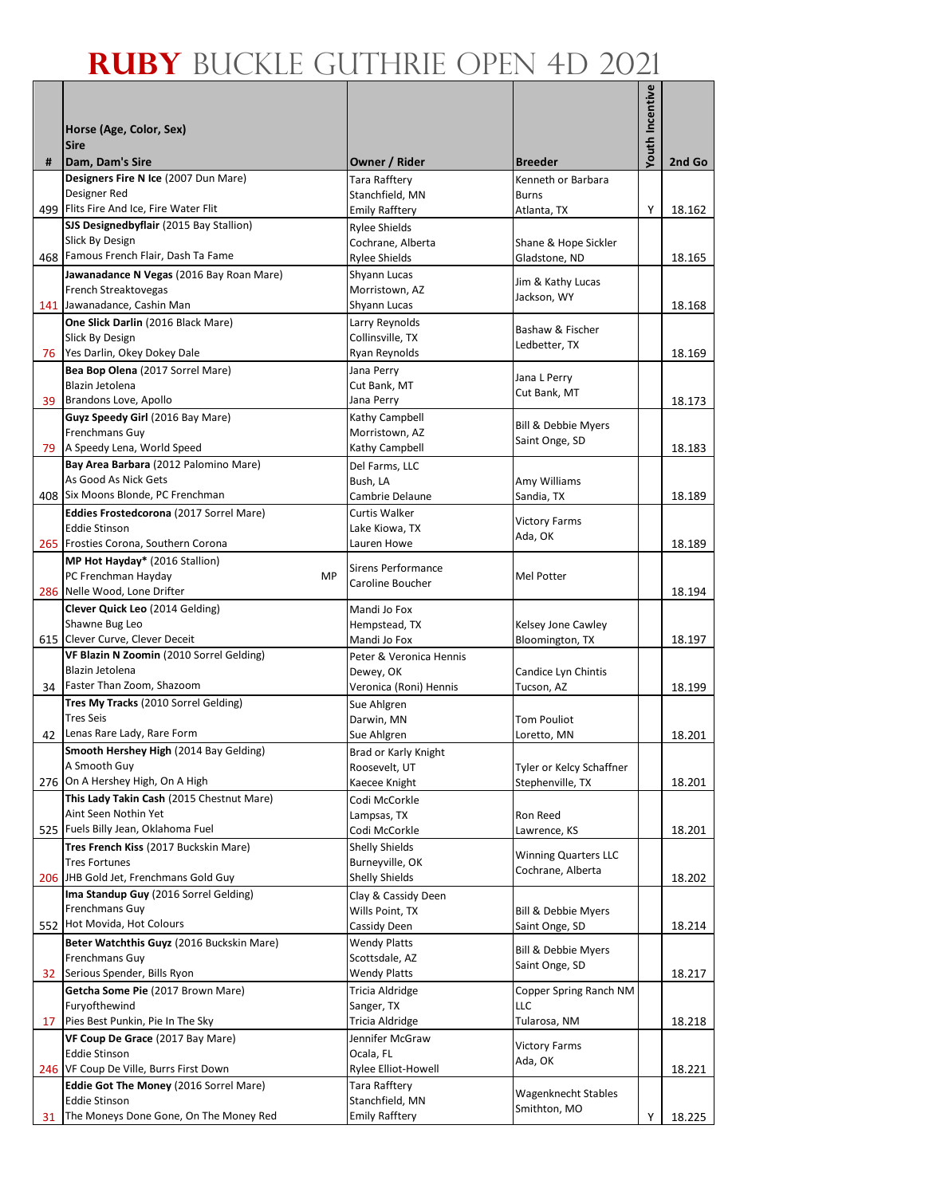# RUBY BUCKLE GUTHRIE OPEN 4D 2021

| # | Horse (Age, Color, Sex)<br>Sire<br>Dam, Dam's Sire | Owner / Rider | Breeder | Youth Incentive | 2nd Go |
|---|---|---|---|---|---|
| 499 | **Designers Fire N Ice** (2007 Dun Mare)<br>Designer Red<br>Flits Fire And Ice, Fire Water Flit | Tara Rafftery<br>Stanchfield, MN<br>Emily Rafftery | Kenneth or Barbara Burns<br>Atlanta, TX | Y | 18.162 |
| 468 | **SJS Designedbyflair** (2015 Bay Stallion)<br>Slick By Design<br>Famous French Flair, Dash Ta Fame | Rylee Shields<br>Cochrane, Alberta<br>Rylee Shields | Shane & Hope Sickler<br>Gladstone, ND | | 18.165 |
| 141 | **Jawanadance N Vegas** (2016 Bay Roan Mare)<br>French Streaktovegas<br>Jawanadance, Cashin Man | Shyann Lucas<br>Morristown, AZ<br>Shyann Lucas | Jim & Kathy Lucas<br>Jackson, WY | | 18.168 |
| 76 | **One Slick Darlin** (2016 Black Mare)<br>Slick By Design<br>Yes Darlin, Okey Dokey Dale | Larry Reynolds<br>Collinsville, TX<br>Ryan Reynolds | Bashaw & Fischer<br>Ledbetter, TX | | 18.169 |
| 39 | **Bea Bop Olena** (2017 Sorrel Mare)<br>Blazin Jetolena<br>Brandons Love, Apollo | Jana Perry<br>Cut Bank, MT<br>Jana Perry | Jana L Perry<br>Cut Bank, MT | | 18.173 |
| 79 | **Guyz Speedy Girl** (2016 Bay Mare)<br>Frenchmans Guy<br>A Speedy Lena, World Speed | Kathy Campbell<br>Morristown, AZ<br>Kathy Campbell | Bill & Debbie Myers<br>Saint Onge, SD | | 18.183 |
| 408 | **Bay Area Barbara** (2012 Palomino Mare)<br>As Good As Nick Gets<br>Six Moons Blonde, PC Frenchman | Del Farms, LLC<br>Bush, LA<br>Cambrie Delaune | Amy Williams<br>Sandia, TX | | 18.189 |
| 265 | **Eddies Frostedcorona** (2017 Sorrel Mare)<br>Eddie Stinson<br>Frosties Corona, Southern Corona | Curtis Walker<br>Lake Kiowa, TX<br>Lauren Howe | Victory Farms<br>Ada, OK | | 18.189 |
| 286 | **MP Hot Hayday*** (2016 Stallion)<br>PC Frenchman Hayday MP<br>Nelle Wood, Lone Drifter | Sirens Performance<br>Caroline Boucher | Mel Potter | | 18.194 |
| 615 | **Clever Quick Leo** (2014 Gelding)<br>Shawne Bug Leo<br>Clever Curve, Clever Deceit | Mandi Jo Fox<br>Hempstead, TX<br>Mandi Jo Fox | Kelsey Jone Cawley<br>Bloomington, TX | | 18.197 |
| 34 | **VF Blazin N Zoomin** (2010 Sorrel Gelding)<br>Blazin Jetolena<br>Faster Than Zoom, Shazoom | Peter & Veronica Hennis<br>Dewey, OK<br>Veronica (Roni) Hennis | Candice Lyn Chintis<br>Tucson, AZ | | 18.199 |
| 42 | **Tres My Tracks** (2010 Sorrel Gelding)<br>Tres Seis<br>Lenas Rare Lady, Rare Form | Sue Ahlgren<br>Darwin, MN<br>Sue Ahlgren | Tom Pouliot<br>Loretto, MN | | 18.201 |
| 276 | **Smooth Hershey High** (2014 Bay Gelding)<br>A Smooth Guy<br>On A Hershey High, On A High | Brad or Karly Knight<br>Roosevelt, UT<br>Kaecee Knight | Tyler or Kelcy Schaffner<br>Stephenville, TX | | 18.201 |
| 525 | **This Lady Takin Cash** (2015 Chestnut Mare)<br>Aint Seen Nothin Yet<br>Fuels Billy Jean, Oklahoma Fuel | Codi McCorkle<br>Lampsas, TX<br>Codi McCorkle | Ron Reed<br>Lawrence, KS | | 18.201 |
| 206 | **Tres French Kiss** (2017 Buckskin Mare)<br>Tres Fortunes<br>JHB Gold Jet, Frenchmans Gold Guy | Shelly Shields<br>Burneyville, OK<br>Shelly Shields | Winning Quarters LLC<br>Cochrane, Alberta | | 18.202 |
| 552 | **Ima Standup Guy** (2016 Sorrel Gelding)<br>Frenchmans Guy<br>Hot Movida, Hot Colours | Clay & Cassidy Deen<br>Wills Point, TX<br>Cassidy Deen | Bill & Debbie Myers<br>Saint Onge, SD | | 18.214 |
| 32 | **Beter Watchthis Guyz** (2016 Buckskin Mare)<br>Frenchmans Guy<br>Serious Spender, Bills Ryon | Wendy Platts<br>Scottsdale, AZ<br>Wendy Platts | Bill & Debbie Myers<br>Saint Onge, SD | | 18.217 |
| 17 | **Getcha Some Pie** (2017 Brown Mare)<br>Furyofthewind<br>Pies Best Punkin, Pie In The Sky | Tricia Aldridge<br>Sanger, TX<br>Tricia Aldridge | Copper Spring Ranch NM LLC<br>Tularosa, NM | | 18.218 |
| 246 | **VF Coup De Grace** (2017 Bay Mare)<br>Eddie Stinson<br>VF Coup De Ville, Burrs First Down | Jennifer McGraw<br>Ocala, FL<br>Rylee Elliot-Howell | Victory Farms<br>Ada, OK | | 18.221 |
| 31 | **Eddie Got The Money** (2016 Sorrel Mare)<br>Eddie Stinson<br>The Moneys Done Gone, On The Money Red | Tara Rafftery<br>Stanchfield, MN<br>Emily Rafftery | Wagenknecht Stables<br>Smithton, MO | Y | 18.225 |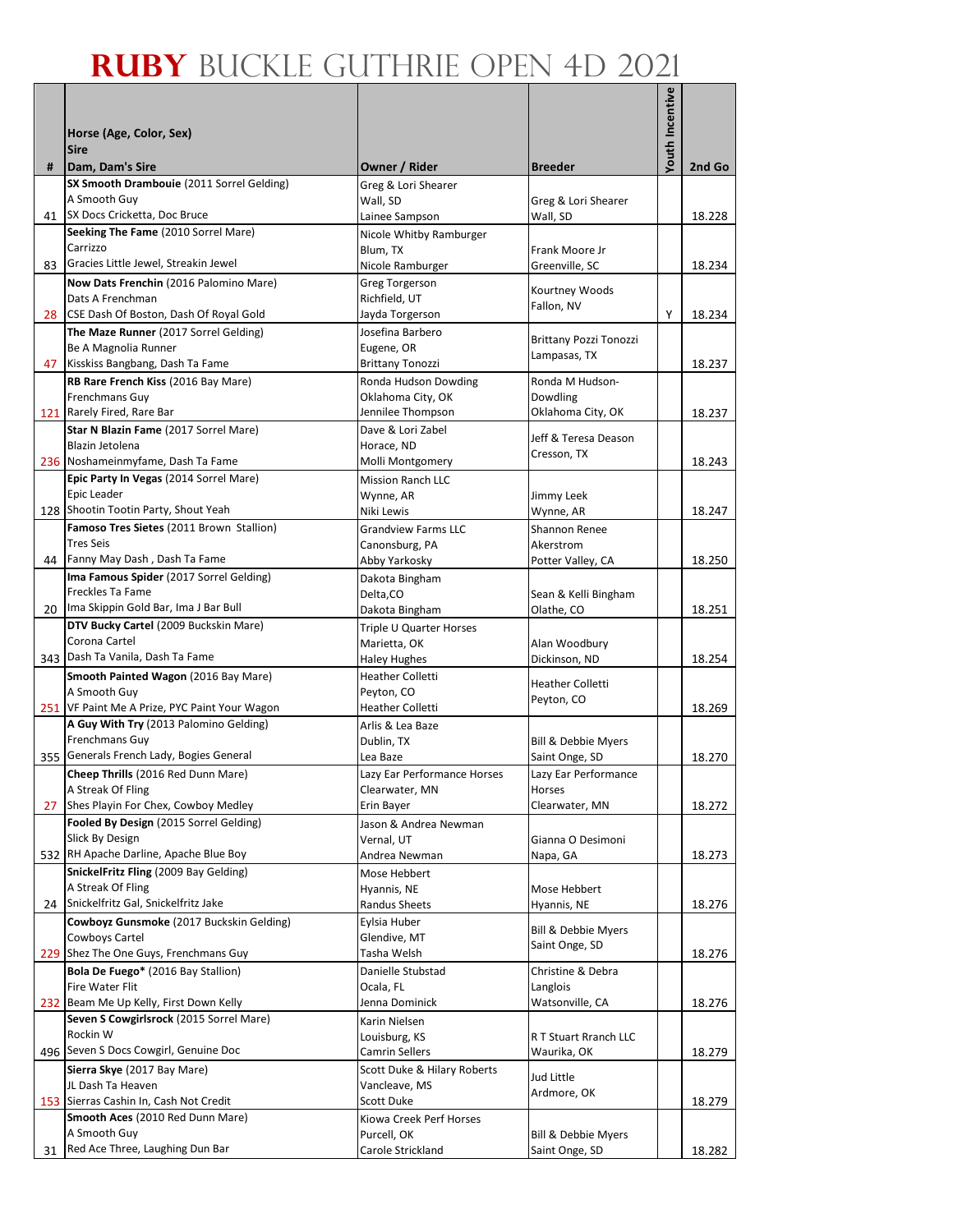# RUBY BUCKLE GUTHRIE OPEN 4D 2021

| # | Horse (Age, Color, Sex)<br>Sire<br>Dam, Dam's Sire | Owner / Rider | Breeder | Youth Incentive | 2nd Go |
|---|---|---|---|---|---|
| 41 | **SX Smooth Drambouie** (2011 Sorrel Gelding)<br>A Smooth Guy<br>SX Docs Cricketta, Doc Bruce | Greg & Lori Shearer<br>Wall, SD<br>Lainee Sampson | Greg & Lori Shearer<br>Wall, SD | | 18.228 |
| 83 | **Seeking The Fame** (2010 Sorrel Mare)<br>Carrizzo<br>Gracies Little Jewel, Streakin Jewel | Nicole Whitby Ramburger<br>Blum, TX<br>Nicole Ramburger | Frank Moore Jr<br>Greenville, SC | | 18.234 |
| 28 | **Now Dats Frenchin** (2016 Palomino Mare)<br>Dats A Frenchman<br>CSE Dash Of Boston, Dash Of Royal Gold | Greg Torgerson<br>Richfield, UT<br>Jayda Torgerson | Kourtney Woods<br>Fallon, NV | Y | 18.234 |
| 47 | **The Maze Runner** (2017 Sorrel Gelding)<br>Be A Magnolia Runner<br>Kisskiss Bangbang, Dash Ta Fame | Josefina Barbero<br>Eugene, OR<br>Brittany Tonozzi | Brittany Pozzi Tonozzi<br>Lampasas, TX | | 18.237 |
| 121 | **RB Rare French Kiss** (2016 Bay Mare)<br>Frenchmans Guy<br>Rarely Fired, Rare Bar | Ronda Hudson Dowding<br>Oklahoma City, OK<br>Jennilee Thompson | Ronda M Hudson-Dowdling<br>Oklahoma City, OK | | 18.237 |
| 236 | **Star N Blazin Fame** (2017 Sorrel Mare)<br>Blazin Jetolena<br>Noshameinmyfame, Dash Ta Fame | Dave & Lori Zabel<br>Horace, ND<br>Molli Montgomery | Jeff & Teresa Deason<br>Cresson, TX | | 18.243 |
| 128 | **Epic Party In Vegas** (2014 Sorrel Mare)<br>Epic Leader<br>Shootin Tootin Party, Shout Yeah | Mission Ranch LLC<br>Wynne, AR<br>Niki Lewis | Jimmy Leek<br>Wynne, AR | | 18.247 |
| 44 | **Famoso Tres Sietes** (2011 Brown Stallion)<br>Tres Seis<br>Fanny May Dash , Dash Ta Fame | Grandview Farms LLC<br>Canonsburg, PA<br>Abby Yarkosky | Shannon Renee Akerstrom<br>Potter Valley, CA | | 18.250 |
| 20 | **Ima Famous Spider** (2017 Sorrel Gelding)<br>Freckles Ta Fame<br>Ima Skippin Gold Bar, Ima J Bar Bull | Dakota Bingham<br>Delta,CO<br>Dakota Bingham | Sean & Kelli Bingham<br>Olathe, CO | | 18.251 |
| 343 | **DTV Bucky Cartel** (2009 Buckskin Mare)<br>Corona Cartel<br>Dash Ta Vanila, Dash Ta Fame | Triple U Quarter Horses<br>Marietta, OK<br>Haley Hughes | Alan Woodbury<br>Dickinson, ND | | 18.254 |
| 251 | **Smooth Painted Wagon** (2016 Bay Mare)<br>A Smooth Guy<br>VF Paint Me A Prize, PYC Paint Your Wagon | Heather Colletti<br>Peyton, CO<br>Heather Colletti | Heather Colletti<br>Peyton, CO | | 18.269 |
| 355 | **A Guy With Try** (2013 Palomino Gelding)<br>Frenchmans Guy<br>Generals French Lady, Bogies General | Arlis & Lea Baze<br>Dublin, TX<br>Lea Baze | Bill & Debbie Myers<br>Saint Onge, SD | | 18.270 |
| 27 | **Cheep Thrills** (2016 Red Dunn Mare)<br>A Streak Of Fling<br>Shes Playin For Chex, Cowboy Medley | Lazy Ear Performance Horses<br>Clearwater, MN<br>Erin Bayer | Lazy Ear Performance Horses<br>Clearwater, MN | | 18.272 |
| 532 | **Fooled By Design** (2015 Sorrel Gelding)<br>Slick By Design<br>RH Apache Darline, Apache Blue Boy | Jason & Andrea Newman<br>Vernal, UT<br>Andrea Newman | Gianna O Desimoni<br>Napa, GA | | 18.273 |
| 24 | **SnickelFritz Fling** (2009 Bay Gelding)<br>A Streak Of Fling<br>Snickelfritz Gal, Snickelfritz Jake | Mose Hebbert<br>Hyannis, NE<br>Randus Sheets | Mose Hebbert<br>Hyannis, NE | | 18.276 |
| 229 | **Cowboyz Gunsmoke** (2017 Buckskin Gelding)<br>Cowboys Cartel<br>Shez The One Guys, Frenchmans Guy | Eylsia Huber<br>Glendive, MT<br>Tasha Welsh | Bill & Debbie Myers<br>Saint Onge, SD | | 18.276 |
| 232 | **Bola De Fuego*** (2016 Bay Stallion)<br>Fire Water Flit<br>Beam Me Up Kelly, First Down Kelly | Danielle Stubstad<br>Ocala, FL<br>Jenna Dominick | Christine & Debra Langlois<br>Watsonville, CA | | 18.276 |
| 496 | **Seven S Cowgirlsrock** (2015 Sorrel Mare)<br>Rockin W<br>Seven S Docs Cowgirl, Genuine Doc | Karin Nielsen<br>Louisburg, KS<br>Camrin Sellers | R T Stuart Rranch LLC<br>Waurika, OK | | 18.279 |
| 153 | **Sierra Skye** (2017 Bay Mare)<br>JL Dash Ta Heaven<br>Sierras Cashin In, Cash Not Credit | Scott Duke & Hilary Roberts<br>Vancleave, MS<br>Scott Duke | Jud Little<br>Ardmore, OK | | 18.279 |
| 31 | **Smooth Aces** (2010 Red Dunn Mare)<br>A Smooth Guy<br>Red Ace Three, Laughing Dun Bar | Kiowa Creek Perf Horses<br>Purcell, OK<br>Carole Strickland | Bill & Debbie Myers<br>Saint Onge, SD | | 18.282 |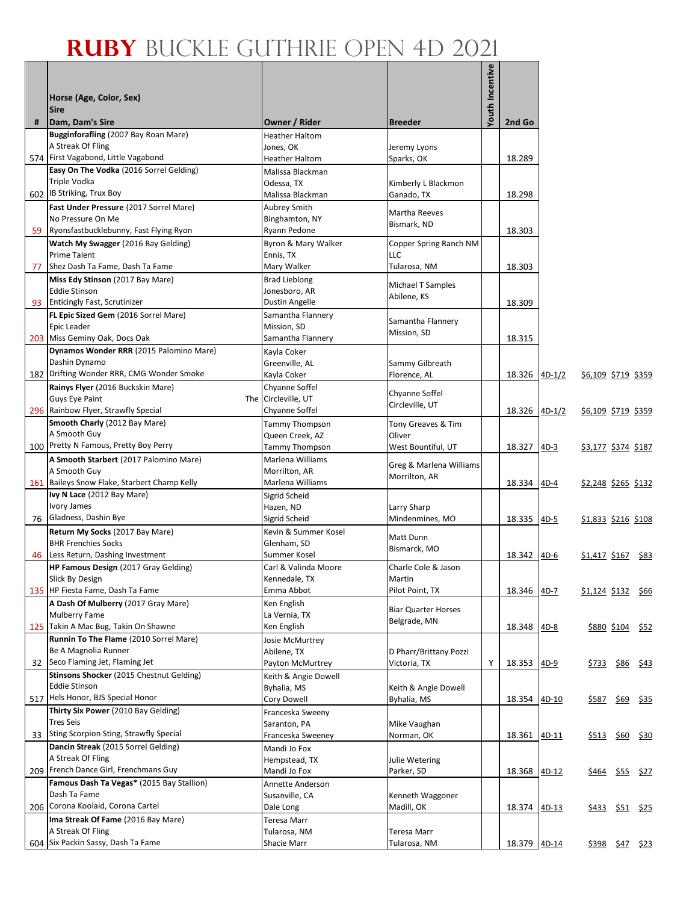# RUBY BUCKLE GUTHRIE OPEN 4D 2021

| # | Horse (Age, Color, Sex) / Sire / Dam, Dam's Sire | Owner / Rider | Breeder | Youth Incentive | 2nd Go | | | | |
|---|---|---|---|---|---|---|---|---|---|
| 574 | **Bugginforafling** (2007 Bay Roan Mare) A Streak Of Fling First Vagabond, Little Vagabond | Heather Haltom Jones, OK Heather Haltom | Jeremy Lyons Sparks, OK | | 18.289 | | | | |
| 602 | **Easy On The Vodka** (2016 Sorrel Gelding) Triple Vodka IB Striking, Trux Boy | Malissa Blackman Odessa, TX Malissa Blackman | Kimberly L Blackmon Ganado, TX | | 18.298 | | | | |
| 59 | **Fast Under Pressure** (2017 Sorrel Mare) No Pressure On Me Ryonsfastbucklebunny, Fast Flying Ryon | Aubrey Smith Binghamton, NY Ryann Pedone | Martha Reeves Bismark, ND | | 18.303 | | | | |
| 77 | **Watch My Swagger** (2016 Bay Gelding) Prime Talent Shez Dash Ta Fame, Dash Ta Fame | Byron & Mary Walker Ennis, TX Mary Walker | Copper Spring Ranch NM LLC Tularosa, NM | | 18.303 | | | | |
| 93 | **Miss Edy Stinson** (2017 Bay Mare) Eddie Stinson Enticingly Fast, Scrutinizer | Brad Lieblong Jonesboro, AR Dustin Angelle | Michael T Samples Abilene, KS | | 18.309 | | | | |
| 203 | **FL Epic Sized Gem** (2016 Sorrel Mare) Epic Leader Miss Geminy Oak, Docs Oak | Samantha Flannery Mission, SD Samantha Flannery | Samantha Flannery Mission, SD | | 18.315 | | | | |
| 182 | **Dynamos Wonder RRR** (2015 Palomino Mare) Dashin Dynamo Drifting Wonder RRR, CMG Wonder Smoke | Kayla Coker Greenville, AL Kayla Coker | Sammy Gilbreath Florence, AL | | 18.326 | 4D-1/2 | $6,109 | $719 | $359 |
| 296 | **Rainys Flyer** (2016 Buckskin Mare) Guys Eye Paint The Rainbow Flyer, Strawfly Special | Chyanne Soffel Circleville, UT Chyanne Soffel | Chyanne Soffel Circleville, UT | | 18.326 | 4D-1/2 | $6,109 | $719 | $359 |
| 100 | **Smooth Charly** (2012 Bay Mare) A Smooth Guy Pretty N Famous, Pretty Boy Perry | Tammy Thompson Queen Creek, AZ Tammy Thompson | Tony Greaves & Tim Oliver West Bountiful, UT | | 18.327 | 4D-3 | $3,177 | $374 | $187 |
| 161 | **A Smooth Starbert** (2017 Palomino Mare) A Smooth Guy Baileys Snow Flake, Starbert Champ Kelly | Marlena Williams Morrilton, AR Marlena Williams | Greg & Marlena Williams Morrilton, AR | | 18.334 | 4D-4 | $2,248 | $265 | $132 |
| 76 | **Ivy N Lace** (2012 Bay Mare) Ivory James Gladness, Dashin Bye | Sigrid Scheid Hazen, ND Sigrid Scheid | Larry Sharp Mindenmines, MO | | 18.335 | 4D-5 | $1,833 | $216 | $108 |
| 46 | **Return My Socks** (2017 Bay Mare) BHR Frenchies Socks Less Return, Dashing Investment | Kevin & Summer Kosel Glenham, SD Summer Kosel | Matt Dunn Bismarck, MO | | 18.342 | 4D-6 | $1,417 | $167 | $83 |
| 135 | **HP Famous Design** (2017 Gray Gelding) Slick By Design HP Fiesta Fame, Dash Ta Fame | Carl & Valinda Moore Kennedale, TX Emma Abbot | Charle Cole & Jason Martin Pilot Point, TX | | 18.346 | 4D-7 | $1,124 | $132 | $66 |
| 125 | **A Dash Of Mulberry** (2017 Gray Mare) Mulberry Fame Takin A Mac Bug, Takin On Shawne | Ken English La Vernia, TX Ken English | Biar Quarter Horses Belgrade, MN | | 18.348 | 4D-8 | $880 | $104 | $52 |
| 32 | **Runnin To The Flame** (2010 Sorrel Mare) Be A Magnolia Runner Seco Flaming Jet, Flaming Jet | Josie McMurtrey Abilene, TX Payton McMurtrey | D Pharr/Brittany Pozzi Victoria, TX | Y | 18.353 | 4D-9 | $733 | $86 | $43 |
| 517 | **Stinsons Shocker** (2015 Chestnut Gelding) Eddie Stinson Hels Honor, BJS Special Honor | Keith & Angie Dowell Byhalia, MS Cory Dowell | Keith & Angie Dowell Byhalia, MS | | 18.354 | 4D-10 | $587 | $69 | $35 |
| 33 | **Thirty Six Power** (2010 Bay Gelding) Tres Seis Sting Scorpion Sting, Strawfly Special | Franceska Sweeny Saranton, PA Franceska Sweeney | Mike Vaughan Norman, OK | | 18.361 | 4D-11 | $513 | $60 | $30 |
| 209 | **Dancin Streak** (2015 Sorrel Gelding) A Streak Of Fling French Dance Girl, Frenchmans Guy | Mandi Jo Fox Hempstead, TX Mandi Jo Fox | Julie Wetering Parker, SD | | 18.368 | 4D-12 | $464 | $55 | $27 |
| 206 | **Famous Dash Ta Vegas*** (2015 Bay Stallion) Dash Ta Fame Corona Koolaid, Corona Cartel | Annette Anderson Susanville, CA Dale Long | Kenneth Waggoner Madill, OK | | 18.374 | 4D-13 | $433 | $51 | $25 |
| 604 | **Ima Streak Of Fame** (2016 Bay Mare) A Streak Of Fling Six Packin Sassy, Dash Ta Fame | Teresa Marr Tularosa, NM Shacie Marr | Teresa Marr Tularosa, NM | | 18.379 | 4D-14 | $398 | $47 | $23 |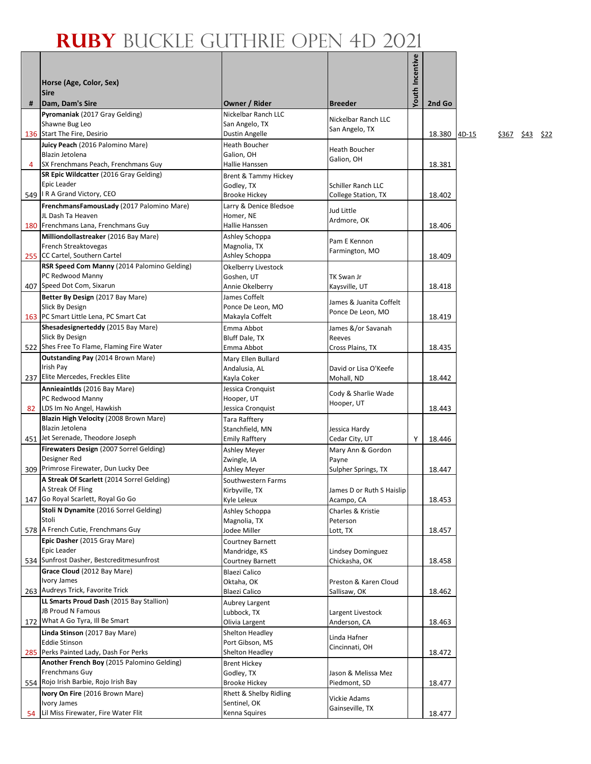# RUBY BUCKLE GUTHRIE OPEN 4D 2021

| # | Horse (Age, Color, Sex)<br>Sire<br>Dam, Dam's Sire | Owner / Rider | Breeder | Youth Incentive | 2nd Go | | | | |
|---|---|---|---|---|---|---|---|---|---|
| 136 | **Pyromaniak** (2017 Gray Gelding)<br>Shawne Bug Leo<br>Start The Fire, Desirio | Nickelbar Ranch LLC<br>San Angelo, TX<br>Dustin Angelle | Nickelbar Ranch LLC<br>San Angelo, TX | | 18.380 | 4D-15 | $367 | $43 | $22 |
| 4 | **Juicy Peach** (2016 Palomino Mare)<br>Blazin Jetolena<br>SX Frenchmans Peach, Frenchmans Guy | Heath Boucher<br>Galion, OH<br>Hallie Hanssen | Heath Boucher<br>Galion, OH | | 18.381 | | | | |
| 549 | **SR Epic Wildcatter** (2016 Gray Gelding)<br>Epic Leader<br>I R A Grand Victory, CEO | Brent & Tammy Hickey<br>Godley, TX<br>Brooke Hickey | Schiller Ranch LLC<br>College Station, TX | | 18.402 | | | | |
| 180 | **FrenchmansFamousLady** (2017 Palomino Mare)<br>JL Dash Ta Heaven<br>Frenchmans Lana, Frenchmans Guy | Larry & Denice Bledsoe<br>Homer, NE<br>Hallie Hanssen | Jud Little<br>Ardmore, OK | | 18.406 | | | | |
| 255 | **Milliondollastreaker** (2016 Bay Mare)<br>French Streaktovegas<br>CC Cartel, Southern Cartel | Ashley Schoppa<br>Magnolia, TX<br>Ashley Schoppa | Pam E Kennon<br>Farmington, MO | | 18.409 | | | | |
| 407 | **RSR Speed Com Manny** (2014 Palomino Gelding)<br>PC Redwood Manny<br>Speed Dot Com, Sixarun | Okelberry Livestock<br>Goshen, UT<br>Annie Okelberry | TK Swan Jr<br>Kaysville, UT | | 18.418 | | | | |
| 163 | **Better By Design** (2017 Bay Mare)<br>Slick By Design<br>PC Smart Little Lena, PC Smart Cat | James Coffelt<br>Ponce De Leon, MO<br>Makayla Coffelt | James & Juanita Coffelt<br>Ponce De Leon, MO | | 18.419 | | | | |
| 522 | **Shesadesignerteddy** (2015 Bay Mare)<br>Slick By Design<br>Shes Free To Flame, Flaming Fire Water | Emma Abbot<br>Bluff Dale, TX<br>Emma Abbot | James &/or Savanah Reeves<br>Cross Plains, TX | | 18.435 | | | | |
| 237 | **Outstanding Pay** (2014 Brown Mare)<br>Irish Pay<br>Elite Mercedes, Freckles Elite | Mary Ellen Bullard<br>Andalusia, AL<br>Kayla Coker | David or Lisa O'Keefe<br>Mohall, ND | | 18.442 | | | | |
| 82 | **Annieaintlds** (2016 Bay Mare)<br>PC Redwood Manny<br>LDS Im No Angel, Hawkish | Jessica Cronquist<br>Hooper, UT<br>Jessica Cronquist | Cody & Sharlie Wade<br>Hooper, UT | | 18.443 | | | | |
| 451 | **Blazin High Velocity** (2008 Brown Mare)<br>Blazin Jetolena<br>Jet Serenade, Theodore Joseph | Tara Rafftery<br>Stanchfield, MN<br>Emily Rafftery | Jessica Hardy<br>Cedar City, UT | Y | 18.446 | | | | |
| 309 | **Firewaters Design** (2007 Sorrel Gelding)<br>Designer Red<br>Primrose Firewater, Dun Lucky Dee | Ashley Meyer<br>Zwingle, IA<br>Ashley Meyer | Mary Ann & Gordon Payne<br>Sulpher Springs, TX | | 18.447 | | | | |
| 147 | **A Streak Of Scarlett** (2014 Sorrel Gelding)<br>A Streak Of Fling<br>Go Royal Scarlett, Royal Go Go | Southwestern Farms<br>Kirbyville, TX<br>Kyle Leleux | James D or Ruth S Haislip<br>Acampo, CA | | 18.453 | | | | |
| 578 | **Stoli N Dynamite** (2016 Sorrel Gelding)<br>Stoli<br>A French Cutie, Frenchmans Guy | Ashley Schoppa<br>Magnolia, TX<br>Jodee Miller | Charles & Kristie Peterson<br>Lott, TX | | 18.457 | | | | |
| 534 | **Epic Dasher** (2015 Gray Mare)<br>Epic Leader<br>Sunfrost Dasher, Bestcreditmesunfrost | Courtney Barnett<br>Mandridge, KS<br>Courtney Barnett | Lindsey Dominguez<br>Chickasha, OK | | 18.458 | | | | |
| 263 | **Grace Cloud** (2012 Bay Mare)<br>Ivory James<br>Audreys Trick, Favorite Trick | Blaezi Calico<br>Oktaha, OK<br>Blaezi Calico | Preston & Karen Cloud<br>Sallisaw, OK | | 18.462 | | | | |
| 172 | **LL Smarts Proud Dash** (2015 Bay Stallion)<br>JB Proud N Famous<br>What A Go Tyra, Ill Be Smart | Aubrey Largent<br>Lubbock, TX<br>Olivia Largent | Largent Livestock<br>Anderson, CA | | 18.463 | | | | |
| 285 | **Linda Stinson** (2017 Bay Mare)<br>Eddie Stinson<br>Perks Painted Lady, Dash For Perks | Shelton Headley<br>Port Gibson, MS<br>Shelton Headley | Linda Hafner<br>Cincinnati, OH | | 18.472 | | | | |
| 554 | **Another French Boy** (2015 Palomino Gelding)<br>Frenchmans Guy<br>Rojo Irish Barbie, Rojo Irish Bay | Brent Hickey<br>Godley, TX<br>Brooke Hickey | Jason & Melissa Mez<br>Piedmont, SD | | 18.477 | | | | |
| 54 | **Ivory On Fire** (2016 Brown Mare)<br>Ivory James<br>Lil Miss Firewater, Fire Water Flit | Rhett & Shelby Ridling<br>Sentinel, OK<br>Kenna Squires | Vickie Adams<br>Gainseville, TX | | 18.477 | | | | |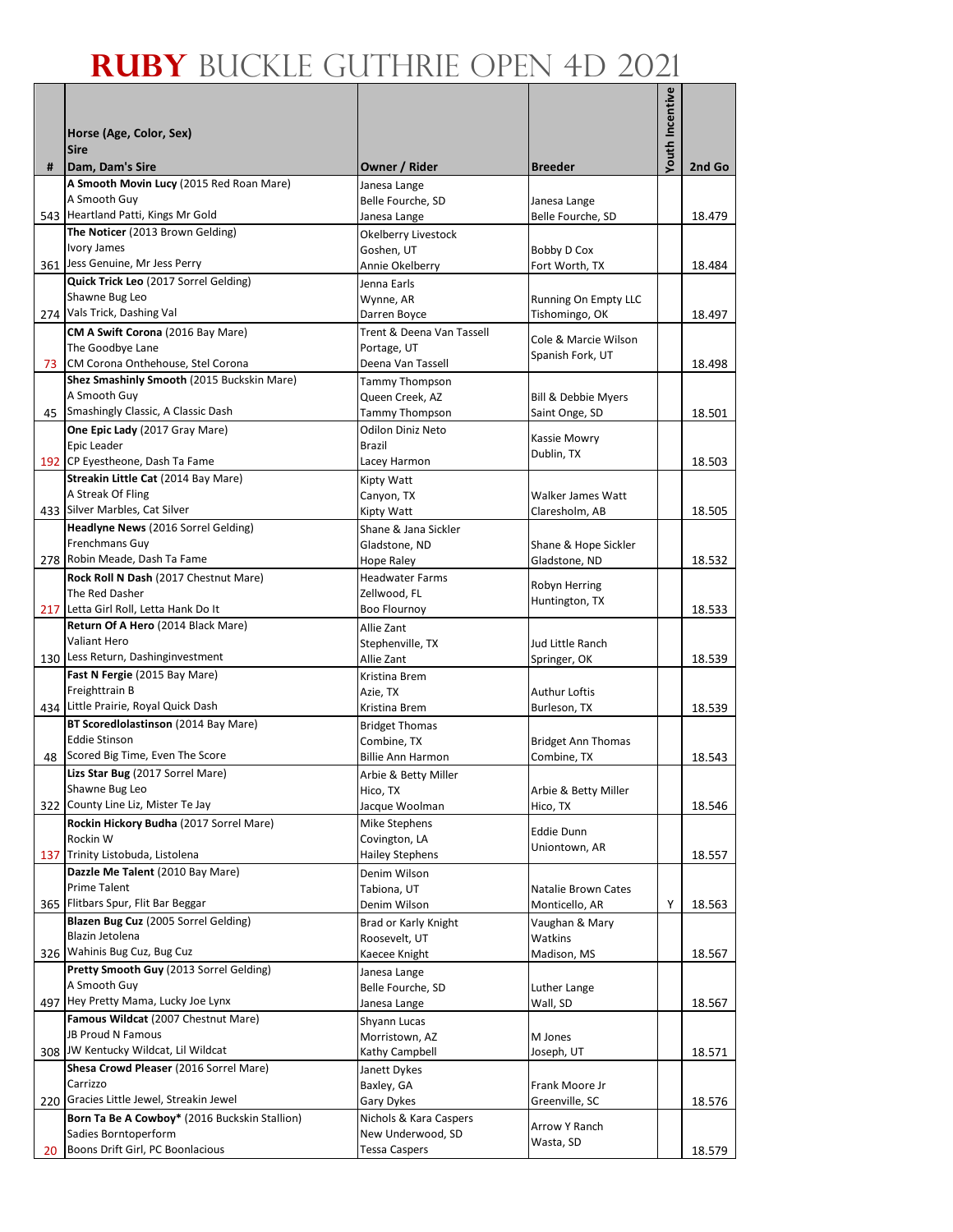# RUBY BUCKLE GUTHRIE OPEN 4D 2021

| # | Horse (Age, Color, Sex)<br>Sire<br>Dam, Dam's Sire | Owner / Rider | Breeder | Youth Incentive | 2nd Go |
|---|---|---|---|---|---|
| 543 | **A Smooth Movin Lucy** (2015 Red Roan Mare)<br>A Smooth Guy<br>Heartland Patti, Kings Mr Gold | Janesa Lange<br>Belle Fourche, SD<br>Janesa Lange | Janesa Lange<br>Belle Fourche, SD | | 18.479 |
| 361 | **The Noticer** (2013 Brown Gelding)<br>Ivory James<br>Jess Genuine, Mr Jess Perry | Okelberry Livestock<br>Goshen, UT<br>Annie Okelberry | Bobby D Cox<br>Fort Worth, TX | | 18.484 |
| 274 | **Quick Trick Leo** (2017 Sorrel Gelding)<br>Shawne Bug Leo<br>Vals Trick, Dashing Val | Jenna Earls<br>Wynne, AR<br>Darren Boyce | Running On Empty LLC<br>Tishomingo, OK | | 18.497 |
| 73 | **CM A Swift Corona** (2016 Bay Mare)<br>The Goodbye Lane<br>CM Corona Onthehouse, Stel Corona | Trent & Deena Van Tassell<br>Portage, UT<br>Deena Van Tassell | Cole & Marcie Wilson<br>Spanish Fork, UT | | 18.498 |
| 45 | **Shez Smashinly Smooth** (2015 Buckskin Mare)<br>A Smooth Guy<br>Smashingly Classic, A Classic Dash | Tammy Thompson<br>Queen Creek, AZ<br>Tammy Thompson | Bill & Debbie Myers<br>Saint Onge, SD | | 18.501 |
| 192 | **One Epic Lady** (2017 Gray Mare)<br>Epic Leader<br>CP Eyestheone, Dash Ta Fame | Odilon Diniz Neto<br>Brazil<br>Lacey Harmon | Kassie Mowry<br>Dublin, TX | | 18.503 |
| 433 | **Streakin Little Cat** (2014 Bay Mare)<br>A Streak Of Fling<br>Silver Marbles, Cat Silver | Kipty Watt<br>Canyon, TX<br>Kipty Watt | Walker James Watt<br>Claresholm, AB | | 18.505 |
| 278 | **Headlyne News** (2016 Sorrel Gelding)<br>Frenchmans Guy<br>Robin Meade, Dash Ta Fame | Shane & Jana Sickler<br>Gladstone, ND<br>Hope Raley | Shane & Hope Sickler<br>Gladstone, ND | | 18.532 |
| 217 | **Rock Roll N Dash** (2017 Chestnut Mare)<br>The Red Dasher<br>Letta Girl Roll, Letta Hank Do It | Headwater Farms<br>Zellwood, FL<br>Boo Flournoy | Robyn Herring<br>Huntington, TX | | 18.533 |
| 130 | **Return Of A Hero** (2014 Black Mare)<br>Valiant Hero<br>Less Return, Dashinginvestment | Allie Zant<br>Stephenville, TX<br>Allie Zant | Jud Little Ranch<br>Springer, OK | | 18.539 |
| 434 | **Fast N Fergie** (2015 Bay Mare)<br>Freighttrain B<br>Little Prairie, Royal Quick Dash | Kristina Brem<br>Azie, TX<br>Kristina Brem | Authur Loftis<br>Burleson, TX | | 18.539 |
| 48 | **BT Scoredlolastinson** (2014 Bay Mare)<br>Eddie Stinson<br>Scored Big Time, Even The Score | Bridget Thomas<br>Combine, TX<br>Billie Ann Harmon | Bridget Ann Thomas<br>Combine, TX | | 18.543 |
| 322 | **Lizs Star Bug** (2017 Sorrel Mare)<br>Shawne Bug Leo<br>County Line Liz, Mister Te Jay | Arbie & Betty Miller<br>Hico, TX<br>Jacque Woolman | Arbie & Betty Miller<br>Hico, TX | | 18.546 |
| 137 | **Rockin Hickory Budha** (2017 Sorrel Mare)<br>Rockin W<br>Trinity Listobuda, Listolena | Mike Stephens<br>Covington, LA<br>Hailey Stephens | Eddie Dunn<br>Uniontown, AR | | 18.557 |
| 365 | **Dazzle Me Talent** (2010 Bay Mare)<br>Prime Talent<br>Flitbars Spur, Flit Bar Beggar | Denim Wilson<br>Tabiona, UT<br>Denim Wilson | Natalie Brown Cates<br>Monticello, AR | Y | 18.563 |
| 326 | **Blazen Bug Cuz** (2005 Sorrel Gelding)<br>Blazin Jetolena<br>Wahinis Bug Cuz, Bug Cuz | Brad or Karly Knight<br>Roosevelt, UT<br>Kaecee Knight | Vaughan & Mary Watkins<br>Madison, MS | | 18.567 |
| 497 | **Pretty Smooth Guy** (2013 Sorrel Gelding)<br>A Smooth Guy<br>Hey Pretty Mama, Lucky Joe Lynx | Janesa Lange<br>Belle Fourche, SD<br>Janesa Lange | Luther Lange<br>Wall, SD | | 18.567 |
| 308 | **Famous Wildcat** (2007 Chestnut Mare)<br>JB Proud N Famous<br>JW Kentucky Wildcat, Lil Wildcat | Shyann Lucas<br>Morristown, AZ<br>Kathy Campbell | M Jones<br>Joseph, UT | | 18.571 |
| 220 | **Shesa Crowd Pleaser** (2016 Sorrel Mare)<br>Carrizzo<br>Gracies Little Jewel, Streakin Jewel | Janett Dykes<br>Baxley, GA<br>Gary Dykes | Frank Moore Jr<br>Greenville, SC | | 18.576 |
| 20 | **Born Ta Be A Cowboy*** (2016 Buckskin Stallion)<br>Sadies Borntoperform<br>Boons Drift Girl, PC Boonlacious | Nichols & Kara Caspers<br>New Underwood, SD<br>Tessa Caspers | Arrow Y Ranch<br>Wasta, SD | | 18.579 |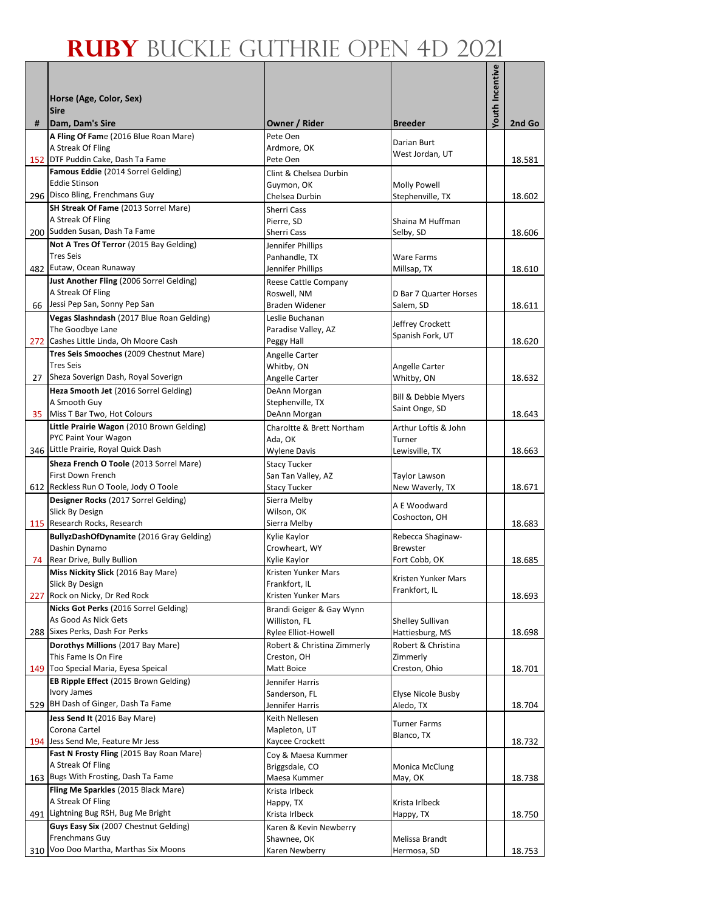# RUBY BUCKLE GUTHRIE OPEN 4D 2021

| # | Horse (Age, Color, Sex)<br>Sire<br>Dam, Dam's Sire | Owner / Rider | Breeder | Youth Incentive | 2nd Go |
|---|---|---|---|---|---|
| 152 | **A Fling Of Fame** (2016 Blue Roan Mare)<br>A Streak Of Fling<br>DTF Puddin Cake, Dash Ta Fame | Pete Oen<br>Ardmore, OK<br>Pete Oen | Darian Burt<br>West Jordan, UT | | 18.581 |
| 296 | **Famous Eddie** (2014 Sorrel Gelding)<br>Eddie Stinson<br>Disco Bling, Frenchmans Guy | Clint & Chelsea Durbin<br>Guymon, OK<br>Chelsea Durbin | Molly Powell<br>Stephenville, TX | | 18.602 |
| 200 | **SH Streak Of Fame** (2013 Sorrel Mare)<br>A Streak Of Fling<br>Sudden Susan, Dash Ta Fame | Sherri Cass<br>Pierre, SD<br>Sherri Cass | Shaina M Huffman<br>Selby, SD | | 18.606 |
| 482 | **Not A Tres Of Terror** (2015 Bay Gelding)<br>Tres Seis<br>Eutaw, Ocean Runaway | Jennifer Phillips<br>Panhandle, TX<br>Jennifer Phillips | Ware Farms<br>Millsap, TX | | 18.610 |
| 66 | **Just Another Fling** (2006 Sorrel Gelding)<br>A Streak Of Fling<br>Jessi Pep San, Sonny Pep San | Reese Cattle Company<br>Roswell, NM<br>Braden Widener | D Bar 7 Quarter Horses<br>Salem, SD | | 18.611 |
| 272 | **Vegas Slashndash** (2017 Blue Roan Gelding)<br>The Goodbye Lane<br>Cashes Little Linda, Oh Moore Cash | Leslie Buchanan<br>Paradise Valley, AZ<br>Peggy Hall | Jeffrey Crockett<br>Spanish Fork, UT | | 18.620 |
| 27 | **Tres Seis Smooches** (2009 Chestnut Mare)<br>Tres Seis<br>Sheza Soverign Dash, Royal Soverign | Angelle Carter<br>Whitby, ON<br>Angelle Carter | Angelle Carter<br>Whitby, ON | | 18.632 |
| 35 | **Heza Smooth Jet** (2016 Sorrel Gelding)<br>A Smooth Guy<br>Miss T Bar Two, Hot Colours | DeAnn Morgan<br>Stephenville, TX<br>DeAnn Morgan | Bill & Debbie Myers<br>Saint Onge, SD | | 18.643 |
| 346 | **Little Prairie Wagon** (2010 Brown Gelding)<br>PYC Paint Your Wagon<br>Little Prairie, Royal Quick Dash | Charoltte & Brett Northam<br>Ada, OK<br>Wylene Davis | Arthur Loftis & John Turner<br>Lewisville, TX | | 18.663 |
| 612 | **Sheza French O Toole** (2013 Sorrel Mare)<br>First Down French<br>Reckless Run O Toole, Jody O Toole | Stacy Tucker<br>San Tan Valley, AZ<br>Stacy Tucker | Taylor Lawson<br>New Waverly, TX | | 18.671 |
| 115 | **Designer Rocks** (2017 Sorrel Gelding)<br>Slick By Design<br>Research Rocks, Research | Sierra Melby<br>Wilson, OK<br>Sierra Melby | A E Woodward<br>Coshocton, OH | | 18.683 |
| 74 | **BullyzDashOfDynamite** (2016 Gray Gelding)<br>Dashin Dynamo<br>Rear Drive, Bully Bullion | Kylie Kaylor<br>Crowheart, WY<br>Kylie Kaylor | Rebecca Shaginaw-Brewster<br>Fort Cobb, OK | | 18.685 |
| 227 | **Miss Nickity Slick** (2016 Bay Mare)<br>Slick By Design<br>Rock on Nicky, Dr Red Rock | Kristen Yunker Mars<br>Frankfort, IL<br>Kristen Yunker Mars | Kristen Yunker Mars<br>Frankfort, IL | | 18.693 |
| 288 | **Nicks Got Perks** (2016 Sorrel Gelding)<br>As Good As Nick Gets<br>Sixes Perks, Dash For Perks | Brandi Geiger & Gay Wynn<br>Williston, FL<br>Rylee Elliot-Howell | Shelley Sullivan<br>Hattiesburg, MS | | 18.698 |
| 149 | **Dorothys Millions** (2017 Bay Mare)<br>This Fame Is On Fire<br>Too Special Maria, Eyesa Speical | Robert & Christina Zimmerly<br>Creston, OH<br>Matt Boice | Robert & Christina Zimmerly<br>Creston, Ohio | | 18.701 |
| 529 | **EB Ripple Effect** (2015 Brown Gelding)<br>Ivory James<br>BH Dash of Ginger, Dash Ta Fame | Jennifer Harris<br>Sanderson, FL<br>Jennifer Harris | Elyse Nicole Busby<br>Aledo, TX | | 18.704 |
| 194 | **Jess Send It** (2016 Bay Mare)<br>Corona Cartel<br>Jess Send Me, Feature Mr Jess | Keith Nellesen<br>Mapleton, UT<br>Kaycee Crockett | Turner Farms<br>Blanco, TX | | 18.732 |
| 163 | **Fast N Frosty Fling** (2015 Bay Roan Mare)<br>A Streak Of Fling<br>Bugs With Frosting, Dash Ta Fame | Coy & Maesa Kummer<br>Briggsdale, CO<br>Maesa Kummer | Monica McClung<br>May, OK | | 18.738 |
| 491 | **Fling Me Sparkles** (2015 Black Mare)<br>A Streak Of Fling<br>Lightning Bug RSH, Bug Me Bright | Krista Irlbeck<br>Happy, TX<br>Krista Irlbeck | Krista Irlbeck<br>Happy, TX | | 18.750 |
| 310 | **Guys Easy Six** (2007 Chestnut Gelding)<br>Frenchmans Guy<br>Voo Doo Martha, Marthas Six Moons | Karen & Kevin Newberry<br>Shawnee, OK<br>Karen Newberry | Melissa Brandt<br>Hermosa, SD | | 18.753 |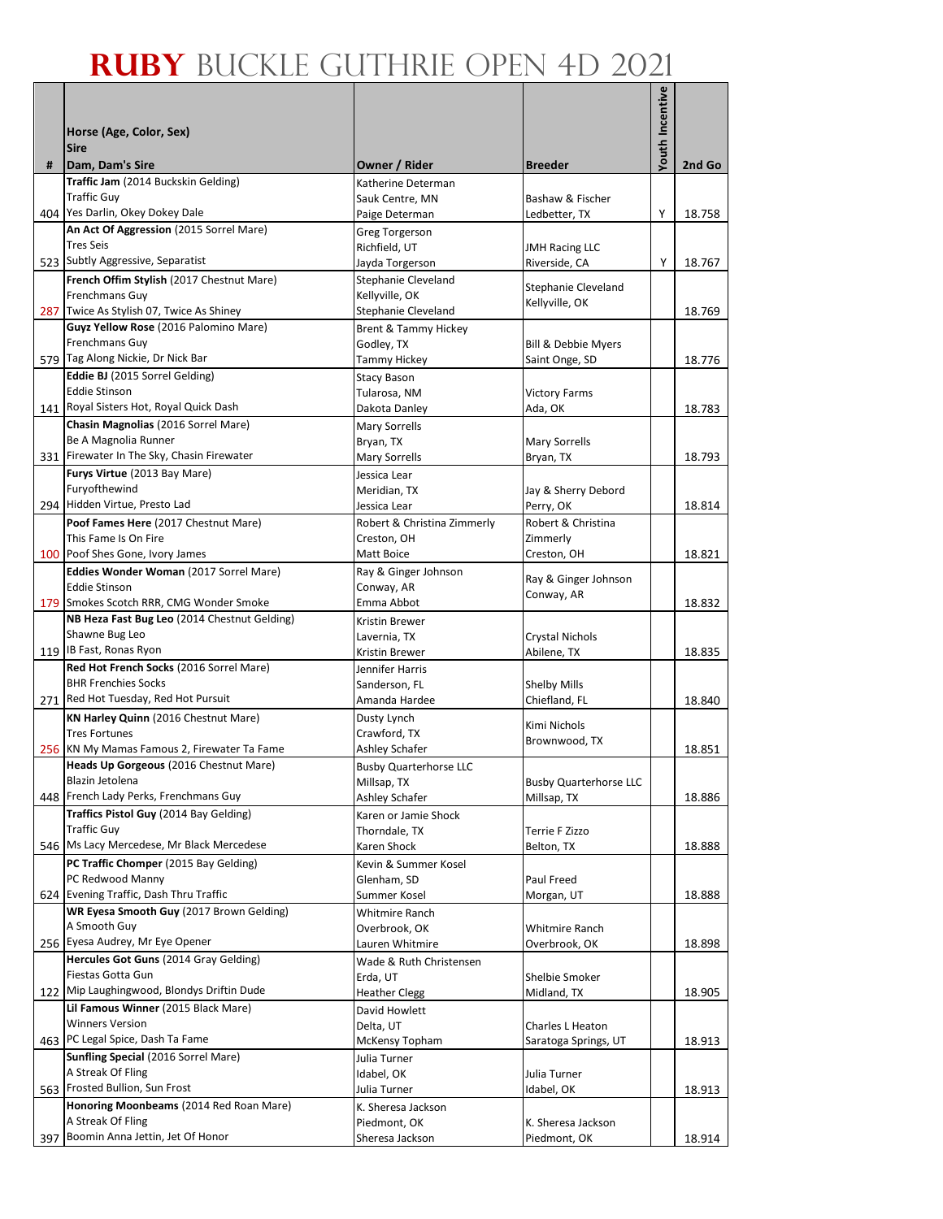# RUBY BUCKLE GUTHRIE OPEN 4D 2021

| # | Horse (Age, Color, Sex)<br>Sire<br>Dam, Dam's Sire | Owner / Rider | Breeder | Youth Incentive | 2nd Go |
|---|---|---|---|---|---|
| 404 | **Traffic Jam** (2014 Buckskin Gelding)<br>Traffic Guy<br>Yes Darlin, Okey Dokey Dale | Katherine Determan<br>Sauk Centre, MN<br>Paige Determan | Bashaw & Fischer<br>Ledbetter, TX | Y | 18.758 |
| 523 | **An Act Of Aggression** (2015 Sorrel Mare)<br>Tres Seis<br>Subtly Aggressive, Separatist | Greg Torgerson<br>Richfield, UT<br>Jayda Torgerson | JMH Racing LLC<br>Riverside, CA | Y | 18.767 |
| 287 | **French Offim Stylish** (2017 Chestnut Mare)<br>Frenchmans Guy<br>Twice As Stylish 07, Twice As Shiney | Stephanie Cleveland<br>Kellyville, OK<br>Stephanie Cleveland | Stephanie Cleveland<br>Kellyville, OK | | 18.769 |
| 579 | **Guyz Yellow Rose** (2016 Palomino Mare)<br>Frenchmans Guy<br>Tag Along Nickie, Dr Nick Bar | Brent & Tammy Hickey<br>Godley, TX<br>Tammy Hickey | Bill & Debbie Myers<br>Saint Onge, SD | | 18.776 |
| 141 | **Eddie BJ** (2015 Sorrel Gelding)<br>Eddie Stinson<br>Royal Sisters Hot, Royal Quick Dash | Stacy Bason<br>Tularosa, NM<br>Dakota Danley | Victory Farms<br>Ada, OK | | 18.783 |
| 331 | **Chasin Magnolias** (2016 Sorrel Mare)<br>Be A Magnolia Runner<br>Firewater In The Sky, Chasin Firewater | Mary Sorrells<br>Bryan, TX<br>Mary Sorrells | Mary Sorrells<br>Bryan, TX | | 18.793 |
| 294 | **Furys Virtue** (2013 Bay Mare)<br>Furyofthewind<br>Hidden Virtue, Presto Lad | Jessica Lear<br>Meridian, TX<br>Jessica Lear | Jay & Sherry Debord<br>Perry, OK | | 18.814 |
| 100 | **Poof Fames Here** (2017 Chestnut Mare)<br>This Fame Is On Fire<br>Poof Shes Gone, Ivory James | Robert & Christina Zimmerly<br>Creston, OH<br>Matt Boice | Robert & Christina Zimmerly<br>Creston, OH | | 18.821 |
| 179 | **Eddies Wonder Woman** (2017 Sorrel Mare)<br>Eddie Stinson<br>Smokes Scotch RRR, CMG Wonder Smoke | Ray & Ginger Johnson<br>Conway, AR<br>Emma Abbot | Ray & Ginger Johnson<br>Conway, AR | | 18.832 |
| 119 | **NB Heza Fast Bug Leo** (2014 Chestnut Gelding)<br>Shawne Bug Leo<br>IB Fast, Ronas Ryon | Kristin Brewer<br>Lavernia, TX<br>Kristin Brewer | Crystal Nichols<br>Abilene, TX | | 18.835 |
| 271 | **Red Hot French Socks** (2016 Sorrel Mare)<br>BHR Frenchies Socks<br>Red Hot Tuesday, Red Hot Pursuit | Jennifer Harris<br>Sanderson, FL<br>Amanda Hardee | Shelby Mills<br>Chiefland, FL | | 18.840 |
| 256 | **KN Harley Quinn** (2016 Chestnut Mare)<br>Tres Fortunes<br>KN My Mamas Famous 2, Firewater Ta Fame | Dusty Lynch<br>Crawford, TX<br>Ashley Schafer | Kimi Nichols<br>Brownwood, TX | | 18.851 |
| 448 | **Heads Up Gorgeous** (2016 Chestnut Mare)<br>Blazin Jetolena<br>French Lady Perks, Frenchmans Guy | Busby Quarterhorse LLC<br>Millsap, TX<br>Ashley Schafer | Busby Quarterhorse LLC<br>Millsap, TX | | 18.886 |
| 546 | **Traffics Pistol Guy** (2014 Bay Gelding)<br>Traffic Guy<br>Ms Lacy Mercedese, Mr Black Mercedese | Karen or Jamie Shock<br>Thorndale, TX<br>Karen Shock | Terrie F Zizzo<br>Belton, TX | | 18.888 |
| 624 | **PC Traffic Chomper** (2015 Bay Gelding)<br>PC Redwood Manny<br>Evening Traffic, Dash Thru Traffic | Kevin & Summer Kosel<br>Glenham, SD<br>Summer Kosel | Paul Freed<br>Morgan, UT | | 18.888 |
| 256 | **WR Eyesa Smooth Guy** (2017 Brown Gelding)<br>A Smooth Guy<br>Eyesa Audrey, Mr Eye Opener | Whitmire Ranch<br>Overbrook, OK<br>Lauren Whitmire | Whitmire Ranch<br>Overbrook, OK | | 18.898 |
| 122 | **Hercules Got Guns** (2014 Gray Gelding)<br>Fiestas Gotta Gun<br>Mip Laughingwood, Blondys Driftin Dude | Wade & Ruth Christensen<br>Erda, UT<br>Heather Clegg | Shelbie Smoker<br>Midland, TX | | 18.905 |
| 463 | **Lil Famous Winner** (2015 Black Mare)<br>Winners Version<br>PC Legal Spice, Dash Ta Fame | David Howlett<br>Delta, UT<br>McKensy Topham | Charles L Heaton<br>Saratoga Springs, UT | | 18.913 |
| 563 | **Sunfling Special** (2016 Sorrel Mare)<br>A Streak Of Fling<br>Frosted Bullion, Sun Frost | Julia Turner<br>Idabel, OK<br>Julia Turner | Julia Turner<br>Idabel, OK | | 18.913 |
| 397 | **Honoring Moonbeams** (2014 Red Roan Mare)<br>A Streak Of Fling<br>Boomin Anna Jettin, Jet Of Honor | K. Sheresa Jackson<br>Piedmont, OK<br>Sheresa Jackson | K. Sheresa Jackson<br>Piedmont, OK | | 18.914 |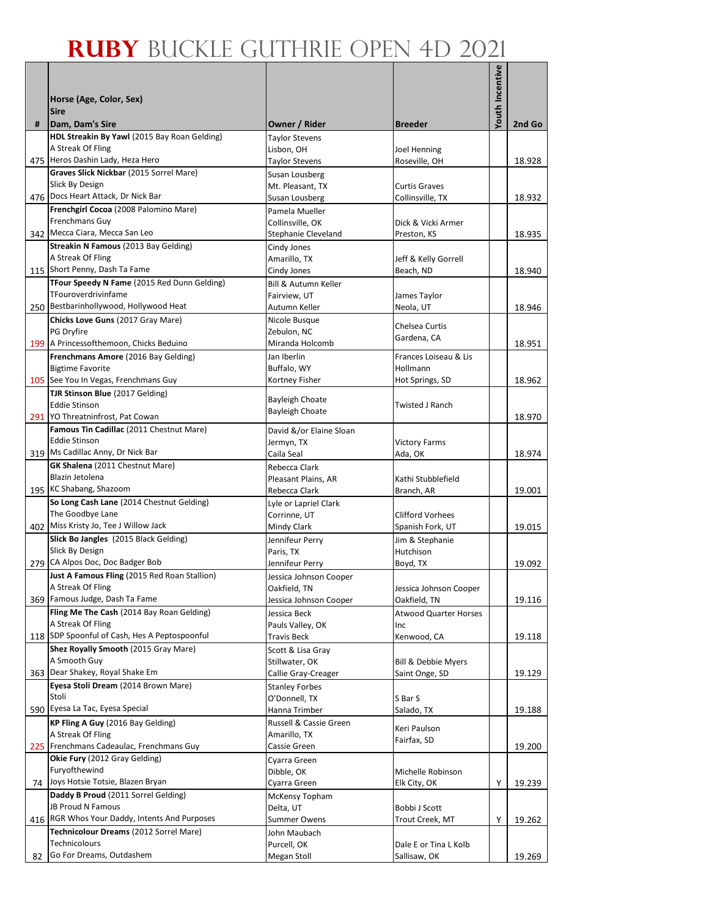# RUBY BUCKLE GUTHRIE OPEN 4D 2021

| # | Horse (Age, Color, Sex)<br>Sire<br>Dam, Dam's Sire | Owner / Rider | Breeder | Youth Incentive | 2nd Go |
|---|---|---|---|---|---|
| 475 | **HDL Streakin By Yawl** (2015 Bay Roan Gelding)<br>A Streak Of Fling<br>Heros Dashin Lady, Heza Hero | Taylor Stevens<br>Lisbon, OH<br>Taylor Stevens | Joel Henning<br>Roseville, OH | | 18.928 |
| 476 | **Graves Slick Nickbar** (2015 Sorrel Mare)<br>Slick By Design<br>Docs Heart Attack, Dr Nick Bar | Susan Lousberg<br>Mt. Pleasant, TX<br>Susan Lousberg | Curtis Graves<br>Collinsville, TX | | 18.932 |
| 342 | **Frenchgirl Cocoa** (2008 Palomino Mare)<br>Frenchmans Guy<br>Mecca Ciara, Mecca San Leo | Pamela Mueller<br>Collinsville, OK<br>Stephanie Cleveland | Dick & Vicki Armer<br>Preston, KS | | 18.935 |
| 115 | **Streakin N Famous** (2013 Bay Gelding)<br>A Streak Of Fling<br>Short Penny, Dash Ta Fame | Cindy Jones<br>Amarillo, TX<br>Cindy Jones | Jeff & Kelly Gorrell<br>Beach, ND | | 18.940 |
| 250 | **TFour Speedy N Fame** (2015 Red Dunn Gelding)<br>TFouroverdrivinfame<br>Bestbarinhollywood, Hollywood Heat | Bill & Autumn Keller<br>Fairview, UT<br>Autumn Keller | James Taylor<br>Neola, UT | | 18.946 |
| 199 | **Chicks Love Guns** (2017 Gray Mare)<br>PG Dryfire<br>A Princessofthemoon, Chicks Beduino | Nicole Busque<br>Zebulon, NC<br>Miranda Holcomb | Chelsea Curtis<br>Gardena, CA | | 18.951 |
| 105 | **Frenchmans Amore** (2016 Bay Gelding)<br>Bigtime Favorite<br>See You In Vegas, Frenchmans Guy | Jan Iberlin<br>Buffalo, WY<br>Kortney Fisher | Frances Loiseau & Lis Hollmann<br>Hot Springs, SD | | 18.962 |
| 291 | **TJR Stinson Blue** (2017 Gelding)<br>Eddie Stinson<br>YO Threatninfrost, Pat Cowan | Bayleigh Choate<br>Bayleigh Choate | Twisted J Ranch | | 18.970 |
| 319 | **Famous Tin Cadillac** (2011 Chestnut Mare)<br>Eddie Stinson<br>Ms Cadillac Anny, Dr Nick Bar | David &/or Elaine Sloan<br>Jermyn, TX<br>Caila Seal | Victory Farms<br>Ada, OK | | 18.974 |
| 195 | **GK Shalena** (2011 Chestnut Mare)<br>Blazin Jetolena<br>KC Shabang, Shazoom | Rebecca Clark<br>Pleasant Plains, AR<br>Rebecca Clark | Kathi Stubblefield<br>Branch, AR | | 19.001 |
| 402 | **So Long Cash Lane** (2014 Chestnut Gelding)<br>The Goodbye Lane<br>Miss Kristy Jo, Tee J Willow Jack | Lyle or Lapriel Clark<br>Corrinne, UT<br>Mindy Clark | Clifford Vorhees<br>Spanish Fork, UT | | 19.015 |
| 279 | **Slick Bo Jangles** (2015 Black Gelding)<br>Slick By Design<br>CA Alpos Doc, Doc Badger Bob | Jennifeur Perry<br>Paris, TX<br>Jennifeur Perry | Jim & Stephanie Hutchison<br>Boyd, TX | | 19.092 |
| 369 | **Just A Famous Fling** (2015 Red Roan Stallion)<br>A Streak Of Fling<br>Famous Judge, Dash Ta Fame | Jessica Johnson Cooper<br>Oakfield, TN<br>Jessica Johnson Cooper | Jessica Johnson Cooper<br>Oakfield, TN | | 19.116 |
| 118 | **Fling Me The Cash** (2014 Bay Roan Gelding)<br>A Streak Of Fling<br>SDP Spoonful of Cash, Hes A Peptospoonful | Jessica Beck<br>Pauls Valley, OK<br>Travis Beck | Atwood Quarter Horses Inc<br>Kenwood, CA | | 19.118 |
| 363 | **Shez Royally Smooth** (2015 Gray Mare)<br>A Smooth Guy<br>Dear Shakey, Royal Shake Em | Scott & Lisa Gray<br>Stillwater, OK<br>Callie Gray-Creager | Bill & Debbie Myers<br>Saint Onge, SD | | 19.129 |
| 590 | **Eyesa Stoli Dream** (2014 Brown Mare)<br>Stoli<br>Eyesa La Tac, Eyesa Special | Stanley Forbes<br>O'Donnell, TX<br>Hanna Trimber | S Bar S<br>Salado, TX | | 19.188 |
| 225 | **KP Fling A Guy** (2016 Bay Gelding)<br>A Streak Of Fling<br>Frenchmans Cadeaulac, Frenchmans Guy | Russell & Cassie Green<br>Amarillo, TX<br>Cassie Green | Keri Paulson<br>Fairfax, SD | | 19.200 |
| 74 | **Okie Fury** (2012 Gray Gelding)<br>Furyofthewind<br>Joys Hotsie Totsie, Blazen Bryan | Cyarra Green<br>Dibble, OK<br>Cyarra Green | Michelle Robinson<br>Elk City, OK | Y | 19.239 |
| 416 | **Daddy B Proud** (2011 Sorrel Gelding)<br>JB Proud N Famous<br>RGR Whos Your Daddy, Intents And Purposes | McKensy Topham<br>Delta, UT<br>Summer Owens | Bobbi J Scott<br>Trout Creek, MT | Y | 19.262 |
| 82 | **Technicolour Dreams** (2012 Sorrel Mare)<br>Technicolours<br>Go For Dreams, Outdashem | John Maubach<br>Purcell, OK<br>Megan Stoll | Dale E or Tina L Kolb<br>Sallisaw, OK | | 19.269 |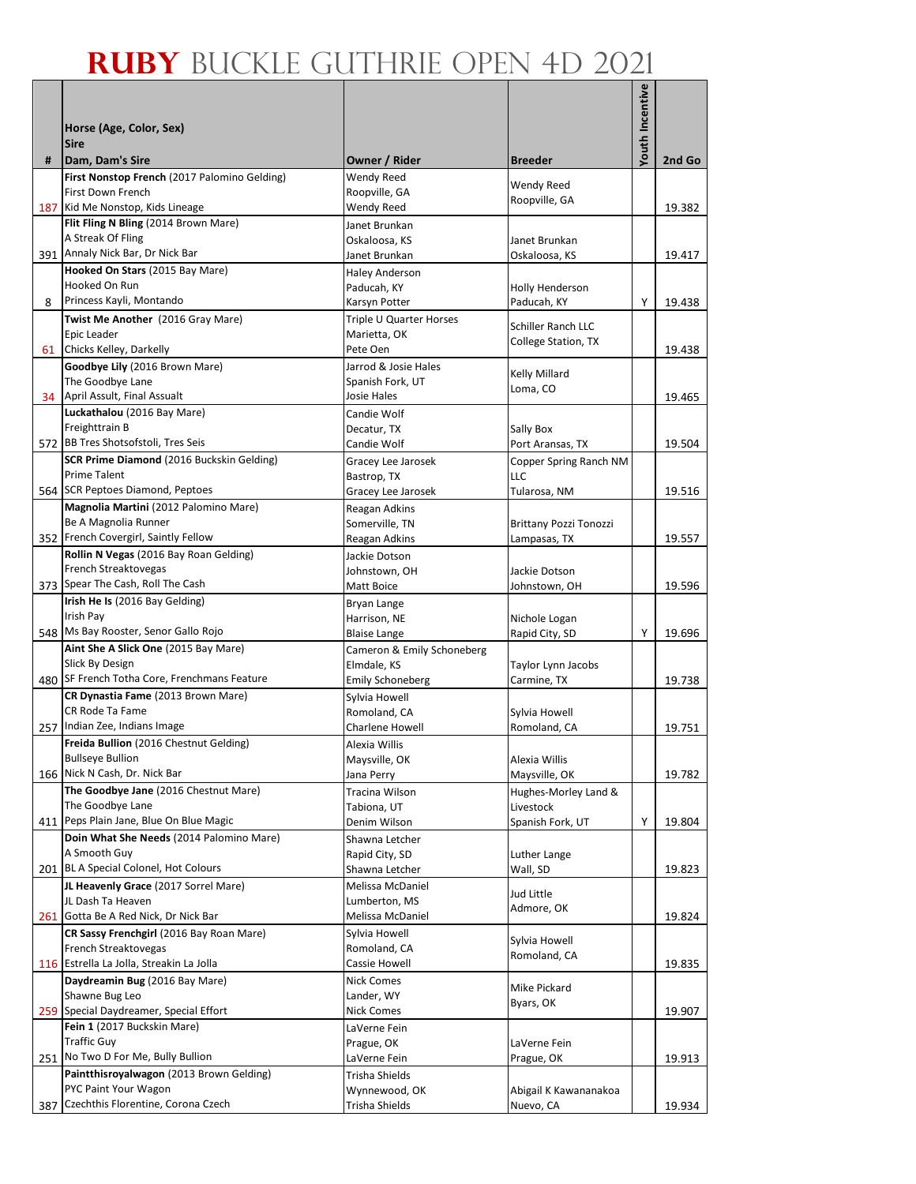# RUBY BUCKLE GUTHRIE OPEN 4D 2021

| # | Horse (Age, Color, Sex)<br>Sire<br>Dam, Dam's Sire | Owner / Rider | Breeder | Youth Incentive | 2nd Go |
|---|---|---|---|---|---|
| 187 | **First Nonstop French** (2017 Palomino Gelding)<br>First Down French<br>Kid Me Nonstop, Kids Lineage | Wendy Reed<br>Roopville, GA<br>Wendy Reed | Wendy Reed<br>Roopville, GA | | 19.382 |
| 391 | **Flit Fling N Bling** (2014 Brown Mare)<br>A Streak Of Fling<br>Annaly Nick Bar, Dr Nick Bar | Janet Brunkan<br>Oskaloosa, KS<br>Janet Brunkan | Janet Brunkan<br>Oskaloosa, KS | | 19.417 |
| 8 | **Hooked On Stars** (2015 Bay Mare)<br>Hooked On Run<br>Princess Kayli, Montando | Haley Anderson<br>Paducah, KY<br>Karsyn Potter | Holly Henderson<br>Paducah, KY | Y | 19.438 |
| 61 | **Twist Me Another** (2016 Gray Mare)<br>Epic Leader<br>Chicks Kelley, Darkelly | Triple U Quarter Horses<br>Marietta, OK<br>Pete Oen | Schiller Ranch LLC<br>College Station, TX | | 19.438 |
| 34 | **Goodbye Lily** (2016 Brown Mare)<br>The Goodbye Lane<br>April Assult, Final Assault | Jarrod & Josie Hales<br>Spanish Fork, UT<br>Josie Hales | Kelly Millard<br>Loma, CO | | 19.465 |
| 572 | **Luckathalou** (2016 Bay Mare)<br>Freighttrain B<br>BB Tres Shotsofstoli, Tres Seis | Candie Wolf<br>Decatur, TX<br>Candie Wolf | Sally Box<br>Port Aransas, TX | | 19.504 |
| 564 | **SCR Prime Diamond** (2016 Buckskin Gelding)<br>Prime Talent<br>SCR Peptoes Diamond, Peptoes | Gracey Lee Jarosek<br>Bastrop, TX<br>Gracey Lee Jarosek | Copper Spring Ranch NM LLC<br>Tularosa, NM | | 19.516 |
| 352 | **Magnolia Martini** (2012 Palomino Mare)<br>Be A Magnolia Runner<br>French Covergirl, Saintly Fellow | Reagan Adkins<br>Somerville, TN<br>Reagan Adkins | Brittany Pozzi Tonozzi<br>Lampasas, TX | | 19.557 |
| 373 | **Rollin N Vegas** (2016 Bay Roan Gelding)<br>French Streaktovegas<br>Spear The Cash, Roll The Cash | Jackie Dotson<br>Johnstown, OH<br>Matt Boice | Jackie Dotson<br>Johnstown, OH | | 19.596 |
| 548 | **Irish He Is** (2016 Bay Gelding)<br>Irish Pay<br>Ms Bay Rooster, Senor Gallo Rojo | Bryan Lange<br>Harrison, NE<br>Blaise Lange | Nichole Logan<br>Rapid City, SD | Y | 19.696 |
| 480 | **Aint She A Slick One** (2015 Bay Mare)<br>Slick By Design<br>SF French Totha Core, Frenchmans Feature | Cameron & Emily Schoneberg<br>Elmdale, KS<br>Emily Schoneberg | Taylor Lynn Jacobs<br>Carmine, TX | | 19.738 |
| 257 | **CR Dynastia Fame** (2013 Brown Mare)<br>CR Rode Ta Fame<br>Indian Zee, Indians Image | Sylvia Howell<br>Romoland, CA<br>Charlene Howell | Sylvia Howell<br>Romoland, CA | | 19.751 |
| 166 | **Freida Bullion** (2016 Chestnut Gelding)<br>Bullseye Bullion<br>Nick N Cash, Dr. Nick Bar | Alexia Willis<br>Maysville, OK<br>Jana Perry | Alexia Willis<br>Maysville, OK | | 19.782 |
| 411 | **The Goodbye Jane** (2016 Chestnut Mare)<br>The Goodbye Lane<br>Peps Plain Jane, Blue On Blue Magic | Tracina Wilson<br>Tabiona, UT<br>Denim Wilson | Hughes-Morley Land & Livestock<br>Spanish Fork, UT | Y | 19.804 |
| 201 | **Doin What She Needs** (2014 Palomino Mare)<br>A Smooth Guy<br>BL A Special Colonel, Hot Colours | Shawna Letcher<br>Rapid City, SD<br>Shawna Letcher | Luther Lange<br>Wall, SD | | 19.823 |
| 261 | **JL Heavenly Grace** (2017 Sorrel Mare)<br>JL Dash Ta Heaven<br>Gotta Be A Red Nick, Dr Nick Bar | Melissa McDaniel<br>Lumberton, MS<br>Melissa McDaniel | Jud Little<br>Admore, OK | | 19.824 |
| 116 | **CR Sassy Frenchgirl** (2016 Bay Roan Mare)<br>French Streaktovegas<br>Estrella La Jolla, Streakin La Jolla | Sylvia Howell<br>Romoland, CA<br>Cassie Howell | Sylvia Howell<br>Romoland, CA | | 19.835 |
| 259 | **Daydreamin Bug** (2016 Bay Mare)<br>Shawne Bug Leo<br>Special Daydreamer, Special Effort | Nick Comes<br>Lander, WY<br>Nick Comes | Mike Pickard<br>Byars, OK | | 19.907 |
| 251 | **Fein 1** (2017 Buckskin Mare)<br>Traffic Guy<br>No Two D For Me, Bully Bullion | LaVerne Fein<br>Prague, OK<br>LaVerne Fein | LaVerne Fein<br>Prague, OK | | 19.913 |
| 387 | **Paintthisroyalwagon** (2013 Brown Gelding)<br>PYC Paint Your Wagon<br>Czechthis Florentine, Corona Czech | Trisha Shields<br>Wynnewood, OK<br>Trisha Shields | Abigail K Kawananakoa<br>Nuevo, CA | | 19.934 |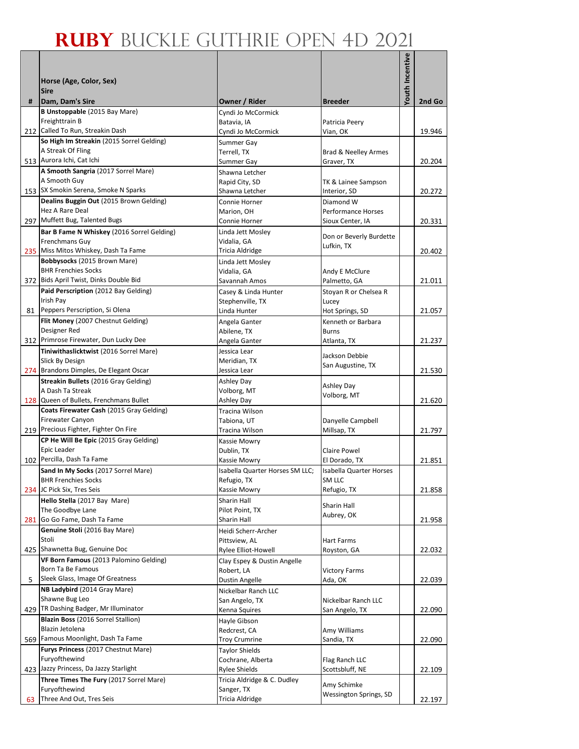# RUBY BUCKLE GUTHRIE OPEN 4D 2021

| # | Horse (Age, Color, Sex) / Sire / Dam, Dam's Sire | Owner / Rider | Breeder | Youth Incentive | 2nd Go |
|---|---|---|---|---|---|
| 212 | **B Unstoppable** (2015 Bay Mare) Freighttrain B Called To Run, Streakin Dash | Cyndi Jo McCormick Batavia, IA Cyndi Jo McCormick | Patricia Peery Vian, OK | | 19.946 |
| 513 | **So High Im Streakin** (2015 Sorrel Gelding) A Streak Of Fling Aurora Ichi, Cat Ichi | Summer Gay Terrell, TX Summer Gay | Brad & Neelley Armes Graver, TX | | 20.204 |
| 153 | **A Smooth Sangria** (2017 Sorrel Mare) A Smooth Guy SX Smokin Serena, Smoke N Sparks | Shawna Letcher Rapid City, SD Shawna Letcher | TK & Lainee Sampson Interior, SD | | 20.272 |
| 297 | **Dealins Buggin Out** (2015 Brown Gelding) Hez A Rare Deal Muffett Bug, Talented Bugs | Connie Horner Marion, OH Connie Horner | Diamond W Performance Horses Sioux Center, IA | | 20.331 |
| 235 | **Bar B Fame N Whiskey** (2016 Sorrel Gelding) Frenchmans Guy Miss Mitos Whiskey, Dash Ta Fame | Linda Jett Mosley Vidalia, GA Tricia Aldridge | Don or Beverly Burdette Lufkin, TX | | 20.402 |
| 372 | **Bobbysocks** (2015 Brown Mare) BHR Frenchies Socks Bids April Twist, Dinks Double Bid | Linda Jett Mosley Vidalia, GA Savannah Amos | Andy E McClure Palmetto, GA | | 21.011 |
| 81 | **Paid Perscription** (2012 Bay Gelding) Irish Pay Peppers Perscription, Si Olena | Casey & Linda Hunter Stephenville, TX Linda Hunter | Stoyan R or Chelsea R Lucey Hot Springs, SD | | 21.057 |
| 312 | **Flit Money** (2007 Chestnut Gelding) Designer Red Primrose Firewater, Dun Lucky Dee | Angela Ganter Abilene, TX Angela Ganter | Kenneth or Barbara Burns Atlanta, TX | | 21.237 |
| 274 | **Tiniwithaslicktwist** (2016 Sorrel Mare) Slick By Design Brandons Dimples, De Elegant Oscar | Jessica Lear Meridian, TX Jessica Lear | Jackson Debbie San Augustine, TX | | 21.530 |
| 128 | **Streakin Bullets** (2016 Gray Gelding) A Dash Ta Streak Queen of Bullets, Frenchmans Bullet | Ashley Day Volborg, MT Ashley Day | Ashley Day Volborg, MT | | 21.620 |
| 219 | **Coats Firewater Cash** (2015 Gray Gelding) Firewater Canyon Precious Fighter, Fighter On Fire | Tracina Wilson Tabiona, UT Tracina Wilson | Danyelle Campbell Millsap, TX | | 21.797 |
| 102 | **CP He Will Be Epic** (2015 Gray Gelding) Epic Leader Percilla, Dash Ta Fame | Kassie Mowry Dublin, TX Kassie Mowry | Claire Powel El Dorado, TX | | 21.851 |
| 234 | **Sand In My Socks** (2017 Sorrel Mare) BHR Frenchies Socks JC Pick Six, Tres Seis | Isabella Quarter Horses SM LLC; Refugio, TX Kassie Mowry | Isabella Quarter Horses SM LLC Refugio, TX | | 21.858 |
| 281 | **Hello Stella** (2017 Bay Mare) The Goodbye Lane Go Go Fame, Dash Ta Fame | Sharin Hall Pilot Point, TX Sharin Hall | Sharin Hall Aubrey, OK | | 21.958 |
| 425 | **Genuine Stoli** (2016 Bay Mare) Stoli Shawnetta Bug, Genuine Doc | Heidi Scherr-Archer Pittsview, AL Rylee Elliot-Howell | Hart Farms Royston, GA | | 22.032 |
| 5 | **VF Born Famous** (2013 Palomino Gelding) Born Ta Be Famous Sleek Glass, Image Of Greatness | Clay Espey & Dustin Angelle Robert, LA Dustin Angelle | Victory Farms Ada, OK | | 22.039 |
| 429 | **NB Ladybird** (2014 Gray Mare) Shawne Bug Leo TR Dashing Badger, Mr Illuminator | Nickelbar Ranch LLC San Angelo, TX Kenna Squires | Nickelbar Ranch LLC San Angelo, TX | | 22.090 |
| 569 | **Blazin Boss** (2016 Sorrel Stallion) Blazin Jetolena Famous Moonlight, Dash Ta Fame | Hayle Gibson Redcrest, CA Troy Crumrine | Amy Williams Sandia, TX | | 22.090 |
| 423 | **Furys Princess** (2017 Chestnut Mare) Furyofthewind Jazzy Princess, Da Jazzy Starlight | Taylor Shields Cochrane, Alberta Rylee Shields | Flag Ranch LLC Scottsbluff, NE | | 22.109 |
| 63 | **Three Times The Fury** (2017 Sorrel Mare) Furyofthewind Three And Out, Tres Seis | Tricia Aldridge & C. Dudley Sanger, TX Tricia Aldridge | Amy Schimke Wessington Springs, SD | | 22.197 |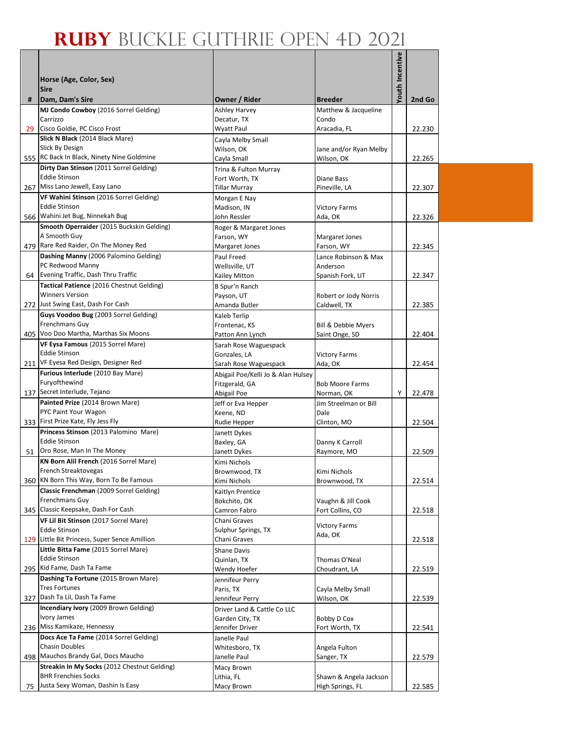# RUBY BUCKLE GUTHRIE OPEN 4D 2021

| # | Horse (Age, Color, Sex)<br>Sire<br>Dam, Dam's Sire | Owner / Rider | Breeder | Youth Incentive | 2nd Go |
|---|---|---|---|---|---|
| 29 | **MJ Condo Cowboy** (2016 Sorrel Gelding)<br>Carrizzo<br>Cisco Goldie, PC Cisco Frost | Ashley Harvey<br>Decatur, TX<br>Wyatt Paul | Matthew & Jacqueline Condo<br>Aracadia, FL | | 22.230 |
| 555 | **Slick N Black** (2014 Black Mare)<br>Slick By Design<br>RC Back In Black, Ninety Nine Goldmine | Cayla Melby Small<br>Wilson, OK<br>Cayla Small | Jane and/or Ryan Melby<br>Wilson, OK | | 22.265 |
| 267 | **Dirty Dan Stinson** (2011 Sorrel Gelding)<br>Eddie Stinson<br>Miss Lano Jewell, Easy Lano | Trina & Fulton Murray<br>Fort Worth, TX<br>Tillar Murray | Diane Bass<br>Pineville, LA | | 22.307 |
| 566 | **VF Wahini Stinson** (2016 Sorrel Gelding)<br>Eddie Stinson<br>Wahini Jet Bug, Ninnekah Bug | Morgan E Nay<br>Madison, IN<br>John Ressler | Victory Farms<br>Ada, OK | | 22.326 |
| 479 | **Smooth Operraider** (2015 Buckskin Gelding)<br>A Smooth Guy<br>Rare Red Raider, On The Money Red | Roger & Margaret Jones<br>Farson, WY<br>Margaret Jones | Margaret Jones<br>Farson, WY | | 22.345 |
| 64 | **Dashing Manny** (2006 Palomino Gelding)<br>PC Redwood Manny<br>Evening Traffic, Dash Thru Traffic | Paul Freed<br>Wellsville, UT<br>Kailey Mitton | Lance Robinson & Max Anderson<br>Spanish Fork, UT | | 22.347 |
| 272 | **Tactical Patience** (2016 Chestnut Gelding)<br>Winners Version<br>Just Swing East, Dash For Cash | B Spur'n Ranch<br>Payson, UT<br>Amanda Butler | Robert or Jody Norris<br>Caldwell, TX | | 22.385 |
| 405 | **Guys Voodoo Bug** (2003 Sorrel Gelding)<br>Frenchmans Guy<br>Voo Doo Martha, Marthas Six Moons | Kaleb Terlip<br>Frontenac, KS<br>Patton Ann Lynch | Bill & Debbie Myers<br>Saint Onge, SD | | 22.404 |
| 211 | **VF Eysa Famous** (2015 Sorrel Mare)<br>Eddie Stinson<br>VF Eyesa Red Design, Designer Red | Sarah Rose Waguespack<br>Gonzales, LA<br>Sarah Rose Waguespack | Victory Farms<br>Ada, OK | | 22.454 |
| 137 | **Furious Interlude** (2010 Bay Mare)<br>Furyofthewind<br>Secret Interlude, Tejano | Abigail Poe/Kelli Jo & Alan Hulsey<br>Fitzgerald, GA<br>Abigail Poe | Bob Moore Farms<br>Norman, OK | Y | 22.478 |
| 333 | **Painted Prize** (2014 Brown Mare)<br>PYC Paint Your Wagon<br>First Prize Kate, Fly Jess Fly | Jeff or Eva Hepper<br>Keene, ND<br>Rudie Hepper | Jim Streelman or Bill Dale<br>Clinton, MO | | 22.504 |
| 51 | **Princess Stinson** (2013 Palomino Mare)<br>Eddie Stinson<br>Oro Rose, Man In The Money | Janett Dykes<br>Baxley, GA<br>Janett Dykes | Danny K Carroll<br>Raymore, MO | | 22.509 |
| 360 | **KN Born Alil French** (2016 Sorrel Mare)<br>French Streaktovegas<br>KN Born This Way, Born To Be Famous | Kimi Nichols<br>Brownwood, TX<br>Kimi Nichols | Kimi Nichols<br>Brownwood, TX | | 22.514 |
| 345 | **Classic Frenchman** (2009 Sorrel Gelding)<br>Frenchmans Guy<br>Classic Keepsake, Dash For Cash | Kaitlyn Prentice<br>Bokchito, OK<br>Camron Fabro | Vaughn & Jill Cook<br>Fort Collins, CO | | 22.518 |
| 129 | **VF Lil Bit Stinson** (2017 Sorrel Mare)<br>Eddie Stinson<br>Little Bit Princess, Super Sence Amillion | Chani Graves<br>Sulphur Springs, TX<br>Chani Graves | Victory Farms<br>Ada, OK | | 22.518 |
| 295 | **Little Bitta Fame** (2015 Sorrel Mare)<br>Eddie Stinson<br>Kid Fame, Dash Ta Fame | Shane Davis<br>Quinlan, TX<br>Wendy Hoefer | Thomas O'Neal<br>Choudrant, LA | | 22.519 |
| 327 | **Dashing Ta Fortune** (2015 Brown Mare)<br>Tres Fortunes<br>Dash Ta Lil, Dash Ta Fame | Jenniferur Perry<br>Paris, TX<br>Jenniferur Perry | Cayla Melby Small<br>Wilson, OK | | 22.539 |
| 236 | **Incendiary Ivory** (2009 Brown Gelding)<br>Ivory James<br>Miss Kamikaze, Hennessy | Driver Land & Cattle Co LLC<br>Garden City, TX<br>Jennifer Driver | Bobby D Cox<br>Fort Worth, TX | | 22.541 |
| 498 | **Docs Ace Ta Fame** (2014 Sorrel Gelding)<br>Chasin Doubles<br>Mauchos Brandy Gal, Docs Maucho | Janelle Paul<br>Whitesboro, TX<br>Janelle Paul | Angela Fulton<br>Sanger, TX | | 22.579 |
| 75 | **Streakin In My Socks** (2012 Chestnut Gelding)<br>BHR Frenchies Socks<br>Justa Sexy Woman, Dashin Is Easy | Macy Brown<br>Lithia, FL<br>Macy Brown | Shawn & Angela Jackson<br>High Springs, FL | | 22.585 |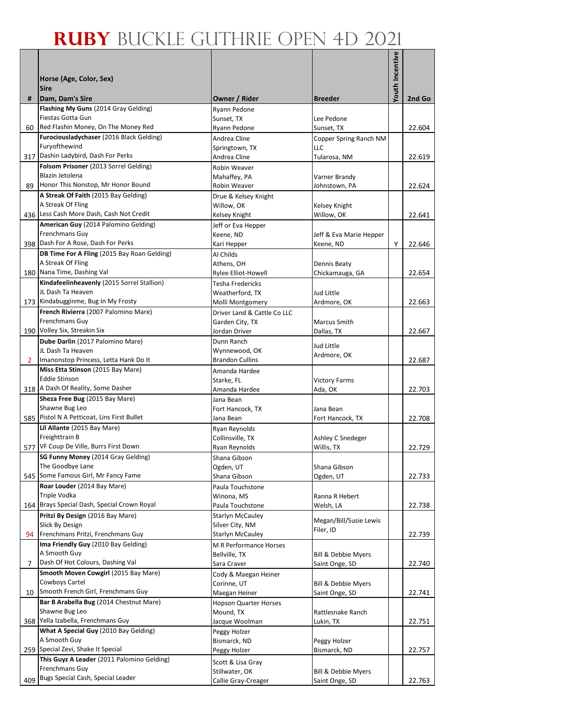# RUBY BUCKLE GUTHRIE OPEN 4D 2021

| # | Horse (Age, Color, Sex)<br>Sire<br>Dam, Dam's Sire | Owner / Rider | Breeder | Youth Incentive | 2nd Go |
|---|---|---|---|---|---|
| 60 | **Flashing My Guns** (2014 Gray Gelding)<br>Fiestas Gotta Gun<br>Red Flashin Money, On The Money Red | Ryann Pedone<br>Sunset, TX<br>Ryann Pedone | Lee Pedone<br>Sunset, TX | | 22.604 |
| 317 | **Furociousladychaser** (2016 Black Gelding)<br>Furyofthewind<br>Dashin Ladybird, Dash For Perks | Andrea Cline<br>Springtown, TX<br>Andrea Cline | Copper Spring Ranch NM LLC<br>Tularosa, NM | | 22.619 |
| 89 | **Folsom Prisoner** (2013 Sorrel Gelding)<br>Blazin Jetolena<br>Honor This Nonstop, Mr Honor Bound | Robin Weaver<br>Mahaffey, PA<br>Robin Weaver | Varner Brandy<br>Johnstown, PA | | 22.624 |
| 436 | **A Streak Of Faith** (2015 Bay Gelding)<br>A Streak Of Fling<br>Less Cash More Dash, Cash Not Credit | Drue & Kelsey Knight<br>Willow, OK<br>Kelsey Knight | Kelsey Knight<br>Willow, OK | | 22.641 |
| 398 | **American Guy** (2014 Palomino Gelding)<br>Frenchmans Guy<br>Dash For A Rose, Dash For Perks | Jeff or Eva Hepper<br>Keene, ND<br>Kari Hepper | Jeff & Eva Marie Hepper<br>Keene, ND | Y | 22.646 |
| 180 | **DB Time For A Fling** (2015 Bay Roan Gelding)<br>A Streak Of Fling<br>Nana Time, Dashing Val | Al Childs<br>Athens, OH<br>Rylee Elliot-Howell | Dennis Beaty<br>Chickamauga, GA | | 22.654 |
| 173 | **Kindafeelinheavenly** (2015 Sorrel Stallion)<br>JL Dash Ta Heaven<br>Kindabugginme, Bug In My Frosty | Tesha Fredericks<br>Weatherford, TX<br>Molli Montgomery | Jud Little<br>Ardmore, OK | | 22.663 |
| 190 | **French Rivierra** (2007 Palomino Mare)<br>Frenchmans Guy<br>Volley Six, Streakin Six | Driver Land & Cattle Co LLC<br>Garden City, TX<br>Jordan Driver | Marcus Smith<br>Dallas, TX | | 22.667 |
| 2 | **Dube Darlin** (2017 Palomino Mare)<br>JL Dash Ta Heaven<br>Imanonstop Princess, Letta Hank Do It | Dunn Ranch<br>Wynnewood, OK<br>Brandon Cullins | Jud Little<br>Ardmore, OK | | 22.687 |
| 318 | **Miss Etta Stinson** (2015 Bay Mare)<br>Eddie Stinson<br>A Dash Of Reality, Some Dasher | Amanda Hardee<br>Starke, FL<br>Amanda Hardee | Victory Farms<br>Ada, OK | | 22.703 |
| 585 | **Sheza Free Bug** (2015 Bay Mare)<br>Shawne Bug Leo<br>Pistol N A Petticoat, Lins First Bullet | Jana Bean<br>Fort Hancock, TX<br>Jana Bean | Jana Bean<br>Fort Hancock, TX | | 22.708 |
| 577 | **Lil Allante** (2015 Bay Mare)<br>Freighttrain B<br>VF Coup De Ville, Burrs First Down | Ryan Reynolds<br>Collinsville, TX<br>Ryan Reynolds | Ashley C Snedeger<br>Willis, TX | | 22.729 |
| 545 | **SG Funny Money** (2014 Gray Gelding)<br>The Goodbye Lane<br>Some Famous Girl, Mr Fancy Fame | Shana Gibson<br>Ogden, UT<br>Shana Gibson | Shana Gibson<br>Ogden, UT | | 22.733 |
| 164 | **Roar Louder** (2014 Bay Mare)<br>Triple Vodka<br>Brays Special Dash, Special Crown Royal | Paula Touchstone<br>Winona, MS<br>Paula Touchstone | Ranna R Hebert<br>Welsh, LA | | 22.738 |
| 94 | **Pritzi By Design** (2016 Bay Mare)<br>Slick By Design<br>Frenchmans Pritzi, Frenchmans Guy | Starlyn McCauley<br>Silver City, NM<br>Starlyn McCauley | Megan/Bill/Susie Lewis<br>Filer, ID | | 22.739 |
| 7 | **Ima Friendly Guy** (2010 Bay Gelding)<br>A Smooth Guy<br>Dash Of Hot Colours, Dashing Val | M R Performance Horses<br>Bellville, TX<br>Sara Craver | Bill & Debbie Myers<br>Saint Onge, SD | | 22.740 |
| 10 | **Smooth Moven Cowgirl** (2015 Bay Mare)<br>Cowboys Cartel<br>Smooth French Girl, Frenchmans Guy | Cody & Maegan Heiner<br>Corinne, UT<br>Maegan Heiner | Bill & Debbie Myers<br>Saint Onge, SD | | 22.741 |
| 368 | **Bar B Arabella Bug** (2014 Chestnut Mare)<br>Shawne Bug Leo<br>Yella Izabella, Frenchmans Guy | Hopson Quarter Horses<br>Mound, TX<br>Jacque Woolman | Rattlesnake Ranch<br>Lukin, TX | | 22.751 |
| 259 | **What A Special Guy** (2010 Bay Gelding)<br>A Smooth Guy<br>Special Zevi, Shake It Special | Peggy Holzer<br>Bismarck, ND<br>Peggy Holzer | Peggy Holzer<br>Bismarck, ND | | 22.757 |
| 409 | **This Guyz A Leader** (2011 Palomino Gelding)<br>Frenchmans Guy<br>Bugs Special Cash, Special Leader | Scott & Lisa Gray<br>Stillwater, OK<br>Callie Gray-Creager | Bill & Debbie Myers<br>Saint Onge, SD | | 22.763 |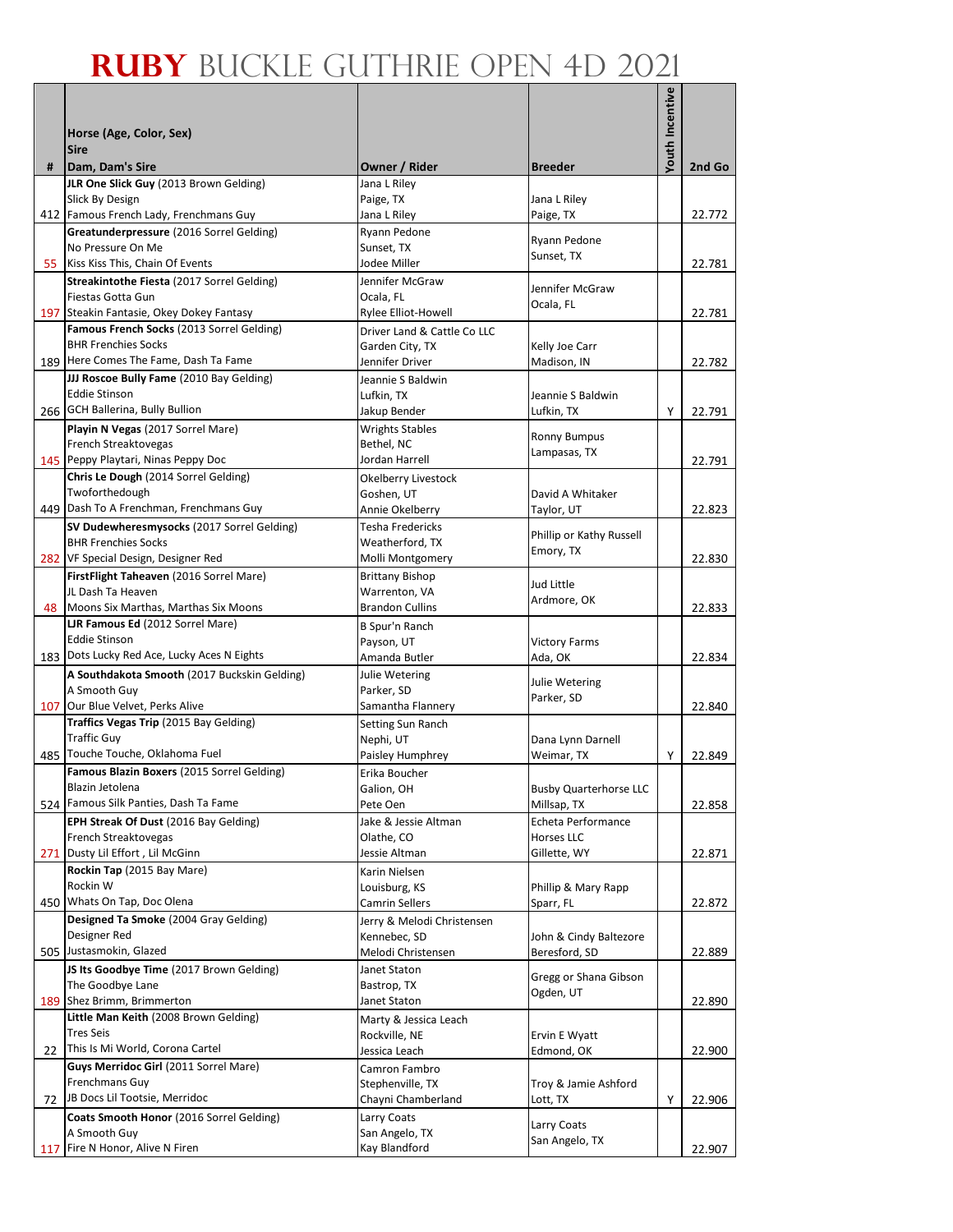# RUBY BUCKLE GUTHRIE OPEN 4D 2021

| # | Horse (Age, Color, Sex)<br>Sire<br>Dam, Dam's Sire | Owner / Rider | Breeder | Youth Incentive | 2nd Go |
|---|---|---|---|---|---|
| 412 | **JLR One Slick Guy** (2013 Brown Gelding)<br>Slick By Design<br>Famous French Lady, Frenchmans Guy | Jana L Riley<br>Paige, TX<br>Jana L Riley | Jana L Riley<br>Paige, TX | | 22.772 |
| 55 | **Greatunderpressure** (2016 Sorrel Gelding)<br>No Pressure On Me<br>Kiss Kiss This, Chain Of Events | Ryann Pedone<br>Sunset, TX<br>Jodee Miller | Ryann Pedone<br>Sunset, TX | | 22.781 |
| 197 | **Streakintothe Fiesta** (2017 Sorrel Gelding)<br>Fiestas Gotta Gun<br>Steakin Fantasie, Okey Dokey Fantasy | Jennifer McGraw<br>Ocala, FL<br>Rylee Elliot-Howell | Jennifer McGraw<br>Ocala, FL | | 22.781 |
| 189 | **Famous French Socks** (2013 Sorrel Gelding)<br>BHR Frenchies Socks<br>Here Comes The Fame, Dash Ta Fame | Driver Land & Cattle Co LLC<br>Garden City, TX<br>Jennifer Driver | Kelly Joe Carr<br>Madison, IN | | 22.782 |
| 266 | **JJJ Roscoe Bully Fame** (2010 Bay Gelding)<br>Eddie Stinson<br>GCH Ballerina, Bully Bullion | Jeannie S Baldwin<br>Lufkin, TX<br>Jakup Bender | Jeannie S Baldwin<br>Lufkin, TX | Y | 22.791 |
| 145 | **Playin N Vegas** (2017 Sorrel Mare)<br>French Streaktovegas<br>Peppy Playtari, Ninas Peppy Doc | Wrights Stables<br>Bethel, NC<br>Jordan Harrell | Ronny Bumpus<br>Lampasas, TX | | 22.791 |
| 449 | **Chris Le Dough** (2014 Sorrel Gelding)<br>Twoforthedough<br>Dash To A Frenchman, Frenchmans Guy | Okelberry Livestock<br>Goshen, UT<br>Annie Okelberry | David A Whitaker<br>Taylor, UT | | 22.823 |
| 282 | **SV Dudewheresmysocks** (2017 Sorrel Gelding)<br>BHR Frenchies Socks<br>VF Special Design, Designer Red | Tesha Fredericks<br>Weatherford, TX<br>Molli Montgomery | Phillip or Kathy Russell<br>Emory, TX | | 22.830 |
| 48 | **FirstFlight Taheaven** (2016 Sorrel Mare)<br>JL Dash Ta Heaven<br>Moons Six Marthas, Marthas Six Moons | Brittany Bishop<br>Warrenton, VA<br>Brandon Cullins | Jud Little<br>Ardmore, OK | | 22.833 |
| 183 | **LJR Famous Ed** (2012 Sorrel Mare)<br>Eddie Stinson<br>Dots Lucky Red Ace, Lucky Aces N Eights | B Spur'n Ranch<br>Payson, UT<br>Amanda Butler | Victory Farms<br>Ada, OK | | 22.834 |
| 107 | **A Southdakota Smooth** (2017 Buckskin Gelding)<br>A Smooth Guy<br>Our Blue Velvet, Perks Alive | Julie Wetering<br>Parker, SD<br>Samantha Flannery | Julie Wetering<br>Parker, SD | | 22.840 |
| 485 | **Traffics Vegas Trip** (2015 Bay Gelding)<br>Traffic Guy<br>Touche Touche, Oklahoma Fuel | Setting Sun Ranch<br>Nephi, UT<br>Paisley Humphrey | Dana Lynn Darnell<br>Weimar, TX | Y | 22.849 |
| 524 | **Famous Blazin Boxers** (2015 Sorrel Gelding)<br>Blazin Jetolena<br>Famous Silk Panties, Dash Ta Fame | Erika Boucher<br>Galion, OH<br>Pete Oen | Busby Quarterhorse LLC<br>Millsap, TX | | 22.858 |
| 271 | **EPH Streak Of Dust** (2016 Bay Gelding)<br>French Streaktovegas<br>Dusty Lil Effort , Lil McGinn | Jake & Jessie Altman<br>Olathe, CO<br>Jessie Altman | Echeta Performance Horses LLC<br>Gillette, WY | | 22.871 |
| 450 | **Rockin Tap** (2015 Bay Mare)<br>Rockin W<br>Whats On Tap, Doc Olena | Karin Nielsen<br>Louisburg, KS<br>Camrin Sellers | Phillip & Mary Rapp<br>Sparr, FL | | 22.872 |
| 505 | **Designed Ta Smoke** (2004 Gray Gelding)<br>Designer Red<br>Justasmokin, Glazed | Jerry & Melodi Christensen<br>Kennebec, SD<br>Melodi Christensen | John & Cindy Baltezore<br>Beresford, SD | | 22.889 |
| 189 | **JS Its Goodbye Time** (2017 Brown Gelding)<br>The Goodbye Lane<br>Shez Brimm, Brimmerton | Janet Staton<br>Bastrop, TX<br>Janet Staton | Gregg or Shana Gibson<br>Ogden, UT | | 22.890 |
| 22 | **Little Man Keith** (2008 Brown Gelding)<br>Tres Seis<br>This Is Mi World, Corona Cartel | Marty & Jessica Leach<br>Rockville, NE<br>Jessica Leach | Ervin E Wyatt<br>Edmond, OK | | 22.900 |
| 72 | **Guys Merridoc Girl** (2011 Sorrel Mare)<br>Frenchmans Guy<br>JB Docs Lil Tootsie, Merridoc | Camron Fambro<br>Stephenville, TX<br>Chayni Chamberland | Troy & Jamie Ashford<br>Lott, TX | Y | 22.906 |
| 117 | **Coats Smooth Honor** (2016 Sorrel Gelding)<br>A Smooth Guy<br>Fire N Honor, Alive N Firen | Larry Coats<br>San Angelo, TX<br>Kay Blandford | Larry Coats<br>San Angelo, TX | | 22.907 |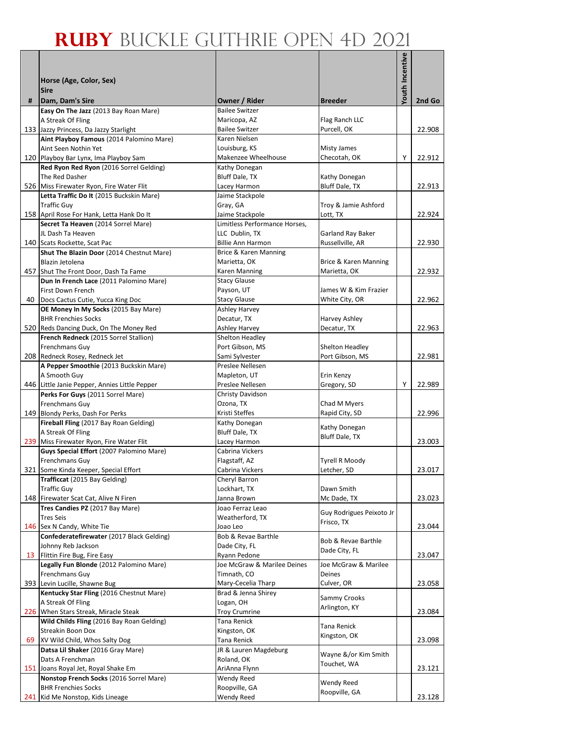# RUBY BUCKLE GUTHRIE OPEN 4D 2021

| # | Horse (Age, Color, Sex)<br>Sire<br>Dam, Dam's Sire | Owner / Rider | Breeder | Youth Incentive | 2nd Go |
|---|---|---|---|---|---|
| 133 | **Easy On The Jazz** (2013 Bay Roan Mare)<br>A Streak Of Fling<br>Jazzy Princess, Da Jazzy Starlight | Bailee Switzer<br>Maricopa, AZ<br>Bailee Switzer | Flag Ranch LLC<br>Purcell, OK | | 22.908 |
| 120 | **Aint Playboy Famous** (2014 Palomino Mare)<br>Aint Seen Nothin Yet<br>Playboy Bar Lynx, Ima Playboy Sam | Karen Nielsen<br>Louisburg, KS<br>Makenzee Wheelhouse | Misty James<br>Checotah, OK | Y | 22.912 |
| 526 | **Red Ryon Red Ryon** (2016 Sorrel Gelding)<br>The Red Dasher<br>Miss Firewater Ryon, Fire Water Flit | Kathy Donegan<br>Bluff Dale, TX<br>Lacey Harmon | Kathy Donegan<br>Bluff Dale, TX | | 22.913 |
| 158 | **Letta Traffic Do It** (2015 Buckskin Mare)<br>Traffic Guy<br>April Rose For Hank, Letta Hank Do It | Jaime Stackpole<br>Gray, GA<br>Jaime Stackpole | Troy & Jamie Ashford<br>Lott, TX | | 22.924 |
| 140 | **Secret Ta Heaven** (2014 Sorrel Mare)<br>JL Dash Ta Heaven<br>Scats Rockette, Scat Pac | Limitless Performance Horses, LLC Dublin, TX<br>Billie Ann Harmon | Garland Ray Baker<br>Russellville, AR | | 22.930 |
| 457 | **Shut The Blazin Door** (2014 Chestnut Mare)<br>Blazin Jetolena<br>Shut The Front Door, Dash Ta Fame | Brice & Karen Manning<br>Marietta, OK<br>Karen Manning | Brice & Karen Manning<br>Marietta, OK | | 22.932 |
| 40 | **Dun In French Lace** (2011 Palomino Mare)<br>First Down French<br>Docs Cactus Cutie, Yucca King Doc | Stacy Glause<br>Payson, UT<br>Stacy Glause | James W & Kim Frazier<br>White City, OR | | 22.962 |
| 520 | **OE Money In My Socks** (2015 Bay Mare)<br>BHR Frenchies Socks<br>Reds Dancing Duck, On The Money Red | Ashley Harvey<br>Decatur, TX<br>Ashley Harvey | Harvey Ashley<br>Decatur, TX | | 22.963 |
| 208 | **French Redneck** (2015 Sorrel Stallion)<br>Frenchmans Guy<br>Redneck Rosey, Redneck Jet | Shelton Headley<br>Port Gibson, MS<br>Sami Sylvester | Shelton Headley<br>Port Gibson, MS | | 22.981 |
| 446 | **A Pepper Smoothie** (2013 Buckskin Mare)<br>A Smooth Guy<br>Little Janie Pepper, Annies Little Pepper | Preslee Nellesen<br>Mapleton, UT<br>Preslee Nellesen | Erin Kenzy<br>Gregory, SD | Y | 22.989 |
| 149 | **Perks For Guys** (2011 Sorrel Mare)<br>Frenchmans Guy<br>Blondy Perks, Dash For Perks | Christy Davidson<br>Ozona, TX<br>Kristi Steffes | Chad M Myers<br>Rapid City, SD | | 22.996 |
| 239 | **Fireball Fling** (2017 Bay Roan Gelding)<br>A Streak Of Fling<br>Miss Firewater Ryon, Fire Water Flit | Kathy Donegan<br>Bluff Dale, TX<br>Lacey Harmon | Kathy Donegan<br>Bluff Dale, TX | | 23.003 |
| 321 | **Guys Special Effort** (2007 Palomino Mare)<br>Frenchmans Guy<br>Some Kinda Keeper, Special Effort | Cabrina Vickers<br>Flagstaff, AZ<br>Cabrina Vickers | Tyrell R Moody<br>Letcher, SD | | 23.017 |
| 148 | **Trafficcat** (2015 Bay Gelding)<br>Traffic Guy<br>Firewater Scat Cat, Alive N Firen | Cheryl Barron<br>Lockhart, TX<br>Janna Brown | Dawn Smith<br>Mc Dade, TX | | 23.023 |
| 146 | **Tres Candies PZ** (2017 Bay Mare)<br>Tres Seis<br>Sex N Candy, White Tie | Joao Ferraz Leao<br>Weatherford, TX<br>Joao Leo | Guy Rodrigues Peixoto Jr<br>Frisco, TX | | 23.044 |
| 13 | **Confederatefirewater** (2017 Black Gelding)<br>Johnny Reb Jackson<br>Flittin Fire Bug, Fire Easy | Bob & Revae Barthle<br>Dade City, FL<br>Ryann Pedone | Bob & Revae Barthle<br>Dade City, FL | | 23.047 |
| 393 | **Legally Fun Blonde** (2012 Palomino Mare)<br>Frenchmans Guy<br>Levin Lucille, Shawne Bug | Joe McGraw & Marilee Deines<br>Timnath, CO<br>Mary-Cecelia Tharp | Joe McGraw & Marilee Deines<br>Culver, OR | | 23.058 |
| 226 | **Kentucky Star Fling** (2016 Chestnut Mare)<br>A Streak Of Fling<br>When Stars Streak, Miracle Steak | Brad & Jenna Shirey<br>Logan, OH<br>Troy Crumrine | Sammy Crooks<br>Arlington, KY | | 23.084 |
| 69 | **Wild Childs Fling** (2016 Bay Roan Gelding)<br>Streakin Boon Dox<br>XV Wild Child, Whos Salty Dog | Tana Renick<br>Kingston, OK<br>Tana Renick | Tana Renick<br>Kingston, OK | | 23.098 |
| 151 | **Datsa Lil Shaker** (2016 Gray Mare)<br>Dats A Frenchman<br>Joans Royal Jet, Royal Shake Em | JR & Lauren Magdeburg<br>Roland, OK<br>AriAnna Flynn | Wayne &/or Kim Smith<br>Touchet, WA | | 23.121 |
| 241 | **Nonstop French Socks** (2016 Sorrel Mare)<br>BHR Frenchies Socks<br>Kid Me Nonstop, Kids Lineage | Wendy Reed<br>Roopville, GA<br>Wendy Reed | Wendy Reed<br>Roopville, GA | | 23.128 |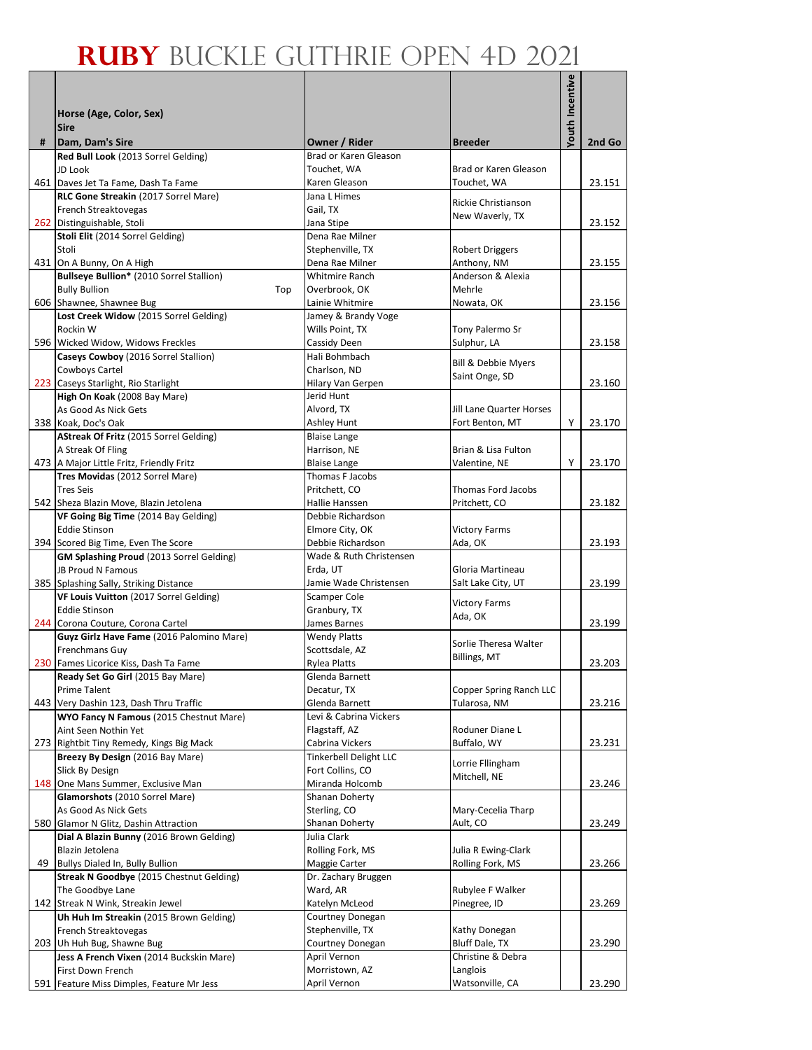# RUBY BUCKLE GUTHRIE OPEN 4D 2021

| # | Horse (Age, Color, Sex)<br>Sire<br>Dam, Dam's Sire | Owner / Rider | Breeder | Youth Incentive | 2nd Go |
|---|---|---|---|---|---|
| 461 | **Red Bull Look** (2013 Sorrel Gelding)<br>JD Look<br>Daves Jet Ta Fame, Dash Ta Fame | Brad or Karen Gleason<br>Touchet, WA<br>Karen Gleason | Brad or Karen Gleason<br>Touchet, WA | | 23.151 |
| 262 | **RLC Gone Streakin** (2017 Sorrel Mare)<br>French Streaktovegas<br>Distinguishable, Stoli | Jana L Himes<br>Gail, TX<br>Jana Stipe | Rickie Christianson<br>New Waverly, TX | | 23.152 |
| 431 | **Stoli Elit** (2014 Sorrel Gelding)<br>Stoli<br>On A Bunny, On A High | Dena Rae Milner<br>Stephenville, TX<br>Dena Rae Milner | Robert Driggers<br>Anthony, NM | | 23.155 |
| 606 | **Bullseye Bullion*** (2010 Sorrel Stallion)<br>Bully Bullion Top<br>Shawnee, Shawnee Bug | Whitmire Ranch<br>Overbrook, OK<br>Lainie Whitmire | Anderson & Alexia Mehrle<br>Nowata, OK | | 23.156 |
| 596 | **Lost Creek Widow** (2015 Sorrel Gelding)<br>Rockin W<br>Wicked Widow, Widows Freckles | Jamey & Brandy Voge<br>Wills Point, TX<br>Cassidy Deen | Tony Palermo Sr<br>Sulphur, LA | | 23.158 |
| 223 | **Caseys Cowboy** (2016 Sorrel Stallion)<br>Cowboys Cartel<br>Caseys Starlight, Rio Starlight | Hali Bohmbach<br>Charlson, ND<br>Hilary Van Gerpen | Bill & Debbie Myers<br>Saint Onge, SD | | 23.160 |
| 338 | **High On Koak** (2008 Bay Mare)<br>As Good As Nick Gets<br>Koak, Doc's Oak | Jerid Hunt<br>Alvord, TX<br>Ashley Hunt | Jill Lane Quarter Horses<br>Fort Benton, MT | Y | 23.170 |
| 473 | **AStreak Of Fritz** (2015 Sorrel Gelding)<br>A Streak Of Fling<br>A Major Little Fritz, Friendly Fritz | Blaise Lange<br>Harrison, NE<br>Blaise Lange | Brian & Lisa Fulton<br>Valentine, NE | Y | 23.170 |
| 542 | **Tres Movidas** (2012 Sorrel Mare)<br>Tres Seis<br>Sheza Blazin Move, Blazin Jetolena | Thomas F Jacobs<br>Pritchett, CO<br>Hallie Hanssen | Thomas Ford Jacobs<br>Pritchett, CO | | 23.182 |
| 394 | **VF Going Big Time** (2014 Bay Gelding)<br>Eddie Stinson<br>Scored Big Time, Even The Score | Debbie Richardson<br>Elmore City, OK<br>Debbie Richardson | Victory Farms<br>Ada, OK | | 23.193 |
| 385 | **GM Splashing Proud** (2013 Sorrel Gelding)<br>JB Proud N Famous<br>Splashing Sally, Striking Distance | Wade & Ruth Christensen<br>Erda, UT<br>Jamie Wade Christensen | Gloria Martineau<br>Salt Lake City, UT | | 23.199 |
| 244 | **VF Louis Vuitton** (2017 Sorrel Gelding)<br>Eddie Stinson<br>Corona Couture, Corona Cartel | Scamper Cole<br>Granbury, TX<br>James Barnes | Victory Farms<br>Ada, OK | | 23.199 |
| 230 | **Guyz Girlz Have Fame** (2016 Palomino Mare)<br>Frenchmans Guy<br>Fames Licorice Kiss, Dash Ta Fame | Wendy Platts<br>Scottsdale, AZ<br>Rylea Platts | Sorlie Theresa Walter<br>Billings, MT | | 23.203 |
| 443 | **Ready Set Go Girl** (2015 Bay Mare)<br>Prime Talent<br>Very Dashin 123, Dash Thru Traffic | Glenda Barnett<br>Decatur, TX<br>Glenda Barnett | Copper Spring Ranch LLC<br>Tularosa, NM | | 23.216 |
| 273 | **WYO Fancy N Famous** (2015 Chestnut Mare)<br>Aint Seen Nothin Yet<br>Rightbit Tiny Remedy, Kings Big Mack | Levi & Cabrina Vickers<br>Flagstaff, AZ<br>Cabrina Vickers | Roduner Diane L<br>Buffalo, WY | | 23.231 |
| 148 | **Breezy By Design** (2016 Bay Mare)<br>Slick By Design<br>One Mans Summer, Exclusive Man | Tinkerbell Delight LLC<br>Fort Collins, CO<br>Miranda Holcomb | Lorrie Fllingham<br>Mitchell, NE | | 23.246 |
| 580 | **Glamorshots** (2010 Sorrel Mare)<br>As Good As Nick Gets<br>Glamor N Glitz, Dashin Attraction | Shanan Doherty<br>Sterling, CO<br>Shanan Doherty | Mary-Cecelia Tharp<br>Ault, CO | | 23.249 |
| 49 | **Dial A Blazin Bunny** (2016 Brown Gelding)<br>Blazin Jetolena<br>Bullys Dialed In, Bully Bullion | Julia Clark<br>Rolling Fork, MS<br>Maggie Carter | Julia R Ewing-Clark<br>Rolling Fork, MS | | 23.266 |
| 142 | **Streak N Goodbye** (2015 Chestnut Gelding)<br>The Goodbye Lane<br>Streak N Wink, Streakin Jewel | Dr. Zachary Bruggen<br>Ward, AR<br>Katelyn McLeod | Rubylee F Walker<br>Pinegree, ID | | 23.269 |
| 203 | **Uh Huh Im Streakin** (2015 Brown Gelding)<br>French Streaktovegas<br>Uh Huh Bug, Shawne Bug | Courtney Donegan<br>Stephenville, TX<br>Courtney Donegan | Kathy Donegan<br>Bluff Dale, TX | | 23.290 |
| 591 | **Jess A French Vixen** (2014 Buckskin Mare)<br>First Down French<br>Feature Miss Dimples, Feature Mr Jess | April Vernon<br>Morristown, AZ<br>April Vernon | Christine & Debra Langlois<br>Watsonville, CA | | 23.290 |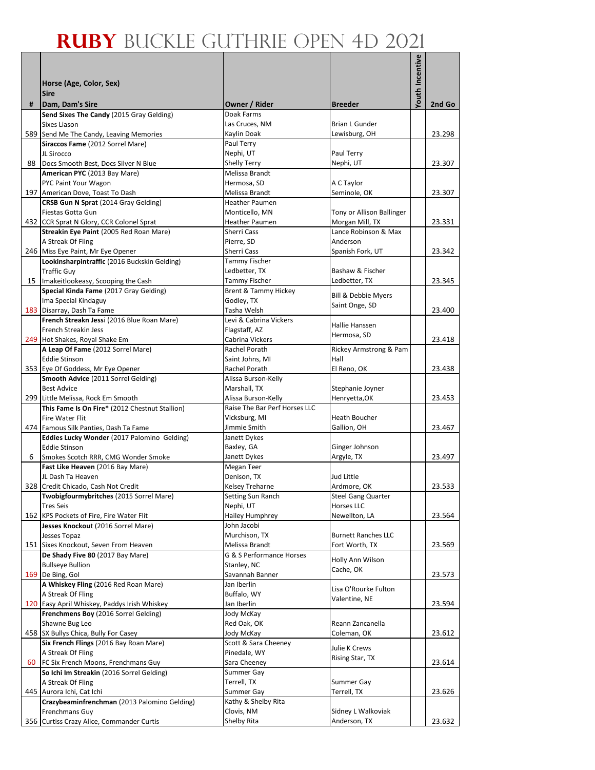# RUBY BUCKLE GUTHRIE OPEN 4D 2021

| # | Horse (Age, Color, Sex)<br>Sire<br>Dam, Dam's Sire | Owner / Rider | Breeder | Youth Incentive | 2nd Go |
|---|---|---|---|---|---|
| 589 | **Send Sixes The Candy** (2015 Gray Gelding)<br>Sixes Liason<br>Send Me The Candy, Leaving Memories | Doak Farms<br>Las Cruces, NM<br>Kaylin Doak | Brian L Gunder<br>Lewisburg, OH | | 23.298 |
| 88 | **Siraccos Fame** (2012 Sorrel Mare)<br>JL Sirocco<br>Docs Smooth Best, Docs Silver N Blue | Paul Terry<br>Nephi, UT<br>Shelly Terry | Paul Terry<br>Nephi, UT | | 23.307 |
| 197 | **American PYC** (2013 Bay Mare)<br>PYC Paint Your Wagon<br>American Dove, Toast To Dash | Melissa Brandt<br>Hermosa, SD<br>Melissa Brandt | A C Taylor<br>Seminole, OK | | 23.307 |
| 432 | **CRSB Gun N Sprat** (2014 Gray Gelding)<br>Fiestas Gotta Gun<br>CCR Sprat N Glory, CCR Colonel Sprat | Heather Paumen<br>Monticello, MN<br>Heather Paumen | Tony or Allison Ballinger<br>Morgan Mill, TX | | 23.331 |
| 246 | **Streakin Eye Paint** (2005 Red Roan Mare)<br>A Streak Of Fling<br>Miss Eye Paint, Mr Eye Opener | Sherri Cass<br>Pierre, SD<br>Sherri Cass | Lance Robinson & Max Anderson<br>Spanish Fork, UT | | 23.342 |
| 15 | **Lookinsharpintraffic** (2016 Buckskin Gelding)<br>Traffic Guy<br>Imakeitlookeasy, Scooping the Cash | Tammy Fischer<br>Ledbetter, TX<br>Tammy Fischer | Bashaw & Fischer<br>Ledbetter, TX | | 23.345 |
| 183 | **Special Kinda Fame** (2017 Gray Gelding)<br>Ima Special Kindaguy<br>Disarray, Dash Ta Fame | Brent & Tammy Hickey<br>Godley, TX<br>Tasha Welsh | Bill & Debbie Myers<br>Saint Onge, SD | | 23.400 |
| 249 | **French Streakn Jessi** (2016 Blue Roan Mare)<br>French Streakin Jess<br>Hot Shakes, Royal Shake Em | Levi & Cabrina Vickers<br>Flagstaff, AZ<br>Cabrina Vickers | Hallie Hanssen<br>Hermosa, SD | | 23.418 |
| 353 | **A Leap Of Fame** (2012 Sorrel Mare)<br>Eddie Stinson<br>Eye Of Goddess, Mr Eye Opener | Rachel Porath<br>Saint Johns, MI<br>Rachel Porath | Rickey Armstrong & Pam Hall<br>El Reno, OK | | 23.438 |
| 299 | **Smooth Advice** (2011 Sorrel Gelding)<br>Best Advice<br>Little Melissa, Rock Em Smooth | Alissa Burson-Kelly<br>Marshall, TX<br>Alissa Burson-Kelly | Stephanie Joyner<br>Henryetta,OK | | 23.453 |
| 474 | **This Fame Is On Fire*** (2012 Chestnut Stallion)<br>Fire Water Flit<br>Famous Silk Panties, Dash Ta Fame | Raise The Bar Perf Horses LLC<br>Vicksburg, MI<br>Jimmie Smith | Heath Boucher<br>Gallion, OH | | 23.467 |
| 6 | **Eddies Lucky Wonder** (2017 Palomino Gelding)<br>Eddie Stinson<br>Smokes Scotch RRR, CMG Wonder Smoke | Janett Dykes<br>Baxley, GA<br>Janett Dykes | Ginger Johnson<br>Argyle, TX | | 23.497 |
| 328 | **Fast Like Heaven** (2016 Bay Mare)<br>JL Dash Ta Heaven<br>Credit Chicado, Cash Not Credit | Megan Teer<br>Denison, TX<br>Kelsey Treharne | Jud Little<br>Ardmore, OK | | 23.533 |
| 162 | **Twobigfourmybritches** (2015 Sorrel Mare)<br>Tres Seis<br>KPS Pockets of Fire, Fire Water Flit | Setting Sun Ranch<br>Nephi, UT<br>Hailey Humphrey | Steel Gang Quarter Horses LLC<br>Newellton, LA | | 23.564 |
| 151 | **Jesses Knockout** (2016 Sorrel Mare)<br>Jesses Topaz<br>Sixes Knockout, Seven From Heaven | John Jacobi<br>Murchison, TX<br>Melissa Brandt | Burnett Ranches LLC<br>Fort Worth, TX | | 23.569 |
| 169 | **De Shady Five 80** (2017 Bay Mare)<br>Bullseye Bullion<br>De Bing, Gol | G & S Performance Horses<br>Stanley, NC<br>Savannah Banner | Holly Ann Wilson<br>Cache, OK | | 23.573 |
| 120 | **A Whiskey Fling** (2016 Red Roan Mare)<br>A Streak Of Fling<br>Easy April Whiskey, Paddys Irish Whiskey | Jan Iberlin<br>Buffalo, WY<br>Jan Iberlin | Lisa O'Rourke Fulton<br>Valentine, NE | | 23.594 |
| 458 | **Frenchmens Boy** (2016 Sorrel Gelding)<br>Shawne Bug Leo<br>SX Bullys Chica, Bully For Casey | Jody McKay<br>Red Oak, OK<br>Jody McKay | Reann Zancanella<br>Coleman, OK | | 23.612 |
| 60 | **Six French Flings** (2016 Bay Roan Mare)<br>A Streak Of Fling<br>FC Six French Moons, Frenchmans Guy | Scott & Sara Cheeney<br>Pinedale, WY<br>Sara Cheeney | Julie K Crews<br>Rising Star, TX | | 23.614 |
| 445 | **So Ichi Im Streakin** (2016 Sorrel Gelding)<br>A Streak Of Fling<br>Aurora Ichi, Cat Ichi | Summer Gay<br>Terrell, TX<br>Summer Gay | Summer Gay<br>Terrell, TX | | 23.626 |
| 356 | **Crazybeaminfrenchman** (2013 Palomino Gelding)<br>Frenchmans Guy<br>Curtiss Crazy Alice, Commander Curtis | Kathy & Shelby Rita<br>Clovis, NM<br>Shelby Rita | Sidney L Walkoviak<br>Anderson, TX | | 23.632 |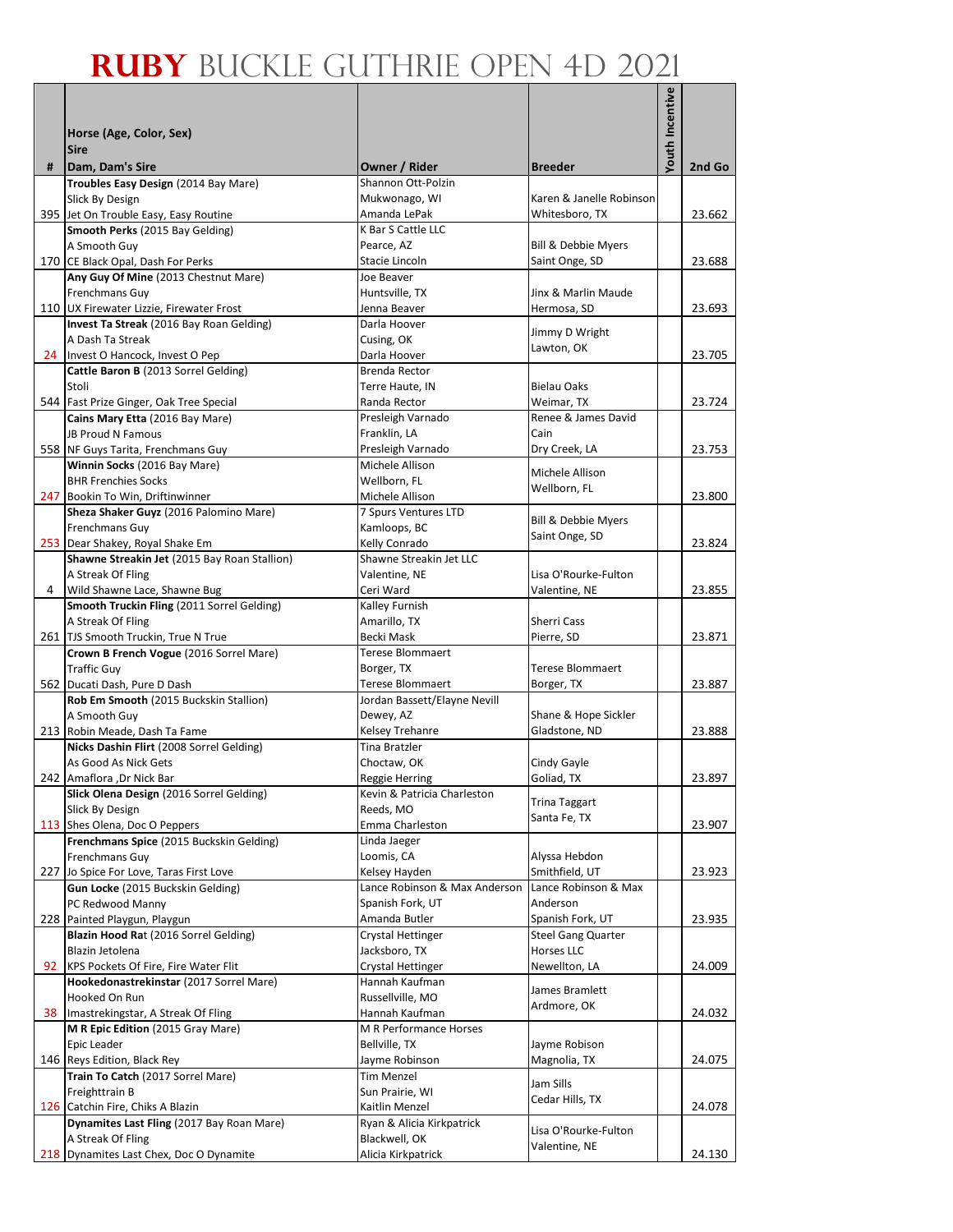# RUBY BUCKLE GUTHRIE OPEN 4D 2021

| # | Horse (Age, Color, Sex)<br>Sire<br>Dam, Dam's Sire | Owner / Rider | Breeder | Youth Incentive | 2nd Go |
|---|---|---|---|---|---|
| 395 | **Troubles Easy Design** (2014 Bay Mare)<br>Slick By Design<br>Jet On Trouble Easy, Easy Routine | Shannon Ott-Polzin<br>Mukwonago, WI<br>Amanda LePak | Karen & Janelle Robinson<br>Whitesboro, TX | | 23.662 |
| 170 | **Smooth Perks** (2015 Bay Gelding)<br>A Smooth Guy<br>CE Black Opal, Dash For Perks | K Bar S Cattle LLC<br>Pearce, AZ<br>Stacie Lincoln | Bill & Debbie Myers<br>Saint Onge, SD | | 23.688 |
| 110 | **Any Guy Of Mine** (2013 Chestnut Mare)<br>Frenchmans Guy<br>UX Firewater Lizzie, Firewater Frost | Joe Beaver<br>Huntsville, TX<br>Jenna Beaver | Jinx & Marlin Maude<br>Hermosa, SD | | 23.693 |
| 24 | **Invest Ta Streak** (2016 Bay Roan Gelding)<br>A Dash Ta Streak<br>Invest O Hancock, Invest O Pep | Darla Hoover<br>Cusing, OK<br>Darla Hoover | Jimmy D Wright<br>Lawton, OK | | 23.705 |
| 544 | **Cattle Baron B** (2013 Sorrel Gelding)<br>Stoli<br>Fast Prize Ginger, Oak Tree Special | Brenda Rector<br>Terre Haute, IN<br>Randa Rector | Bielau Oaks<br>Weimar, TX | | 23.724 |
| 558 | **Cains Mary Etta** (2016 Bay Mare)<br>JB Proud N Famous<br>NF Guys Tarita, Frenchmans Guy | Presleigh Varnado<br>Franklin, LA<br>Presleigh Varnado | Renee & James David Cain<br>Dry Creek, LA | | 23.753 |
| 247 | **Winnin Socks** (2016 Bay Mare)<br>BHR Frenchies Socks<br>Bookin To Win, Driftinwinner | Michele Allison<br>Wellborn, FL<br>Michele Allison | Michele Allison<br>Wellborn, FL | | 23.800 |
| 253 | **Sheza Shaker Guyz** (2016 Palomino Mare)<br>Frenchmans Guy<br>Dear Shakey, Royal Shake Em | 7 Spurs Ventures LTD<br>Kamloops, BC<br>Kelly Conrado | Bill & Debbie Myers<br>Saint Onge, SD | | 23.824 |
| 4 | **Shawne Streakin Jet** (2015 Bay Roan Stallion)<br>A Streak Of Fling<br>Wild Shawne Lace, Shawne Bug | Shawne Streakin Jet LLC<br>Valentine, NE<br>Ceri Ward | Lisa O'Rourke-Fulton<br>Valentine, NE | | 23.855 |
| 261 | **Smooth Truckin Fling** (2011 Sorrel Gelding)<br>A Streak Of Fling<br>TJS Smooth Truckin, True N True | Kalley Furnish<br>Amarillo, TX<br>Becki Mask | Sherri Cass<br>Pierre, SD | | 23.871 |
| 562 | **Crown B French Vogue** (2016 Sorrel Mare)<br>Traffic Guy<br>Ducati Dash, Pure D Dash | Terese Blommaert<br>Borger, TX<br>Terese Blommaert | Terese Blommaert<br>Borger, TX | | 23.887 |
| 213 | **Rob Em Smooth** (2015 Buckskin Stallion)<br>A Smooth Guy<br>Robin Meade, Dash Ta Fame | Jordan Bassett/Elayne Nevill<br>Dewey, AZ<br>Kelsey Trehanre | Shane & Hope Sickler<br>Gladstone, ND | | 23.888 |
| 242 | **Nicks Dashin Flirt** (2008 Sorrel Gelding)<br>As Good As Nick Gets<br>Amaflora ,Dr Nick Bar | Tina Bratzler<br>Choctaw, OK<br>Reggie Herring | Cindy Gayle<br>Goliad, TX | | 23.897 |
| 113 | **Slick Olena Design** (2016 Sorrel Gelding)<br>Slick By Design<br>Shes Olena, Doc O Peppers | Kevin & Patricia Charleston<br>Reeds, MO<br>Emma Charleston | Trina Taggart<br>Santa Fe, TX | | 23.907 |
| 227 | **Frenchmans Spice** (2015 Buckskin Gelding)<br>Frenchmans Guy<br>Jo Spice For Love, Taras First Love | Linda Jaeger<br>Loomis, CA<br>Kelsey Hayden | Alyssa Hebdon<br>Smithfield, UT | | 23.923 |
| 228 | **Gun Locke** (2015 Buckskin Gelding)<br>PC Redwood Manny<br>Painted Playgun, Playgun | Lance Robinson & Max Anderson<br>Spanish Fork, UT<br>Amanda Butler | Lance Robinson & Max Anderson<br>Spanish Fork, UT | | 23.935 |
| 92 | **Blazin Hood Ra**t (2016 Sorrel Gelding)<br>Blazin Jetolena<br>KPS Pockets Of Fire, Fire Water Flit | Crystal Hettinger<br>Jacksboro, TX<br>Crystal Hettinger | Steel Gang Quarter Horses LLC<br>Newellton, LA | | 24.009 |
| 38 | **Hookedonastrekinstar** (2017 Sorrel Mare)<br>Hooked On Run<br>Imastrekingstar, A Streak Of Fling | Hannah Kaufman<br>Russellville, MO<br>Hannah Kaufman | James Bramlett<br>Ardmore, OK | | 24.032 |
| 146 | **M R Epic Edition** (2015 Gray Mare)<br>Epic Leader<br>Reys Edition, Black Rey | M R Performance Horses<br>Bellville, TX<br>Jayme Robinson | Jayme Robison<br>Magnolia, TX | | 24.075 |
| 126 | **Train To Catch** (2017 Sorrel Mare)<br>Freighttrain B<br>Catchin Fire, Chiks A Blazin | Tim Menzel<br>Sun Prairie, WI<br>Kaitlin Menzel | Jam Sills<br>Cedar Hills, TX | | 24.078 |
| 218 | **Dynamites Last Fling** (2017 Bay Roan Mare)<br>A Streak Of Fling<br>Dynamites Last Chex, Doc O Dynamite | Ryan & Alicia Kirkpatrick<br>Blackwell, OK<br>Alicia Kirkpatrick | Lisa O'Rourke-Fulton<br>Valentine, NE | | 24.130 |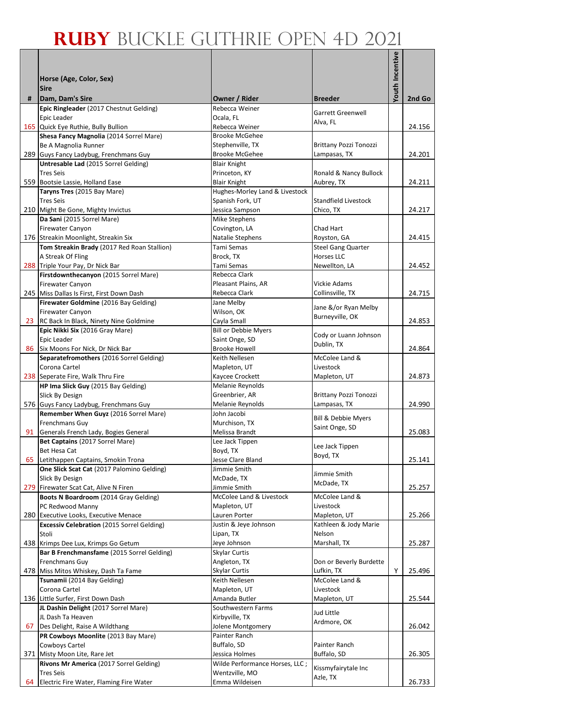# RUBY BUCKLE GUTHRIE OPEN 4D 2021

| # | Horse (Age, Color, Sex)<br>Sire<br>Dam, Dam's Sire | Owner / Rider | Breeder | Youth Incentive | 2nd Go |
|---|---|---|---|---|---|
| 165 | **Epic Ringleader** (2017 Chestnut Gelding)<br>Epic Leader<br>Quick Eye Ruthie, Bully Bullion | Rebecca Weiner<br>Ocala, FL<br>Rebecca Weiner | Garrett Greenwell<br>Alva, FL | | 24.156 |
| 289 | **Shesa Fancy Magnolia** (2014 Sorrel Mare)<br>Be A Magnolia Runner<br>Guys Fancy Ladybug, Frenchmans Guy | Brooke McGehee<br>Stephenville, TX<br>Brooke McGehee | Brittany Pozzi Tonozzi<br>Lampasas, TX | | 24.201 |
| 559 | **Untresable Lad** (2015 Sorrel Gelding)<br>Tres Seis<br>Bootsie Lassie, Holland Ease | Blair Knight<br>Princeton, KY<br>Blair Knight | Ronald & Nancy Bullock<br>Aubrey, TX | | 24.211 |
| 210 | **Taryns Tres** (2015 Bay Mare)<br>Tres Seis<br>Might Be Gone, Mighty Invictus | Hughes-Morley Land & Livestock<br>Spanish Fork, UT<br>Jessica Sampson | Standfield Livestock<br>Chico, TX | | 24.217 |
| 176 | **Da Sani** (2015 Sorrel Mare)<br>Firewater Canyon<br>Streakin Moonlight, Streakin Six | Mike Stephens<br>Covington, LA<br>Natalie Stephens | Chad Hart<br>Royston, GA | | 24.415 |
| 288 | **Tom Streakin Brady** (2017 Red Roan Stallion)<br>A Streak Of Fling<br>Triple Your Pay, Dr Nick Bar | Tami Semas<br>Brock, TX<br>Tami Semas | Steel Gang Quarter<br>Horses LLC<br>Newellton, LA | | 24.452 |
| 245 | **Firstdownthecanyon** (2015 Sorrel Mare)<br>Firewater Canyon<br>Miss Dallas Is First, First Down Dash | Rebecca Clark<br>Pleasant Plains, AR<br>Rebecca Clark | Vickie Adams<br>Collinsville, TX | | 24.715 |
| 23 | **Firewater Goldmine** (2016 Bay Gelding)<br>Firewater Canyon<br>RC Back In Black, Ninety Nine Goldmine | Jane Melby<br>Wilson, OK<br>Cayla Small | Jane &/or Ryan Melby<br>Burneyville, OK | | 24.853 |
| 86 | **Epic Nikki Six** (2016 Gray Mare)<br>Epic Leader<br>Six Moons For Nick, Dr Nick Bar | Bill or Debbie Myers<br>Saint Onge, SD<br>Brooke Howell | Cody or Luann Johnson<br>Dublin, TX | | 24.864 |
| 238 | **Separatefromothers** (2016 Sorrel Gelding)<br>Corona Cartel<br>Seperate Fire, Walk Thru Fire | Keith Nellesen<br>Mapleton, UT<br>Kaycee Crockett | McColee Land &<br>Livestock<br>Mapleton, UT | | 24.873 |
| 576 | **HP Ima Slick Guy** (2015 Bay Gelding)<br>Slick By Design<br>Guys Fancy Ladybug, Frenchmans Guy | Melanie Reynolds<br>Greenbrier, AR<br>Melanie Reynolds | Brittany Pozzi Tonozzi<br>Lampasas, TX | | 24.990 |
| 91 | **Remember When Guyz** (2016 Sorrel Mare)<br>Frenchmans Guy<br>Generals French Lady, Bogies General | John Jacobi<br>Murchison, TX<br>Melissa Brandt | Bill & Debbie Myers<br>Saint Onge, SD | | 25.083 |
| 65 | **Bet Captains** (2017 Sorrel Mare)<br>Bet Hesa Cat<br>Letithappen Captains, Smokin Trona | Lee Jack Tippen<br>Boyd, TX<br>Jesse Clare Bland | Lee Jack Tippen<br>Boyd, TX | | 25.141 |
| 279 | **One Slick Scat Cat** (2017 Palomino Gelding)<br>Slick By Design<br>Firewater Scat Cat, Alive N Firen | Jimmie Smith<br>McDade, TX<br>Jimmie Smith | Jimmie Smith<br>McDade, TX | | 25.257 |
| 280 | **Boots N Boardroom** (2014 Gray Gelding)<br>PC Redwood Manny<br>Executive Looks, Executive Menace | McColee Land & Livestock<br>Mapleton, UT<br>Lauren Porter | McColee Land &<br>Livestock<br>Mapleton, UT | | 25.266 |
| 438 | **Excessiv Celebration** (2015 Sorrel Gelding)<br>Stoli<br>Krimps Dee Lux, Krimps Go Getum | Justin & Jeye Johnson<br>Lipan, TX<br>Jeye Johnson | Kathleen & Jody Marie<br>Nelson<br>Marshall, TX | | 25.287 |
| 478 | **Bar B Frenchmansfame** (2015 Sorrel Gelding)<br>Frenchmans Guy<br>Miss Mitos Whiskey, Dash Ta Fame | Skylar Curtis<br>Angleton, TX<br>Skylar Curtis | Don or Beverly Burdette<br>Lufkin, TX | Y | 25.496 |
| 136 | **Tsunamii** (2014 Bay Gelding)<br>Corona Cartel<br>Little Surfer, First Down Dash | Keith Nellesen<br>Mapleton, UT<br>Amanda Butler | McColee Land &<br>Livestock<br>Mapleton, UT | | 25.544 |
| 67 | **JL Dashin Delight** (2017 Sorrel Mare)<br>JL Dash Ta Heaven<br>Des Delight, Raise A Wildthang | Southwestern Farms<br>Kirbyville, TX<br>Jolene Montgomery | Jud Little<br>Ardmore, OK | | 26.042 |
| 371 | **PR Cowboys Moonlite** (2013 Bay Mare)<br>Cowboys Cartel<br>Misty Moon Lite, Rare Jet | Painter Ranch<br>Buffalo, SD<br>Jessica Holmes | Painter Ranch<br>Buffalo, SD | | 26.305 |
| 64 | **Rivons Mr America** (2017 Sorrel Gelding)<br>Tres Seis<br>Electric Fire Water, Flaming Fire Water | Wilde Performance Horses, LLC ;<br>Wentzville, MO<br>Emma Wildeisen | Kissmyfairytale Inc<br>Azle, TX | | 26.733 |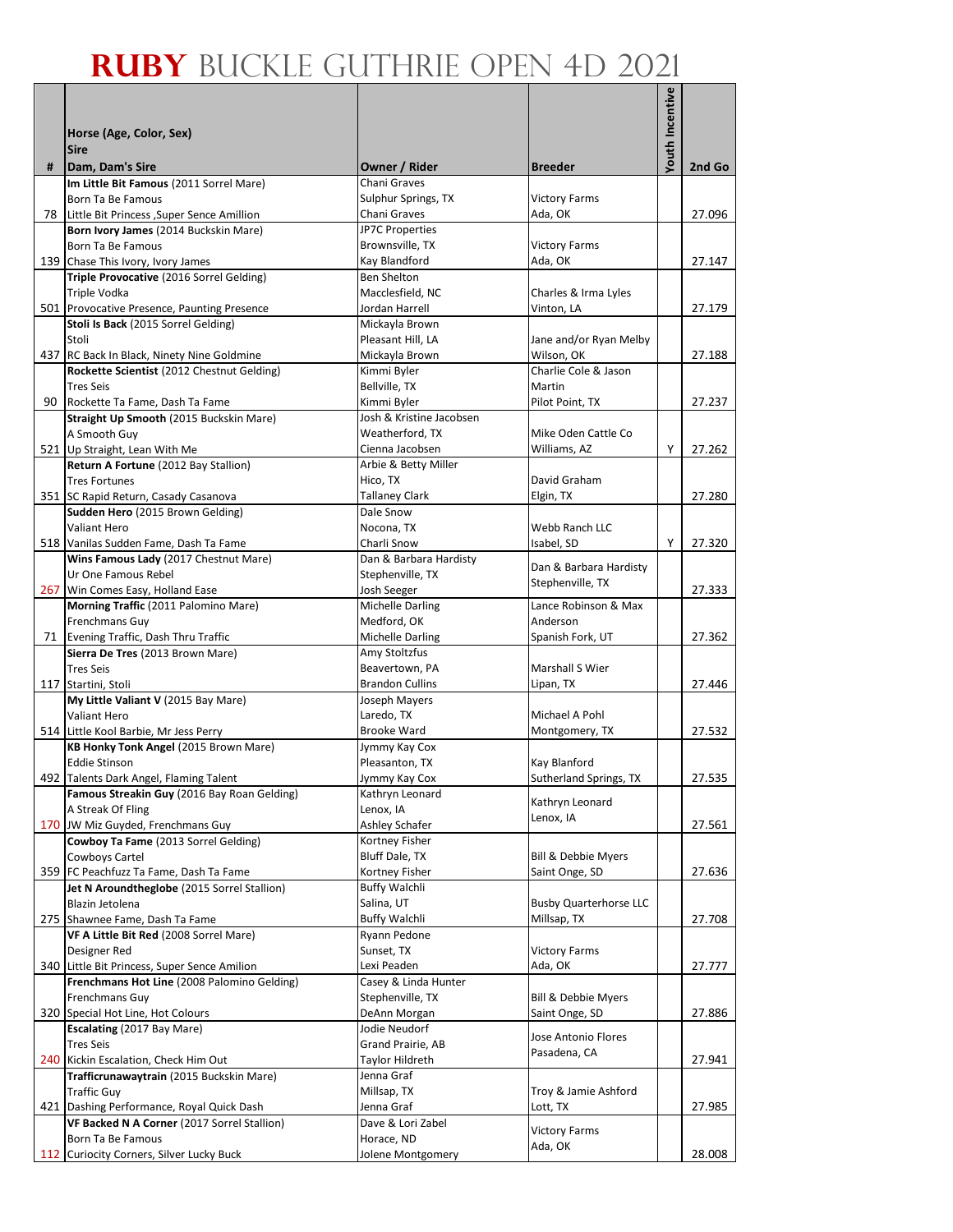# RUBY BUCKLE GUTHRIE OPEN 4D 2021

| # | Horse (Age, Color, Sex)<br>Sire<br>Dam, Dam's Sire | Owner / Rider | Breeder | Youth Incentive | 2nd Go |
|---|---|---|---|---|---|
| 78 | **Im Little Bit Famous** (2011 Sorrel Mare)<br>Born Ta Be Famous<br>Little Bit Princess ,Super Sence Amillion | Chani Graves<br>Sulphur Springs, TX<br>Chani Graves | Victory Farms<br>Ada, OK | | 27.096 |
| 139 | **Born Ivory James** (2014 Buckskin Mare)<br>Born Ta Be Famous<br>Chase This Ivory, Ivory James | JP7C Properties<br>Brownsville, TX<br>Kay Blandford | Victory Farms<br>Ada, OK | | 27.147 |
| 501 | **Triple Provocative** (2016 Sorrel Gelding)<br>Triple Vodka<br>Provocative Presence, Paunting Presence | Ben Shelton<br>Macclesfield, NC<br>Jordan Harrell | Charles & Irma Lyles<br>Vinton, LA | | 27.179 |
| 437 | **Stoli Is Back** (2015 Sorrel Gelding)<br>Stoli<br>RC Back In Black, Ninety Nine Goldmine | Mickayla Brown<br>Pleasant Hill, LA<br>Mickayla Brown | Jane and/or Ryan Melby<br>Wilson, OK | | 27.188 |
| 90 | **Rockette Scientist** (2012 Chestnut Gelding)<br>Tres Seis<br>Rockette Ta Fame, Dash Ta Fame | Kimmi Byler<br>Bellville, TX<br>Kimmi Byler | Charlie Cole & Jason Martin<br>Pilot Point, TX | | 27.237 |
| 521 | **Straight Up Smooth** (2015 Buckskin Mare)<br>A Smooth Guy<br>Up Straight, Lean With Me | Josh & Kristine Jacobsen<br>Weatherford, TX<br>Cienna Jacobsen | Mike Oden Cattle Co<br>Williams, AZ | Y | 27.262 |
| 351 | **Return A Fortune** (2012 Bay Stallion)<br>Tres Fortunes<br>SC Rapid Return, Casady Casanova | Arbie & Betty Miller<br>Hico, TX<br>Tallaney Clark | David Graham<br>Elgin, TX | | 27.280 |
| 518 | **Sudden Hero** (2015 Brown Gelding)<br>Valiant Hero<br>Vanilas Sudden Fame, Dash Ta Fame | Dale Snow<br>Nocona, TX<br>Charli Snow | Webb Ranch LLC<br>Isabel, SD | Y | 27.320 |
| 267 | **Wins Famous Lady** (2017 Chestnut Mare)<br>Ur One Famous Rebel<br>Win Comes Easy, Holland Ease | Dan & Barbara Hardisty<br>Stephenville, TX<br>Josh Seeger | Dan & Barbara Hardisty<br>Stephenville, TX | | 27.333 |
| 71 | **Morning Traffic** (2011 Palomino Mare)<br>Frenchmans Guy<br>Evening Traffic, Dash Thru Traffic | Michelle Darling<br>Medford, OK<br>Michelle Darling | Lance Robinson & Max Anderson<br>Spanish Fork, UT | | 27.362 |
| 117 | **Sierra De Tres** (2013 Brown Mare)<br>Tres Seis<br>Startini, Stoli | Amy Stoltzfus<br>Beavertown, PA<br>Brandon Cullins | Marshall S Wier<br>Lipan, TX | | 27.446 |
| 514 | **My Little Valiant V** (2015 Bay Mare)<br>Valiant Hero<br>Little Kool Barbie, Mr Jess Perry | Joseph Mayers<br>Laredo, TX<br>Brooke Ward | Michael A Pohl<br>Montgomery, TX | | 27.532 |
| 492 | **KB Honky Tonk Angel** (2015 Brown Mare)<br>Eddie Stinson<br>Talents Dark Angel, Flaming Talent | Jymmy Kay Cox<br>Pleasanton, TX<br>Jymmy Kay Cox | Kay Blanford<br>Sutherland Springs, TX | | 27.535 |
| 170 | **Famous Streakin Guy** (2016 Bay Roan Gelding)<br>A Streak Of Fling<br>JW Miz Guyded, Frenchmans Guy | Kathryn Leonard<br>Lenox, IA<br>Ashley Schafer | Kathryn Leonard<br>Lenox, IA | | 27.561 |
| 359 | **Cowboy Ta Fame** (2013 Sorrel Gelding)<br>Cowboys Cartel<br>FC Peachfuzz Ta Fame, Dash Ta Fame | Kortney Fisher<br>Bluff Dale, TX<br>Kortney Fisher | Bill & Debbie Myers<br>Saint Onge, SD | | 27.636 |
| 275 | **Jet N Aroundtheglobe** (2015 Sorrel Stallion)<br>Blazin Jetolena<br>Shawnee Fame, Dash Ta Fame | Buffy Walchli<br>Salina, UT<br>Buffy Walchli | Busby Quarterhorse LLC<br>Millsap, TX | | 27.708 |
| 340 | **VF A Little Bit Red** (2008 Sorrel Mare)<br>Designer Red<br>Little Bit Princess, Super Sence Amilion | Ryann Pedone<br>Sunset, TX<br>Lexi Peaden | Victory Farms<br>Ada, OK | | 27.777 |
| 320 | **Frenchmans Hot Line** (2008 Palomino Gelding)<br>Frenchmans Guy<br>Special Hot Line, Hot Colours | Casey & Linda Hunter<br>Stephenville, TX<br>DeAnn Morgan | Bill & Debbie Myers<br>Saint Onge, SD | | 27.886 |
| 240 | **Escalating** (2017 Bay Mare)<br>Tres Seis<br>Kickin Escalation, Check Him Out | Jodie Neudorf<br>Grand Prairie, AB<br>Taylor Hildreth | Jose Antonio Flores<br>Pasadena, CA | | 27.941 |
| 421 | **Trafficrunawaytrain** (2015 Buckskin Mare)<br>Traffic Guy<br>Dashing Performance, Royal Quick Dash | Jenna Graf<br>Millsap, TX<br>Jenna Graf | Troy & Jamie Ashford<br>Lott, TX | | 27.985 |
| 112 | **VF Backed N A Corner** (2017 Sorrel Stallion)<br>Born Ta Be Famous<br>Curiocity Corners, Silver Lucky Buck | Dave & Lori Zabel<br>Horace, ND<br>Jolene Montgomery | Victory Farms<br>Ada, OK | | 28.008 |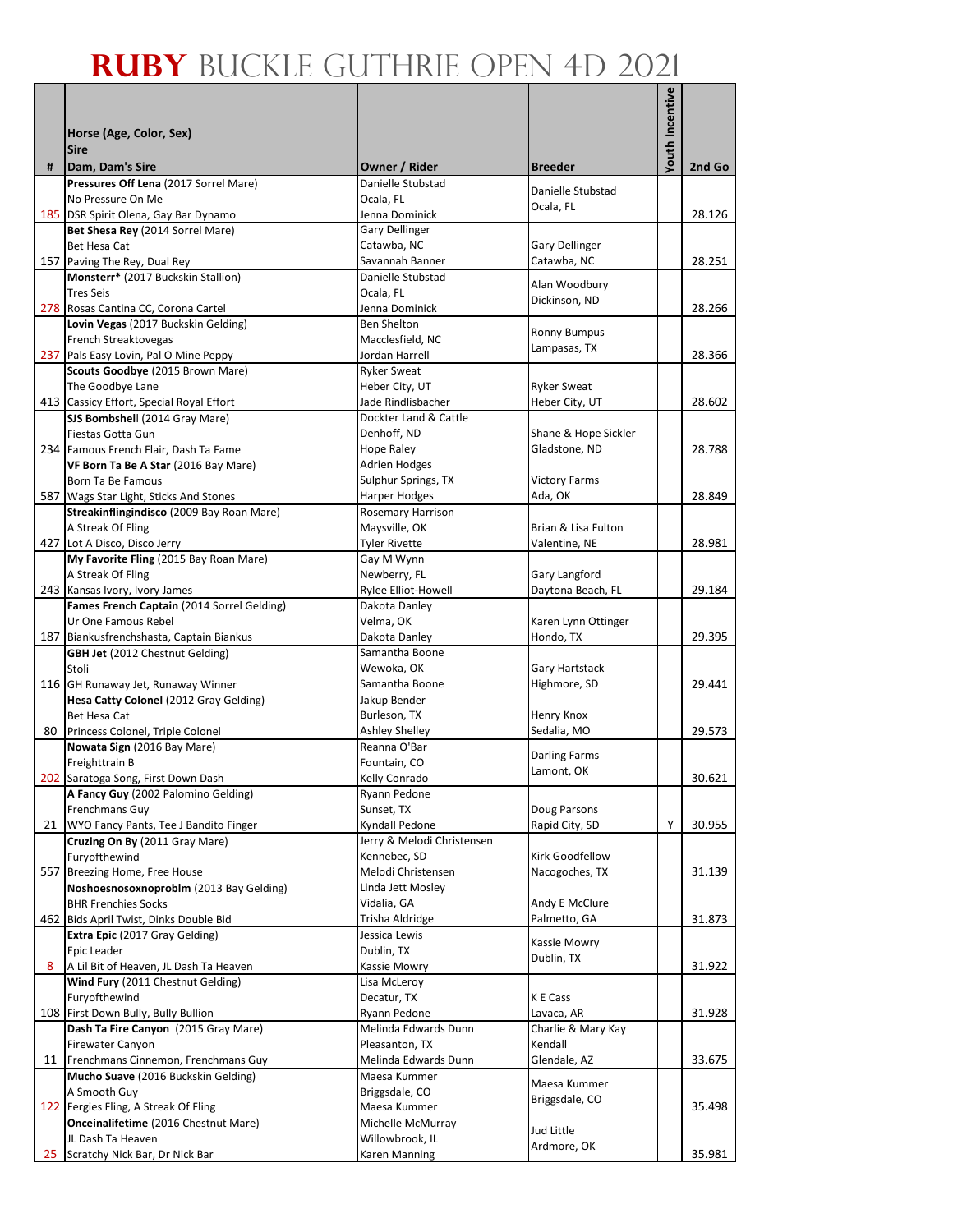# RUBY BUCKLE GUTHRIE OPEN 4D 2021

| # | Horse (Age, Color, Sex)<br>Sire<br>Dam, Dam's Sire | Owner / Rider | Breeder | Youth Incentive | 2nd Go |
|---|---|---|---|---|---|
| 185 | **Pressures Off Lena** (2017 Sorrel Mare)<br>No Pressure On Me<br>DSR Spirit Olena, Gay Bar Dynamo | Danielle Stubstad<br>Ocala, FL<br>Jenna Dominick | Danielle Stubstad<br>Ocala, FL | | 28.126 |
| 157 | **Bet Shesa Rey** (2014 Sorrel Mare)<br>Bet Hesa Cat<br>Paving The Rey, Dual Rey | Gary Dellinger<br>Catawba, NC<br>Savannah Banner | Gary Dellinger<br>Catawba, NC | | 28.251 |
| 278 | **Monsterr*** (2017 Buckskin Stallion)<br>Tres Seis<br>Rosas Cantina CC, Corona Cartel | Danielle Stubstad<br>Ocala, FL<br>Jenna Dominick | Alan Woodbury<br>Dickinson, ND | | 28.266 |
| 237 | **Lovin Vegas** (2017 Buckskin Gelding)<br>French Streaktovegas<br>Pals Easy Lovin, Pal O Mine Peppy | Ben Shelton<br>Macclesfield, NC<br>Jordan Harrell | Ronny Bumpus<br>Lampasas, TX | | 28.366 |
| 413 | **Scouts Goodbye** (2015 Brown Mare)<br>The Goodbye Lane<br>Cassicy Effort, Special Royal Effort | Ryker Sweat<br>Heber City, UT<br>Jade Rindlisbacher | Ryker Sweat<br>Heber City, UT | | 28.602 |
| 234 | **SJS Bombshell** (2014 Gray Mare)<br>Fiestas Gotta Gun<br>Famous French Flair, Dash Ta Fame | Dockter Land & Cattle<br>Denhoff, ND<br>Hope Raley | Shane & Hope Sickler<br>Gladstone, ND | | 28.788 |
| 587 | **VF Born Ta Be A Star** (2016 Bay Mare)<br>Born Ta Be Famous<br>Wags Star Light, Sticks And Stones | Adrien Hodges<br>Sulphur Springs, TX<br>Harper Hodges | Victory Farms<br>Ada, OK | | 28.849 |
| 427 | **Streakinflingindisco** (2009 Bay Roan Mare)<br>A Streak Of Fling<br>Lot A Disco, Disco Jerry | Rosemary Harrison<br>Maysville, OK<br>Tyler Rivette | Brian & Lisa Fulton<br>Valentine, NE | | 28.981 |
| 243 | **My Favorite Fling** (2015 Bay Roan Mare)<br>A Streak Of Fling<br>Kansas Ivory, Ivory James | Gay M Wynn<br>Newberry, FL<br>Rylee Elliot-Howell | Gary Langford<br>Daytona Beach, FL | | 29.184 |
| 187 | **Fames French Captain** (2014 Sorrel Gelding)<br>Ur One Famous Rebel<br>Biankusfrenchshasta, Captain Biankus | Dakota Danley<br>Velma, OK<br>Dakota Danley | Karen Lynn Ottinger<br>Hondo, TX | | 29.395 |
| 116 | **GBH Jet** (2012 Chestnut Gelding)<br>Stoli<br>GH Runaway Jet, Runaway Winner | Samantha Boone<br>Wewoka, OK<br>Samantha Boone | Gary Hartstack<br>Highmore, SD | | 29.441 |
| 80 | **Hesa Catty Colonel** (2012 Gray Gelding)<br>Bet Hesa Cat<br>Princess Colonel, Triple Colonel | Jakup Bender<br>Burleson, TX<br>Ashley Shelley | Henry Knox<br>Sedalia, MO | | 29.573 |
| 202 | **Nowata Sign** (2016 Bay Mare)<br>Freighttrain B<br>Saratoga Song, First Down Dash | Reanna O'Bar<br>Fountain, CO<br>Kelly Conrado | Darling Farms<br>Lamont, OK | | 30.621 |
| 21 | **A Fancy Guy** (2002 Palomino Gelding)<br>Frenchmans Guy<br>WYO Fancy Pants, Tee J Bandito Finger | Ryann Pedone<br>Sunset, TX<br>Kyndall Pedone | Doug Parsons<br>Rapid City, SD | Y | 30.955 |
| 557 | **Cruzing On By** (2011 Gray Mare)<br>Furyofthewind<br>Breezing Home, Free House | Jerry & Melodi Christensen<br>Kennebec, SD<br>Melodi Christensen | Kirk Goodfellow<br>Nacogoches, TX | | 31.139 |
| 462 | **Noshoesnosoxnoproblm** (2013 Bay Gelding)<br>BHR Frenchies Socks<br>Bids April Twist, Dinks Double Bid | Linda Jett Mosley<br>Vidalia, GA<br>Trisha Aldridge | Andy E McClure<br>Palmetto, GA | | 31.873 |
| 8 | **Extra Epic** (2017 Gray Gelding)<br>Epic Leader<br>A Lil Bit of Heaven, JL Dash Ta Heaven | Jessica Lewis<br>Dublin, TX<br>Kassie Mowry | Kassie Mowry<br>Dublin, TX | | 31.922 |
| 108 | **Wind Fury** (2011 Chestnut Gelding)<br>Furyofthewind<br>First Down Bully, Bully Bullion | Lisa McLeroy<br>Decatur, TX<br>Ryann Pedone | K E Cass<br>Lavaca, AR | | 31.928 |
| 11 | **Dash Ta Fire Canyon** (2015 Gray Mare)<br>Firewater Canyon<br>Frenchmans Cinnemon, Frenchmans Guy | Melinda Edwards Dunn<br>Pleasanton, TX<br>Melinda Edwards Dunn | Charlie & Mary Kay Kendall<br>Glendale, AZ | | 33.675 |
| 122 | **Mucho Suave** (2016 Buckskin Gelding)<br>A Smooth Guy<br>Fergies Fling, A Streak Of Fling | Maesa Kummer<br>Briggsdale, CO<br>Maesa Kummer | Maesa Kummer<br>Briggsdale, CO | | 35.498 |
| 25 | **Onceinalifetime** (2016 Chestnut Mare)<br>JL Dash Ta Heaven<br>Scratchy Nick Bar, Dr Nick Bar | Michelle McMurray<br>Willowbrook, IL<br>Karen Manning | Jud Little<br>Ardmore, OK | | 35.981 |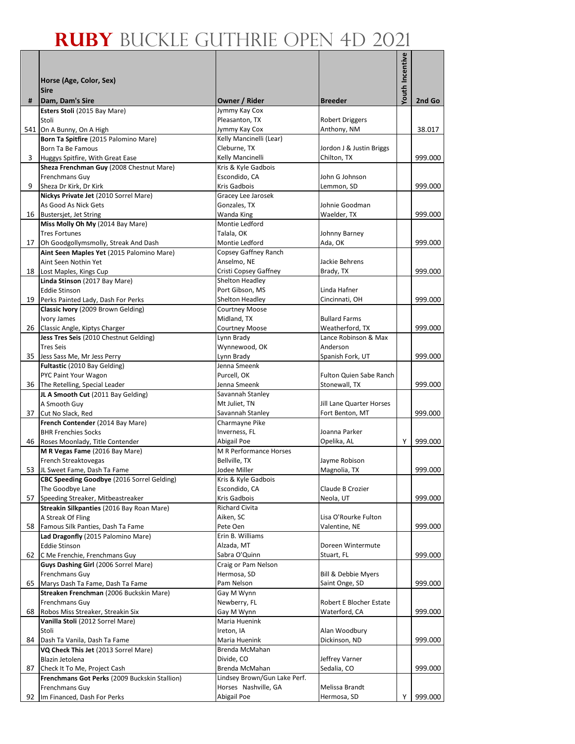# RUBY BUCKLE GUTHRIE OPEN 4D 2021

| # | Horse (Age, Color, Sex) Sire Dam, Dam's Sire | Owner / Rider | Breeder | Youth Incentive | 2nd Go |
|---|---|---|---|---|---|
| 541 | **Esters Stoli** (2015 Bay Mare) Stoli On A Bunny, On A High | Jymmy Kay Cox Pleasanton, TX Jymmy Kay Cox | Robert Driggers Anthony, NM | | 38.017 |
| 3 | **Born Ta Spitfire** (2015 Palomino Mare) Born Ta Be Famous Huggys Spitfire, With Great Ease | Kelly Mancinelli (Lear) Cleburne, TX Kelly Mancinelli | Jordon J & Justin Briggs Chilton, TX | | 999.000 |
| 9 | **Sheza Frenchman Guy** (2008 Chestnut Mare) Frenchmans Guy Sheza Dr Kirk, Dr Kirk | Kris & Kyle Gadbois Escondido, CA Kris Gadbois | John G Johnson Lemmon, SD | | 999.000 |
| 16 | **Nickys Private Jet** (2010 Sorrel Mare) As Good As Nick Gets Bustersjet, Jet String | Gracey Lee Jarosek Gonzales, TX Wanda King | Johnie Goodman Waelder, TX | | 999.000 |
| 17 | **Miss Molly Oh My** (2014 Bay Mare) Tres Fortunes Oh Goodgollymsmolly, Streak And Dash | Montie Ledford Talala, OK Montie Ledford | Johnny Barney Ada, OK | | 999.000 |
| 18 | **Aint Seen Maples Yet** (2015 Palomino Mare) Aint Seen Nothin Yet Lost Maples, Kings Cup | Copsey Gaffney Ranch Anselmo, NE Cristi Copsey Gaffney | Jackie Behrens Brady, TX | | 999.000 |
| 19 | **Linda Stinson** (2017 Bay Mare) Eddie Stinson Perks Painted Lady, Dash For Perks | Shelton Headley Port Gibson, MS Shelton Headley | Linda Hafner Cincinnati, OH | | 999.000 |
| 26 | **Classic Ivory** (2009 Brown Gelding) Ivory James Classic Angle, Kiptys Charger | Courtney Moose Midland, TX Courtney Moose | Bullard Farms Weatherford, TX | | 999.000 |
| 35 | **Jess Tres Seis** (2010 Chestnut Gelding) Tres Seis Jess Sass Me, Mr Jess Perry | Lynn Brady Wynnewood, OK Lynn Brady | Lance Robinson & Max Anderson Spanish Fork, UT | | 999.000 |
| 36 | **Fultastic** (2010 Bay Gelding) PYC Paint Your Wagon The Retelling, Special Leader | Jenna Smeenk Purcell, OK Jenna Smeenk | Fulton Quien Sabe Ranch Stonewall, TX | | 999.000 |
| 37 | **JL A Smooth Cut** (2011 Bay Gelding) A Smooth Guy Cut No Slack, Red | Savannah Stanley Mt Juliet, TN Savannah Stanley | Jill Lane Quarter Horses Fort Benton, MT | | 999.000 |
| 46 | **French Contender** (2014 Bay Mare) BHR Frenchies Socks Roses Moonlady, Title Contender | Charmayne Pike Inverness, FL Abigail Poe | Joanna Parker Opelika, AL | Y | 999.000 |
| 53 | **M R Vegas Fame** (2016 Bay Mare) French Streaktovegas JL Sweet Fame, Dash Ta Fame | M R Performance Horses Bellville, TX Jodee Miller | Jayme Robison Magnolia, TX | | 999.000 |
| 57 | **CBC Speeding Goodbye** (2016 Sorrel Gelding) The Goodbye Lane Speeding Streaker, Mitbeastreaker | Kris & Kyle Gadbois Escondido, CA Kris Gadbois | Claude B Crozier Neola, UT | | 999.000 |
| 58 | **Streakin Silkpanties** (2016 Bay Roan Mare) A Streak Of Fling Famous Silk Panties, Dash Ta Fame | Richard Civita Aiken, SC Pete Oen | Lisa O'Rourke Fulton Valentine, NE | | 999.000 |
| 62 | **Lad Dragonfly** (2015 Palomino Mare) Eddie Stinson C Me Frenchie, Frenchmans Guy | Erin B. Williams Alzada, MT Sabra O'Quinn | Doreen Wintermute Stuart, FL | | 999.000 |
| 65 | **Guys Dashing Girl** (2006 Sorrel Mare) Frenchmans Guy Marys Dash Ta Fame, Dash Ta Fame | Craig or Pam Nelson Hermosa, SD Pam Nelson | Bill & Debbie Myers Saint Onge, SD | | 999.000 |
| 68 | **Streaken Frenchman** (2006 Buckskin Mare) Frenchmans Guy Robos Miss Streaker, Streakin Six | Gay M Wynn Newberry, FL Gay M Wynn | Robert E Blocher Estate Waterford, CA | | 999.000 |
| 84 | **Vanilla Stoli** (2012 Sorrel Mare) Stoli Dash Ta Vanila, Dash Ta Fame | Maria Huenink Ireton, IA Maria Huenink | Alan Woodbury Dickinson, ND | | 999.000 |
| 87 | **VQ Check This Jet** (2013 Sorrel Mare) Blazin Jetolena Check It To Me, Project Cash | Brenda McMahan Divide, CO Brenda McMahan | Jeffrey Varner Sedalia, CO | | 999.000 |
| 92 | **Frenchmans Got Perks** (2009 Buckskin Stallion) Frenchmans Guy Im Financed, Dash For Perks | Lindsey Brown/Gun Lake Perf. Horses Nashville, GA Abigail Poe | Melissa Brandt Hermosa, SD | Y | 999.000 |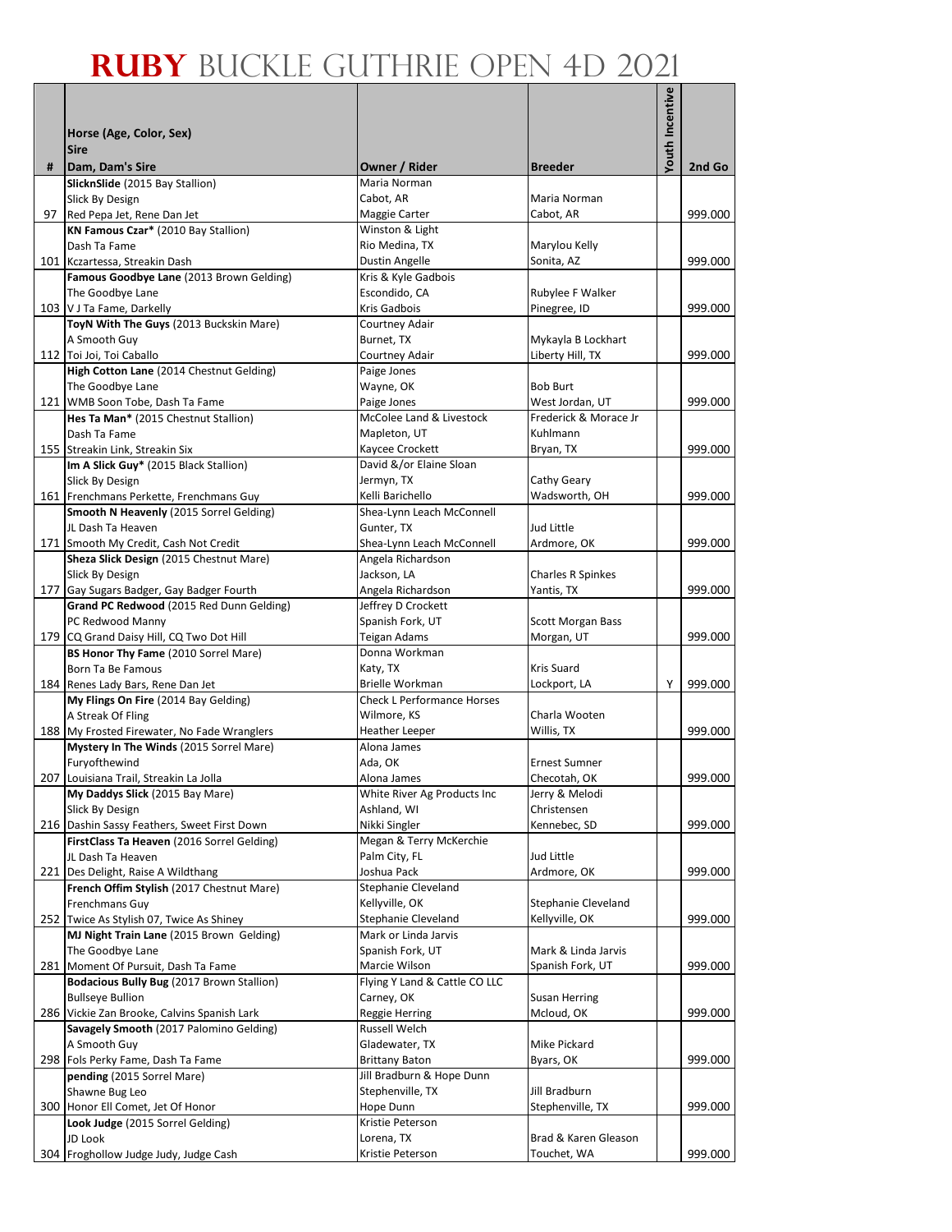# RUBY BUCKLE GUTHRIE OPEN 4D 2021

| # | Horse (Age, Color, Sex) Sire Dam, Dam's Sire | Owner / Rider | Breeder | Youth Incentive | 2nd Go |
|---|---|---|---|---|---|
| 97 | **SlicknSlide** (2015 Bay Stallion) Slick By Design Red Pepa Jet, Rene Dan Jet | Maria Norman Cabot, AR Maggie Carter | Maria Norman Cabot, AR | | 999.000 |
| 101 | **KN Famous Czar*** (2010 Bay Stallion) Dash Ta Fame Kczartessa, Streakin Dash | Winston & Light Rio Medina, TX Dustin Angelle | Marylou Kelly Sonita, AZ | | 999.000 |
| 103 | **Famous Goodbye Lane** (2013 Brown Gelding) The Goodbye Lane V J Ta Fame, Darkelly | Kris & Kyle Gadbois Escondido, CA Kris Gadbois | Rubylee F Walker Pinegree, ID | | 999.000 |
| 112 | **ToyN With The Guys** (2013 Buckskin Mare) A Smooth Guy Toi Joi, Toi Caballo | Courtney Adair Burnet, TX Courtney Adair | Mykayla B Lockhart Liberty Hill, TX | | 999.000 |
| 121 | **High Cotton Lane** (2014 Chestnut Gelding) The Goodbye Lane WMB Soon Tobe, Dash Ta Fame | Paige Jones Wayne, OK Paige Jones | Bob Burt West Jordan, UT | | 999.000 |
| 155 | **Hes Ta Man*** (2015 Chestnut Stallion) Dash Ta Fame Streakin Link, Streakin Six | McColee Land & Livestock Mapleton, UT Kaycee Crockett | Frederick & Morace Jr Kuhlmann Bryan, TX | | 999.000 |
| 161 | **Im A Slick Guy*** (2015 Black Stallion) Slick By Design Frenchmans Perkette, Frenchmans Guy | David &/or Elaine Sloan Jermyn, TX Kelli Barichello | Cathy Geary Wadsworth, OH | | 999.000 |
| 171 | **Smooth N Heavenly** (2015 Sorrel Gelding) JL Dash Ta Heaven Smooth My Credit, Cash Not Credit | Shea-Lynn Leach McConnell Gunter, TX Shea-Lynn Leach McConnell | Jud Little Ardmore, OK | | 999.000 |
| 177 | **Sheza Slick Design** (2015 Chestnut Mare) Slick By Design Gay Sugars Badger, Gay Badger Fourth | Angela Richardson Jackson, LA Angela Richardson | Charles R Spinkes Yantis, TX | | 999.000 |
| 179 | **Grand PC Redwood** (2015 Red Dunn Gelding) PC Redwood Manny CQ Grand Daisy Hill, CQ Two Dot Hill | Jeffrey D Crockett Spanish Fork, UT Teigan Adams | Scott Morgan Bass Morgan, UT | | 999.000 |
| 184 | **BS Honor Thy Fame** (2010 Sorrel Mare) Born Ta Be Famous Renes Lady Bars, Rene Dan Jet | Donna Workman Katy, TX Brielle Workman | Kris Suard Lockport, LA | Y | 999.000 |
| 188 | **My Flings On Fire** (2014 Bay Gelding) A Streak Of Fling My Frosted Firewater, No Fade Wranglers | Check L Performance Horses Wilmore, KS Heather Leeper | Charla Wooten Willis, TX | | 999.000 |
| 207 | **Mystery In The Winds** (2015 Sorrel Mare) Furyofthewind Louisiana Trail, Streakin La Jolla | Alona James Ada, OK Alona James | Ernest Sumner Checotah, OK | | 999.000 |
| 216 | **My Daddys Slick** (2015 Bay Mare) Slick By Design Dashin Sassy Feathers, Sweet First Down | White River Ag Products Inc Ashland, WI Nikki Singler | Jerry & Melodi Christensen Kennebec, SD | | 999.000 |
| 221 | **FirstClass Ta Heaven** (2016 Sorrel Gelding) JL Dash Ta Heaven Des Delight, Raise A Wildthang | Megan & Terry McKerchie Palm City, FL Joshua Pack | Jud Little Ardmore, OK | | 999.000 |
| 252 | **French Offim Stylish** (2017 Chestnut Mare) Frenchmans Guy Twice As Stylish 07, Twice As Shiney | Stephanie Cleveland Kellyville, OK Stephanie Cleveland | Stephanie Cleveland Kellyville, OK | | 999.000 |
| 281 | **MJ Night Train Lane** (2015 Brown Gelding) The Goodbye Lane Moment Of Pursuit, Dash Ta Fame | Mark or Linda Jarvis Spanish Fork, UT Marcie Wilson | Mark & Linda Jarvis Spanish Fork, UT | | 999.000 |
| 286 | **Bodacious Bully Bug** (2017 Brown Stallion) Bullseye Bullion Vickie Zan Brooke, Calvins Spanish Lark | Flying Y Land & Cattle CO LLC Carney, OK Reggie Herring | Susan Herring Mcloud, OK | | 999.000 |
| 298 | **Savagely Smooth** (2017 Palomino Gelding) A Smooth Guy Fols Perky Fame, Dash Ta Fame | Russell Welch Gladewater, TX Brittany Baton | Mike Pickard Byars, OK | | 999.000 |
| 300 | **pending** (2015 Sorrel Mare) Shawne Bug Leo Honor Ell Comet, Jet Of Honor | Jill Bradburn & Hope Dunn Stephenville, TX Hope Dunn | Jill Bradburn Stephenville, TX | | 999.000 |
| 304 | **Look Judge** (2015 Sorrel Gelding) JD Look Froghollow Judge Judy, Judge Cash | Kristie Peterson Lorena, TX Kristie Peterson | Brad & Karen Gleason Touchet, WA | | 999.000 |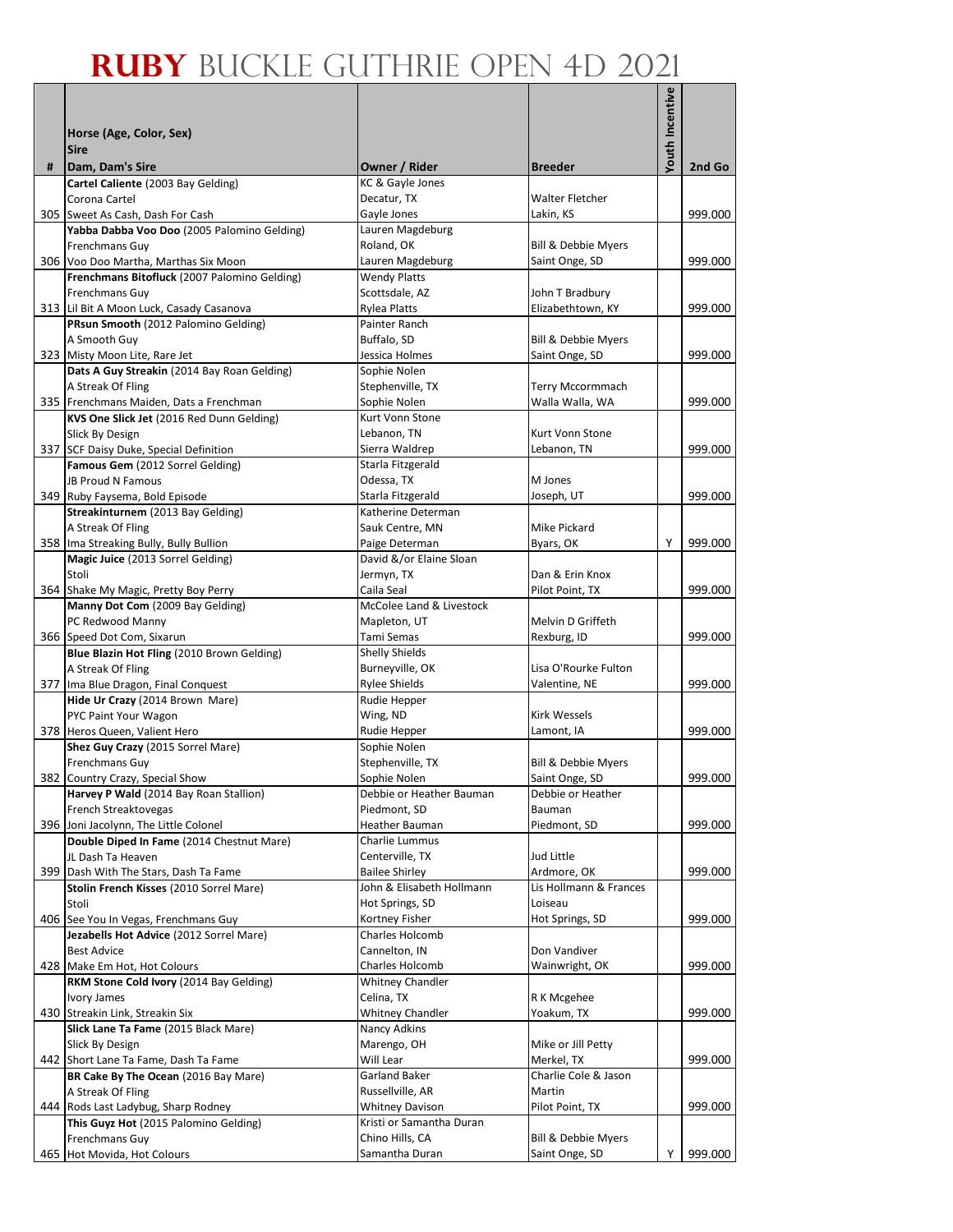# RUBY BUCKLE GUTHRIE OPEN 4D 2021

| # | Horse (Age, Color, Sex) / Sire / Dam, Dam's Sire | Owner / Rider | Breeder | Youth Incentive | 2nd Go |
|---|---|---|---|---|---|
| 305 | **Cartel Caliente** (2003 Bay Gelding) Corona Cartel Sweet As Cash, Dash For Cash | KC & Gayle Jones Decatur, TX Gayle Jones | Walter Fletcher Lakin, KS | | 999.000 |
| 306 | **Yabba Dabba Voo Doo** (2005 Palomino Gelding) Frenchmans Guy Voo Doo Martha, Marthas Six Moon | Lauren Magdeburg Roland, OK Lauren Magdeburg | Bill & Debbie Myers Saint Onge, SD | | 999.000 |
| 313 | **Frenchmans Bitofluck** (2007 Palomino Gelding) Frenchmans Guy Lil Bit A Moon Luck, Casady Casanova | Wendy Platts Scottsdale, AZ Rylea Platts | John T Bradbury Elizabethtown, KY | | 999.000 |
| 323 | **PRsun Smooth** (2012 Palomino Gelding) A Smooth Guy Misty Moon Lite, Rare Jet | Painter Ranch Buffalo, SD Jessica Holmes | Bill & Debbie Myers Saint Onge, SD | | 999.000 |
| 335 | **Dats A Guy Streakin** (2014 Bay Roan Gelding) A Streak Of Fling Frenchmans Maiden, Dats a Frenchman | Sophie Nolen Stephenville, TX Sophie Nolen | Terry Mccormmach Walla Walla, WA | | 999.000 |
| 337 | **KVS One Slick Jet** (2016 Red Dunn Gelding) Slick By Design SCF Daisy Duke, Special Definition | Kurt Vonn Stone Lebanon, TN Sierra Waldrep | Kurt Vonn Stone Lebanon, TN | | 999.000 |
| 349 | **Famous Gem** (2012 Sorrel Gelding) JB Proud N Famous Ruby Faysema, Bold Episode | Starla Fitzgerald Odessa, TX Starla Fitzgerald | M Jones Joseph, UT | | 999.000 |
| 358 | **Streakinturnem** (2013 Bay Gelding) A Streak Of Fling Ima Streaking Bully, Bully Bullion | Katherine Determan Sauk Centre, MN Paige Determan | Mike Pickard Byars, OK | Y | 999.000 |
| 364 | **Magic Juice** (2013 Sorrel Gelding) Stoli Shake My Magic, Pretty Boy Perry | David &/or Elaine Sloan Jermyn, TX Caila Seal | Dan & Erin Knox Pilot Point, TX | | 999.000 |
| 366 | **Manny Dot Com** (2009 Bay Gelding) PC Redwood Manny Speed Dot Com, Sixarun | McColee Land & Livestock Mapleton, UT Tami Semas | Melvin D Griffeth Rexburg, ID | | 999.000 |
| 377 | **Blue Blazin Hot Fling** (2010 Brown Gelding) A Streak Of Fling Ima Blue Dragon, Final Conquest | Shelly Shields Burneyville, OK Rylee Shields | Lisa O'Rourke Fulton Valentine, NE | | 999.000 |
| 378 | **Hide Ur Crazy** (2014 Brown Mare) PYC Paint Your Wagon Heros Queen, Valient Hero | Rudie Hepper Wing, ND Rudie Hepper | Kirk Wessels Lamont, IA | | 999.000 |
| 382 | **Shez Guy Crazy** (2015 Sorrel Mare) Frenchmans Guy Country Crazy, Special Show | Sophie Nolen Stephenville, TX Sophie Nolen | Bill & Debbie Myers Saint Onge, SD | | 999.000 |
| 396 | **Harvey P Wald** (2014 Bay Roan Stallion) French Streaktovegas Joni Jacolynn, The Little Colonel | Debbie or Heather Bauman Piedmont, SD Heather Bauman | Debbie or Heather Bauman Piedmont, SD | | 999.000 |
| 399 | **Double Diped In Fame** (2014 Chestnut Mare) JL Dash Ta Heaven Dash With The Stars, Dash Ta Fame | Charlie Lummus Centerville, TX Bailee Shirley | Jud Little Ardmore, OK | | 999.000 |
| 406 | **Stolin French Kisses** (2010 Sorrel Mare) Stoli See You In Vegas, Frenchmans Guy | John & Elisabeth Hollmann Hot Springs, SD Kortney Fisher | Lis Hollmann & Frances Loiseau Hot Springs, SD | | 999.000 |
| 428 | **Jezabells Hot Advice** (2012 Sorrel Mare) Best Advice Make Em Hot, Hot Colours | Charles Holcomb Cannelton, IN Charles Holcomb | Don Vandiver Wainwright, OK | | 999.000 |
| 430 | **RKM Stone Cold Ivory** (2014 Bay Gelding) Ivory James Streakin Link, Streakin Six | Whitney Chandler Celina, TX Whitney Chandler | R K Mcgehee Yoakum, TX | | 999.000 |
| 442 | **Slick Lane Ta Fame** (2015 Black Mare) Slick By Design Short Lane Ta Fame, Dash Ta Fame | Nancy Adkins Marengo, OH Will Lear | Mike or Jill Petty Merkel, TX | | 999.000 |
| 444 | **BR Cake By The Ocean** (2016 Bay Mare) A Streak Of Fling Rods Last Ladybug, Sharp Rodney | Garland Baker Russellville, AR Whitney Davison | Charlie Cole & Jason Martin Pilot Point, TX | | 999.000 |
| 465 | **This Guyz Hot** (2015 Palomino Gelding) Frenchmans Guy Hot Movida, Hot Colours | Kristi or Samantha Duran Chino Hills, CA Samantha Duran | Bill & Debbie Myers Saint Onge, SD | Y | 999.000 |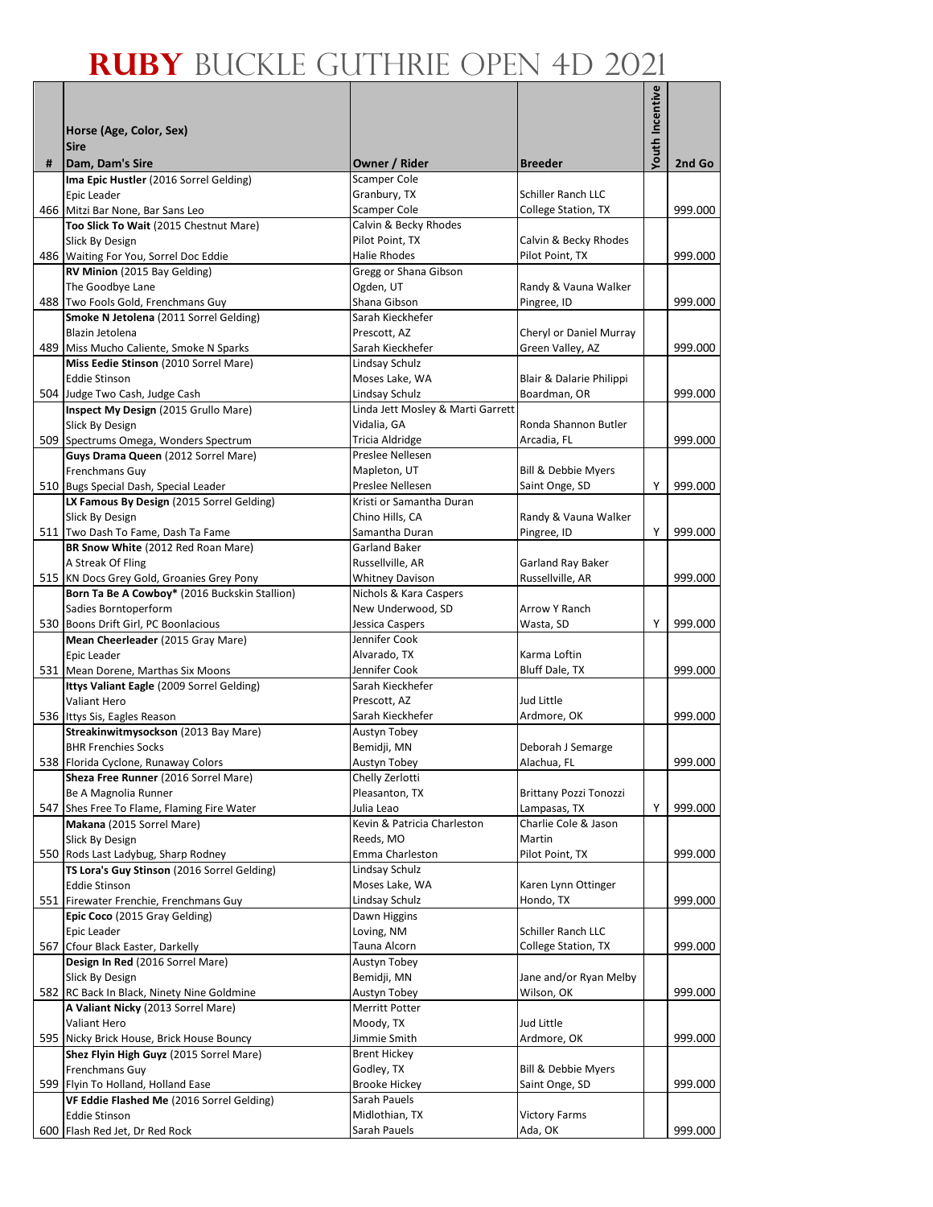# RUBY BUCKLE GUTHRIE OPEN 4D 2021

| # | Horse (Age, Color, Sex)<br>Sire<br>Dam, Dam's Sire | Owner / Rider | Breeder | Youth Incentive | 2nd Go |
|---|---|---|---|---|---|
| 466 | **Ima Epic Hustler** (2016 Sorrel Gelding)<br>Epic Leader<br>Mitzi Bar None, Bar Sans Leo | Scamper Cole<br>Granbury, TX<br>Scamper Cole | Schiller Ranch LLC<br>College Station, TX | | 999.000 |
| 486 | **Too Slick To Wait** (2015 Chestnut Mare)<br>Slick By Design<br>Waiting For You, Sorrel Doc Eddie | Calvin & Becky Rhodes<br>Pilot Point, TX<br>Halie Rhodes | Calvin & Becky Rhodes<br>Pilot Point, TX | | 999.000 |
| 488 | **RV Minion** (2015 Bay Gelding)<br>The Goodbye Lane<br>Two Fools Gold, Frenchmans Guy | Gregg or Shana Gibson<br>Ogden, UT<br>Shana Gibson | Randy & Vauna Walker<br>Pingree, ID | | 999.000 |
| 489 | **Smoke N Jetolena** (2011 Sorrel Gelding)<br>Blazin Jetolena<br>Miss Mucho Caliente, Smoke N Sparks | Sarah Kieckhefer<br>Prescott, AZ<br>Sarah Kieckhefer | Cheryl or Daniel Murray<br>Green Valley, AZ | | 999.000 |
| 504 | **Miss Eedie Stinson** (2010 Sorrel Mare)<br>Eddie Stinson<br>Judge Two Cash, Judge Cash | Lindsay Schulz<br>Moses Lake, WA<br>Lindsay Schulz | Blair & Dalarie Philippi<br>Boardman, OR | | 999.000 |
| 509 | **Inspect My Design** (2015 Grullo Mare)<br>Slick By Design<br>Spectrums Omega, Wonders Spectrum | Linda Jett Mosley & Marti Garrett<br>Vidalia, GA<br>Tricia Aldridge | Ronda Shannon Butler<br>Arcadia, FL | | 999.000 |
| 510 | **Guys Drama Queen** (2012 Sorrel Mare)<br>Frenchmans Guy<br>Bugs Special Dash, Special Leader | Preslee Nellesen<br>Mapleton, UT<br>Preslee Nellesen | Bill & Debbie Myers<br>Saint Onge, SD | Y | 999.000 |
| 511 | **LX Famous By Design** (2015 Sorrel Gelding)<br>Slick By Design<br>Two Dash To Fame, Dash Ta Fame | Kristi or Samantha Duran<br>Chino Hills, CA<br>Samantha Duran | Randy & Vauna Walker<br>Pingree, ID | Y | 999.000 |
| 515 | **BR Snow White** (2012 Red Roan Mare)<br>A Streak Of Fling<br>KN Docs Grey Gold, Groanies Grey Pony | Garland Baker<br>Russellville, AR<br>Whitney Davison | Garland Ray Baker<br>Russellville, AR | | 999.000 |
| 530 | **Born Ta Be A Cowboy*** (2016 Buckskin Stallion)<br>Sadies Borntoperform<br>Boons Drift Girl, PC Boonlacious | Nichols & Kara Caspers<br>New Underwood, SD<br>Jessica Caspers | Arrow Y Ranch<br>Wasta, SD | Y | 999.000 |
| 531 | **Mean Cheerleader** (2015 Gray Mare)<br>Epic Leader<br>Mean Dorene, Marthas Six Moons | Jennifer Cook<br>Alvarado, TX<br>Jennifer Cook | Karma Loftin<br>Bluff Dale, TX | | 999.000 |
| 536 | **Ittys Valiant Eagle** (2009 Sorrel Gelding)<br>Valiant Hero<br>Ittys Sis, Eagles Reason | Sarah Kieckhefer<br>Prescott, AZ<br>Sarah Kieckhefer | Jud Little<br>Ardmore, OK | | 999.000 |
| 538 | **Streakinwitmysockson** (2013 Bay Mare)<br>BHR Frenchies Socks<br>Florida Cyclone, Runaway Colors | Austyn Tobey<br>Bemidji, MN<br>Austyn Tobey | Deborah J Semarge<br>Alachua, FL | | 999.000 |
| 547 | **Sheza Free Runner** (2016 Sorrel Mare)<br>Be A Magnolia Runner<br>Shes Free To Flame, Flaming Fire Water | Chelly Zerlotti<br>Pleasanton, TX<br>Julia Leao | Brittany Pozzi Tonozzi<br>Lampasas, TX | Y | 999.000 |
| 550 | **Makana** (2015 Sorrel Mare)<br>Slick By Design<br>Rods Last Ladybug, Sharp Rodney | Kevin & Patricia Charleston<br>Reeds, MO<br>Emma Charleston | Charlie Cole & Jason Martin<br>Pilot Point, TX | | 999.000 |
| 551 | **TS Lora's Guy Stinson** (2016 Sorrel Gelding)<br>Eddie Stinson<br>Firewater Frenchie, Frenchmans Guy | Lindsay Schulz<br>Moses Lake, WA<br>Lindsay Schulz | Karen Lynn Ottinger<br>Hondo, TX | | 999.000 |
| 567 | **Epic Coco** (2015 Gray Gelding)<br>Epic Leader<br>Cfour Black Easter, Darkelly | Dawn Higgins<br>Loving, NM<br>Tauna Alcorn | Schiller Ranch LLC<br>College Station, TX | | 999.000 |
| 582 | **Design In Red** (2016 Sorrel Mare)<br>Slick By Design<br>RC Back In Black, Ninety Nine Goldmine | Austyn Tobey<br>Bemidji, MN<br>Austyn Tobey | Jane and/or Ryan Melby<br>Wilson, OK | | 999.000 |
| 595 | **A Valiant Nicky** (2013 Sorrel Mare)<br>Valiant Hero<br>Nicky Brick House, Brick House Bouncy | Merritt Potter<br>Moody, TX<br>Jimmie Smith | Jud Little<br>Ardmore, OK | | 999.000 |
| 599 | **Shez Flyin High Guyz** (2015 Sorrel Mare)<br>Frenchmans Guy<br>Flyin To Holland, Holland Ease | Brent Hickey<br>Godley, TX<br>Brooke Hickey | Bill & Debbie Myers<br>Saint Onge, SD | | 999.000 |
| 600 | **VF Eddie Flashed Me** (2016 Sorrel Gelding)<br>Eddie Stinson<br>Flash Red Jet, Dr Red Rock | Sarah Pauels<br>Midlothian, TX<br>Sarah Pauels | Victory Farms<br>Ada, OK | | 999.000 |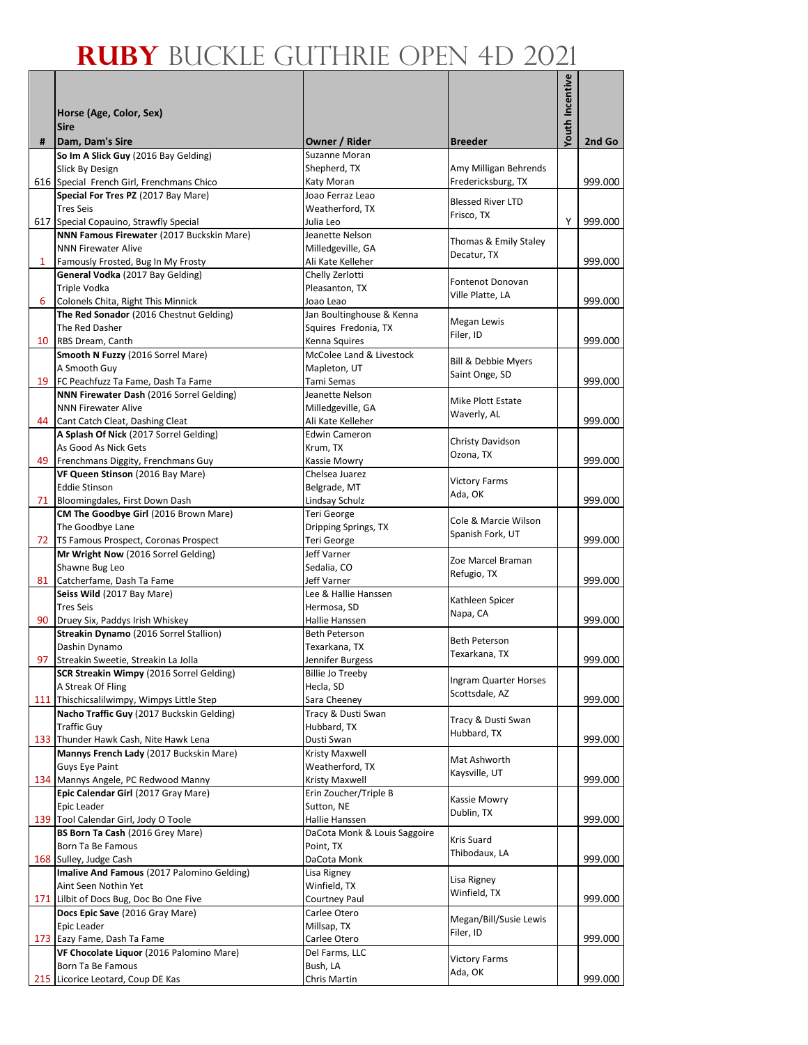# RUBY BUCKLE GUTHRIE OPEN 4D 2021

| # | Horse (Age, Color, Sex)<br>Sire<br>Dam, Dam's Sire | Owner / Rider | Breeder | Youth Incentive | 2nd Go |
|---|---|---|---|---|---|
| 616 | **So Im A Slick Guy** (2016 Bay Gelding)<br>Slick By Design<br>Special French Girl, Frenchmans Chico | Suzanne Moran<br>Shepherd, TX<br>Katy Moran | Amy Milligan Behrends<br>Fredericksburg, TX | | 999.000 |
| 617 | **Special For Tres PZ** (2017 Bay Mare)<br>Tres Seis<br>Special Copauino, Strawfly Special | Joao Ferraz Leao<br>Weatherford, TX<br>Julia Leo | Blessed River LTD<br>Frisco, TX | Y | 999.000 |
| 1 | **NNN Famous Firewater** (2017 Buckskin Mare)<br>NNN Firewater Alive<br>Famously Frosted, Bug In My Frosty | Jeanette Nelson<br>Milledgeville, GA<br>Ali Kate Kelleher | Thomas & Emily Staley<br>Decatur, TX | | 999.000 |
| 6 | **General Vodka** (2017 Bay Gelding)<br>Triple Vodka<br>Colonels Chita, Right This Minnick | Chelly Zerlotti<br>Pleasanton, TX<br>Joao Leao | Fontenot Donovan<br>Ville Platte, LA | | 999.000 |
| 10 | **The Red Sonador** (2016 Chestnut Gelding)<br>The Red Dasher<br>RBS Dream, Canth | Jan Boultinghouse & Kenna Squires Fredonia, TX<br>Kenna Squires | Megan Lewis<br>Filer, ID | | 999.000 |
| 19 | **Smooth N Fuzzy** (2016 Sorrel Mare)<br>A Smooth Guy<br>FC Peachfuzz Ta Fame, Dash Ta Fame | McColee Land & Livestock<br>Mapleton, UT<br>Tami Semas | Bill & Debbie Myers<br>Saint Onge, SD | | 999.000 |
| 44 | **NNN Firewater Dash** (2016 Sorrel Gelding)<br>NNN Firewater Alive<br>Cant Catch Cleat, Dashing Cleat | Jeanette Nelson<br>Milledgeville, GA<br>Ali Kate Kelleher | Mike Plott Estate<br>Waverly, AL | | 999.000 |
| 49 | **A Splash Of Nick** (2017 Sorrel Gelding)<br>As Good As Nick Gets<br>Frenchmans Diggity, Frenchmans Guy | Edwin Cameron<br>Krum, TX<br>Kassie Mowry | Christy Davidson<br>Ozona, TX | | 999.000 |
| 71 | **VF Queen Stinson** (2016 Bay Mare)<br>Eddie Stinson<br>Bloomingdales, First Down Dash | Chelsea Juarez<br>Belgrade, MT<br>Lindsay Schulz | Victory Farms<br>Ada, OK | | 999.000 |
| 72 | **CM The Goodbye Girl** (2016 Brown Mare)<br>The Goodbye Lane<br>TS Famous Prospect, Coronas Prospect | Teri George<br>Dripping Springs, TX<br>Teri George | Cole & Marcie Wilson<br>Spanish Fork, UT | | 999.000 |
| 81 | **Mr Wright Now** (2016 Sorrel Gelding)<br>Shawne Bug Leo<br>Catcherfame, Dash Ta Fame | Jeff Varner<br>Sedalia, CO<br>Jeff Varner | Zoe Marcel Braman<br>Refugio, TX | | 999.000 |
| 90 | **Seiss Wild** (2017 Bay Mare)<br>Tres Seis<br>Druey Six, Paddys Irish Whiskey | Lee & Hallie Hanssen<br>Hermosa, SD<br>Hallie Hanssen | Kathleen Spicer<br>Napa, CA | | 999.000 |
| 97 | **Streakin Dynamo** (2016 Sorrel Stallion)<br>Dashin Dynamo<br>Streakin Sweetie, Streakin La Jolla | Beth Peterson<br>Texarkana, TX<br>Jennifer Burgess | Beth Peterson<br>Texarkana, TX | | 999.000 |
| 111 | **SCR Streakin Wimpy** (2016 Sorrel Gelding)<br>A Streak Of Fling<br>Thischicsalilwimpy, Wimpys Little Step | Billie Jo Treeby<br>Hecla, SD<br>Sara Cheeney | Ingram Quarter Horses<br>Scottsdale, AZ | | 999.000 |
| 133 | **Nacho Traffic Guy** (2017 Buckskin Gelding)<br>Traffic Guy<br>Thunder Hawk Cash, Nite Hawk Lena | Tracy & Dusti Swan<br>Hubbard, TX<br>Dusti Swan | Tracy & Dusti Swan<br>Hubbard, TX | | 999.000 |
| 134 | **Mannys French Lady** (2017 Buckskin Mare)<br>Guys Eye Paint<br>Mannys Angele, PC Redwood Manny | Kristy Maxwell<br>Weatherford, TX<br>Kristy Maxwell | Mat Ashworth<br>Kaysville, UT | | 999.000 |
| 139 | **Epic Calendar Girl** (2017 Gray Mare)<br>Epic Leader<br>Tool Calendar Girl, Jody O Toole | Erin Zoucher/Triple B<br>Sutton, NE<br>Hallie Hanssen | Kassie Mowry<br>Dublin, TX | | 999.000 |
| 168 | **BS Born Ta Cash** (2016 Grey Mare)<br>Born Ta Be Famous<br>Sulley, Judge Cash | DaCota Monk & Louis Saggoire<br>Point, TX<br>DaCota Monk | Kris Suard<br>Thibodaux, LA | | 999.000 |
| 171 | **Imalive And Famous** (2017 Palomino Gelding)<br>Aint Seen Nothin Yet<br>Lilbit of Docs Bug, Doc Bo One Five | Lisa Rigney<br>Winfield, TX<br>Courtney Paul | Lisa Rigney<br>Winfield, TX | | 999.000 |
| 173 | **Docs Epic Save** (2016 Gray Mare)<br>Epic Leader<br>Eazy Fame, Dash Ta Fame | Carlee Otero<br>Millsap, TX<br>Carlee Otero | Megan/Bill/Susie Lewis<br>Filer, ID | | 999.000 |
| 215 | **VF Chocolate Liquor** (2016 Palomino Mare)<br>Born Ta Be Famous<br>Licorice Leotard, Coup DE Kas | Del Farms, LLC<br>Bush, LA<br>Chris Martin | Victory Farms<br>Ada, OK | | 999.000 |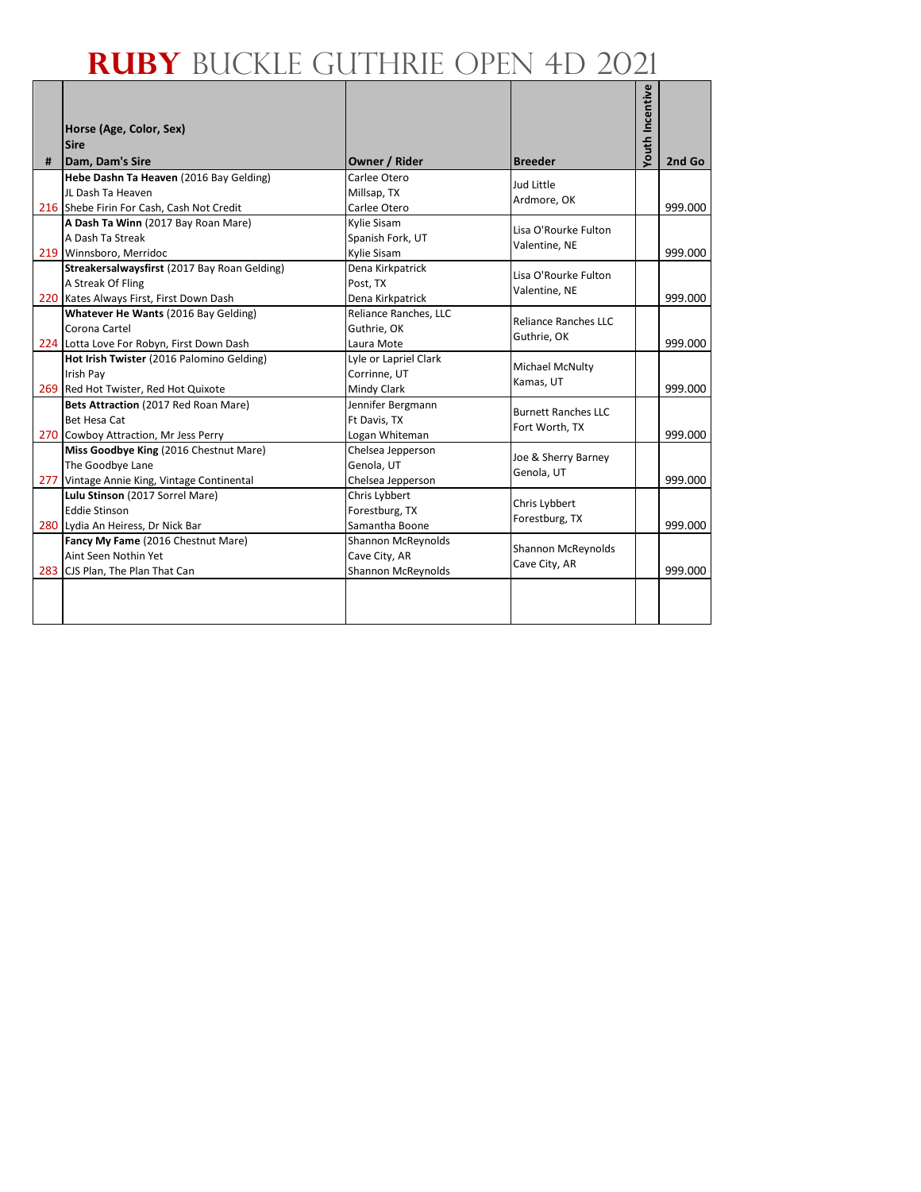# RUBY BUCKLE GUTHRIE OPEN 4D 2021

| # | Horse (Age, Color, Sex)<br>Sire<br>Dam, Dam's Sire | Owner / Rider | Breeder | Youth Incentive | 2nd Go |
|---|---|---|---|---|---|
| 216 | **Hebe Dashn Ta Heaven** (2016 Bay Gelding)<br>JL Dash Ta Heaven<br>Shebe Firin For Cash, Cash Not Credit | Carlee Otero<br>Millsap, TX<br>Carlee Otero | Jud Little<br>Ardmore, OK | | 999.000 |
| 219 | **A Dash Ta Winn** (2017 Bay Roan Mare)<br>A Dash Ta Streak<br>Winnsboro, Merridoc | Kylie Sisam<br>Spanish Fork, UT<br>Kylie Sisam | Lisa O'Rourke Fulton<br>Valentine, NE | | 999.000 |
| 220 | **Streakersalwaysfirst** (2017 Bay Roan Gelding)<br>A Streak Of Fling<br>Kates Always First, First Down Dash | Dena Kirkpatrick<br>Post, TX<br>Dena Kirkpatrick | Lisa O'Rourke Fulton<br>Valentine, NE | | 999.000 |
| 224 | **Whatever He Wants** (2016 Bay Gelding)<br>Corona Cartel<br>Lotta Love For Robyn, First Down Dash | Reliance Ranches, LLC<br>Guthrie, OK<br>Laura Mote | Reliance Ranches LLC<br>Guthrie, OK | | 999.000 |
| 269 | **Hot Irish Twister** (2016 Palomino Gelding)<br>Irish Pay<br>Red Hot Twister, Red Hot Quixote | Lyle or Lapriel Clark<br>Corrinne, UT<br>Mindy Clark | Michael McNulty<br>Kamas, UT | | 999.000 |
| 270 | **Bets Attraction** (2017 Red Roan Mare)<br>Bet Hesa Cat<br>Cowboy Attraction, Mr Jess Perry | Jennifer Bergmann<br>Ft Davis, TX<br>Logan Whiteman | Burnett Ranches LLC<br>Fort Worth, TX | | 999.000 |
| 277 | **Miss Goodbye King** (2016 Chestnut Mare)<br>The Goodbye Lane<br>Vintage Annie King, Vintage Continental | Chelsea Jepperson<br>Genola, UT<br>Chelsea Jepperson | Joe & Sherry Barney<br>Genola, UT | | 999.000 |
| 280 | **Lulu Stinson** (2017 Sorrel Mare)<br>Eddie Stinson<br>Lydia An Heiress, Dr Nick Bar | Chris Lybbert<br>Forestburg, TX<br>Samantha Boone | Chris Lybbert<br>Forestburg, TX | | 999.000 |
| 283 | **Fancy My Fame** (2016 Chestnut Mare)<br>Aint Seen Nothin Yet<br>CJS Plan, The Plan That Can | Shannon McReynolds<br>Cave City, AR<br>Shannon McReynolds | Shannon McReynolds<br>Cave City, AR | | 999.000 |
| | | | | | |